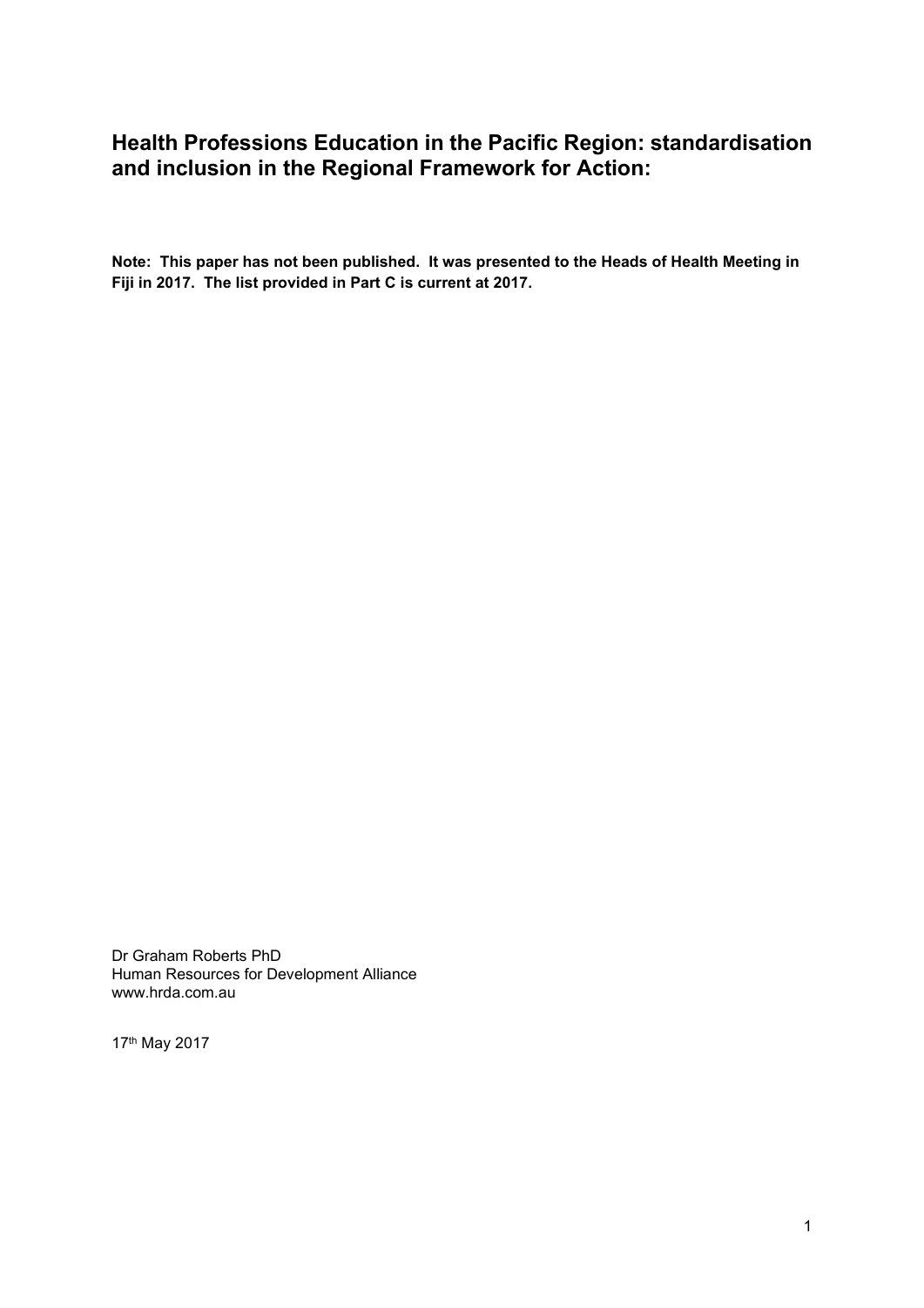# Health Professions Education in the Pacific Region: standardisation and inclusion in the Regional Framework for Action:

**Note: This paper has not been published. It was presented to the Heads of Health Meeting in Fiji in 2017. The list provided in Part C is current at 2017.**

Dr Graham Roberts PhD
Human Resources for Development Alliance
www.hrda.com.au

17th May 2017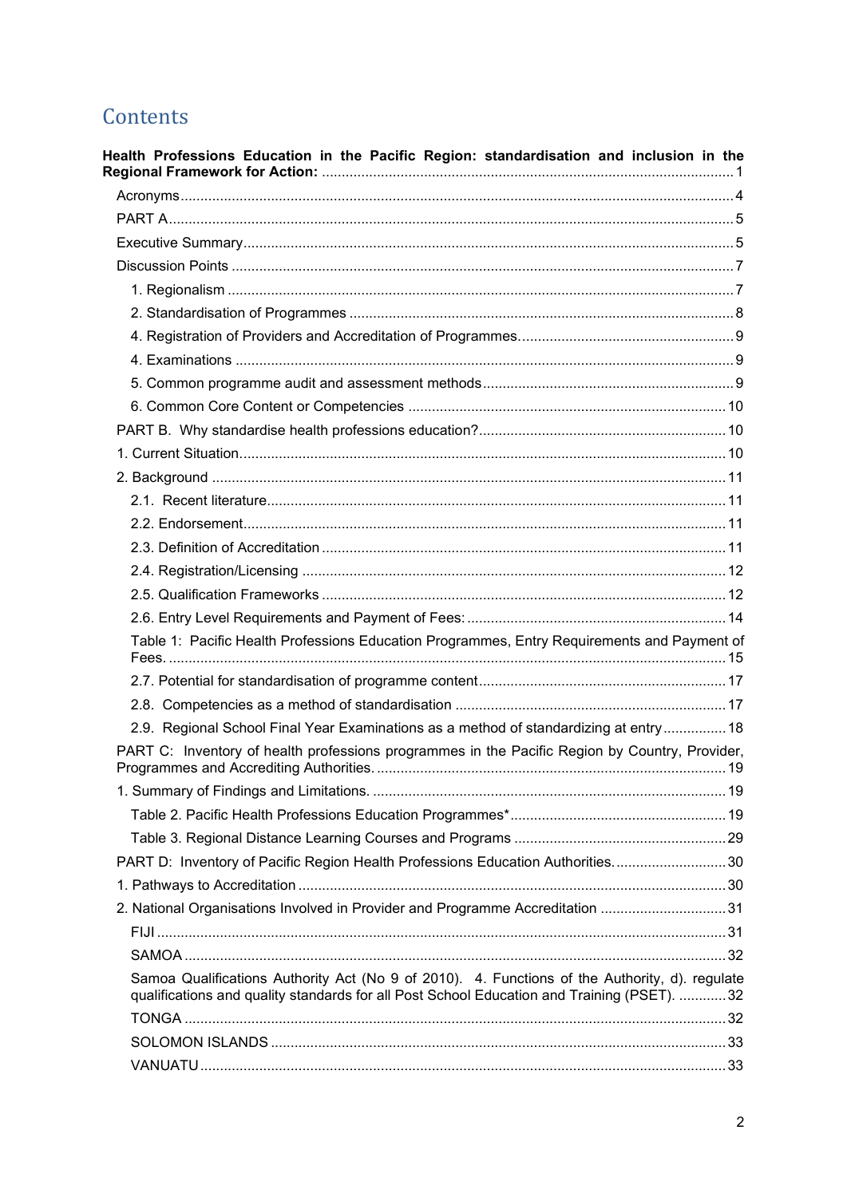# Contents

**Health Professions Education in the Pacific Region: standardisation and inclusion in the Regional Framework for Action:** ........ 1

- Acronyms ........ 4
- PART A ........ 5
- Executive Summary ........ 5
- Discussion Points ........ 7
  - 1. Regionalism ........ 7
  - 2. Standardisation of Programmes ........ 8
  - 4. Registration of Providers and Accreditation of Programmes. ........ 9
  - 4. Examinations ........ 9
  - 5. Common programme audit and assessment methods ........ 9
  - 6. Common Core Content or Competencies ........ 10
- PART B. Why standardise health professions education? ........ 10
- 1. Current Situation. ........ 10
- 2. Background ........ 11
  - 2.1. Recent literature ........ 11
  - 2.2. Endorsement ........ 11
  - 2.3. Definition of Accreditation ........ 11
  - 2.4. Registration/Licensing ........ 12
  - 2.5. Qualification Frameworks ........ 12
  - 2.6. Entry Level Requirements and Payment of Fees: ........ 14
  - Table 1: Pacific Health Professions Education Programmes, Entry Requirements and Payment of Fees. ........ 15
  - 2.7. Potential for standardisation of programme content ........ 17
  - 2.8. Competencies as a method of standardisation ........ 17
  - 2.9. Regional School Final Year Examinations as a method of standardizing at entry ........ 18
- PART C: Inventory of health professions programmes in the Pacific Region by Country, Provider, Programmes and Accrediting Authorities. ........ 19
- 1. Summary of Findings and Limitations. ........ 19
  - Table 2. Pacific Health Professions Education Programmes* ........ 19
  - Table 3. Regional Distance Learning Courses and Programs ........ 29
- PART D: Inventory of Pacific Region Health Professions Education Authorities. ........ 30
- 1. Pathways to Accreditation ........ 30
- 2. National Organisations Involved in Provider and Programme Accreditation ........ 31
  - FIJI ........ 31
  - SAMOA ........ 32
  - Samoa Qualifications Authority Act (No 9 of 2010). 4. Functions of the Authority, d). regulate qualifications and quality standards for all Post School Education and Training (PSET). ........ 32
  - TONGA ........ 32
  - SOLOMON ISLANDS ........ 33
  - VANUATU ........ 33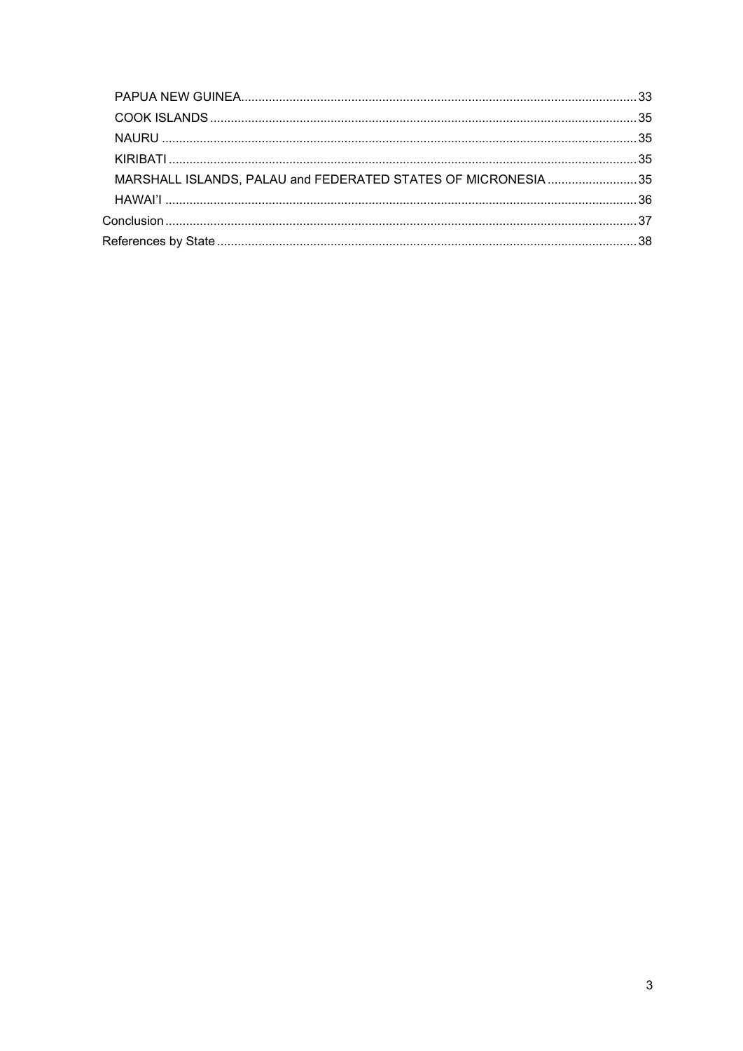- PAPUA NEW GUINEA ........ 33
- COOK ISLANDS ........ 35
- NAURU ........ 35
- KIRIBATI ........ 35
- MARSHALL ISLANDS, PALAU and FEDERATED STATES OF MICRONESIA ........ 35
- HAWAI'I ........ 36

Conclusion ........ 37

References by State ........ 38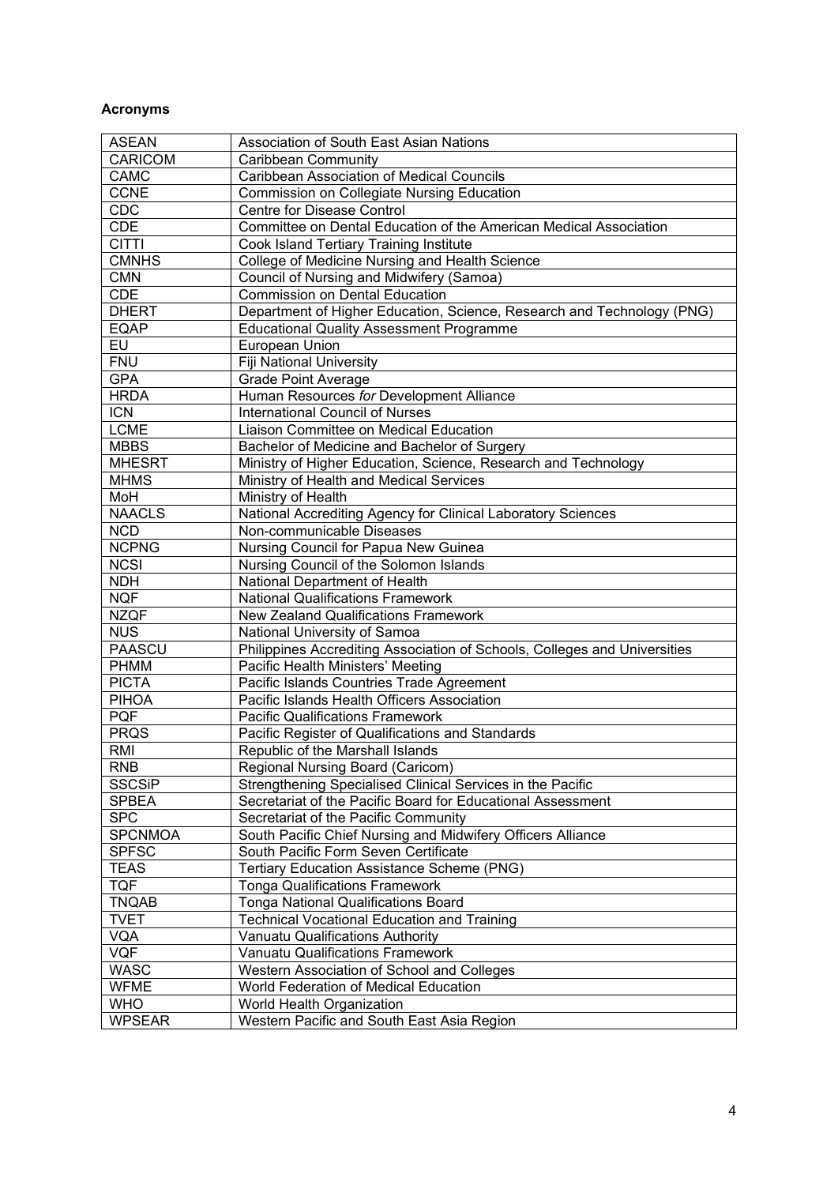**Acronyms**

| ASEAN | Association of South East Asian Nations |
|---|---|
| CARICOM | Caribbean Community |
| CAMC | Caribbean Association of Medical Councils |
| CCNE | Commission on Collegiate Nursing Education |
| CDC | Centre for Disease Control |
| CDE | Committee on Dental Education of the American Medical Association |
| CITTI | Cook Island Tertiary Training Institute |
| CMNHS | College of Medicine Nursing and Health Science |
| CMN | Council of Nursing and Midwifery (Samoa) |
| CDE | Commission on Dental Education |
| DHERT | Department of Higher Education, Science, Research and Technology (PNG) |
| EQAP | Educational Quality Assessment Programme |
| EU | European Union |
| FNU | Fiji National University |
| GPA | Grade Point Average |
| HRDA | Human Resources *for* Development Alliance |
| ICN | International Council of Nurses |
| LCME | Liaison Committee on Medical Education |
| MBBS | Bachelor of Medicine and Bachelor of Surgery |
| MHESRT | Ministry of Higher Education, Science, Research and Technology |
| MHMS | Ministry of Health and Medical Services |
| MoH | Ministry of Health |
| NAACLS | National Accrediting Agency for Clinical Laboratory Sciences |
| NCD | Non-communicable Diseases |
| NCPNG | Nursing Council for Papua New Guinea |
| NCSI | Nursing Council of the Solomon Islands |
| NDH | National Department of Health |
| NQF | National Qualifications Framework |
| NZQF | New Zealand Qualifications Framework |
| NUS | National University of Samoa |
| PAASCU | Philippines Accrediting Association of Schools, Colleges and Universities |
| PHMM | Pacific Health Ministers' Meeting |
| PICTA | Pacific Islands Countries Trade Agreement |
| PIHOA | Pacific Islands Health Officers Association |
| PQF | Pacific Qualifications Framework |
| PRQS | Pacific Register of Qualifications and Standards |
| RMI | Republic of the Marshall Islands |
| RNB | Regional Nursing Board (Caricom) |
| SSCSiP | Strengthening Specialised Clinical Services in the Pacific |
| SPBEA | Secretariat of the Pacific Board for Educational Assessment |
| SPC | Secretariat of the Pacific Community |
| SPCNMOA | South Pacific Chief Nursing and Midwifery Officers Alliance |
| SPFSC | South Pacific Form Seven Certificate |
| TEAS | Tertiary Education Assistance Scheme (PNG) |
| TQF | Tonga Qualifications Framework |
| TNQAB | Tonga National Qualifications Board |
| TVET | Technical Vocational Education and Training |
| VQA | Vanuatu Qualifications Authority |
| VQF | Vanuatu Qualifications Framework |
| WASC | Western Association of School and Colleges |
| WFME | World Federation of Medical Education |
| WHO | World Health Organization |
| WPSEAR | Western Pacific and South East Asia Region |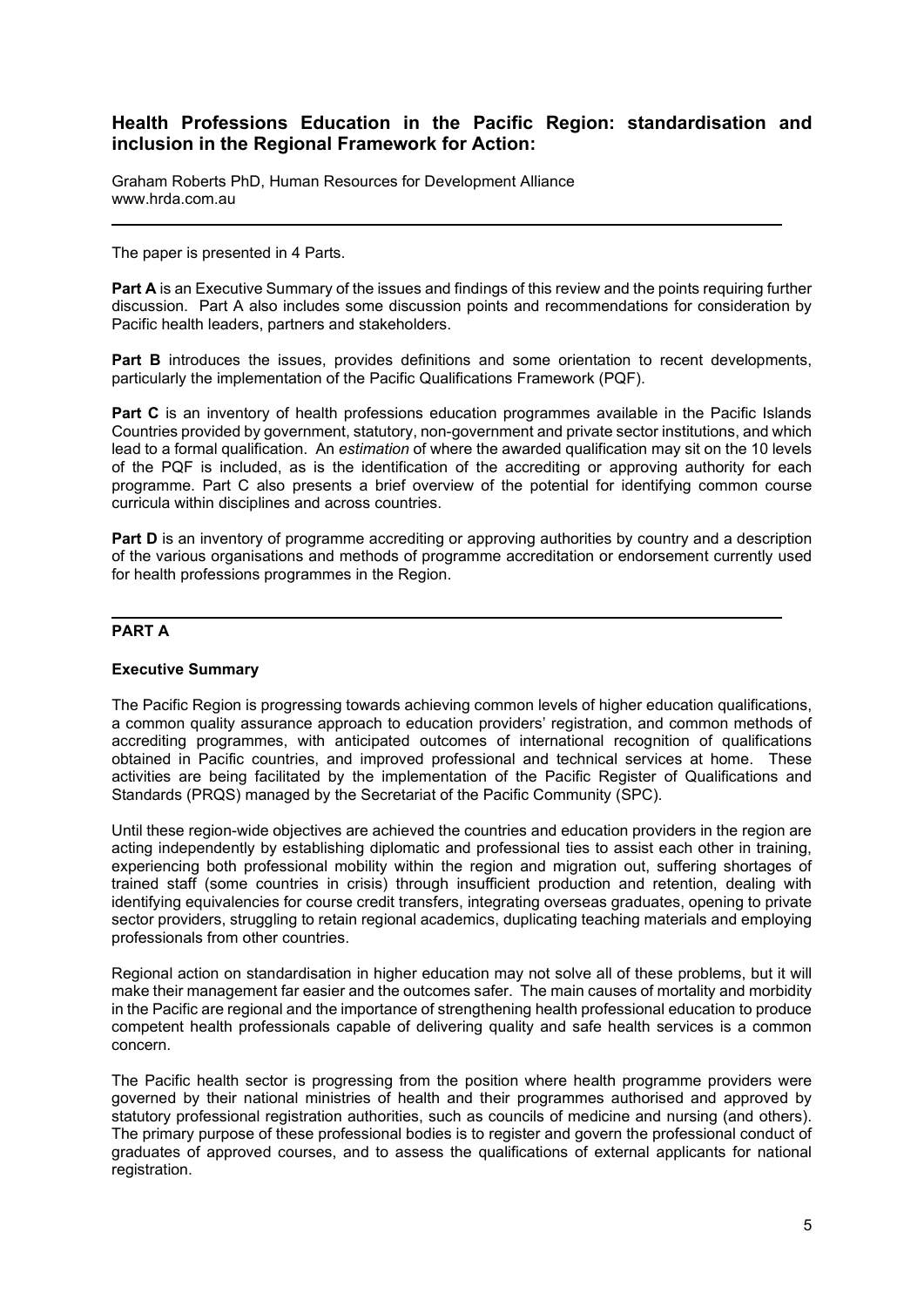## Health Professions Education in the Pacific Region: standardisation and inclusion in the Regional Framework for Action:

Graham Roberts PhD, Human Resources for Development Alliance
www.hrda.com.au

---

The paper is presented in 4 Parts.

**Part A** is an Executive Summary of the issues and findings of this review and the points requiring further discussion. Part A also includes some discussion points and recommendations for consideration by Pacific health leaders, partners and stakeholders.

**Part B** introduces the issues, provides definitions and some orientation to recent developments, particularly the implementation of the Pacific Qualifications Framework (PQF).

**Part C** is an inventory of health professions education programmes available in the Pacific Islands Countries provided by government, statutory, non-government and private sector institutions, and which lead to a formal qualification. An *estimation* of where the awarded qualification may sit on the 10 levels of the PQF is included, as is the identification of the accrediting or approving authority for each programme. Part C also presents a brief overview of the potential for identifying common course curricula within disciplines and across countries.

**Part D** is an inventory of programme accrediting or approving authorities by country and a description of the various organisations and methods of programme accreditation or endorsement currently used for health professions programmes in the Region.

---

## PART A

### Executive Summary

The Pacific Region is progressing towards achieving common levels of higher education qualifications, a common quality assurance approach to education providers' registration, and common methods of accrediting programmes, with anticipated outcomes of international recognition of qualifications obtained in Pacific countries, and improved professional and technical services at home. These activities are being facilitated by the implementation of the Pacific Register of Qualifications and Standards (PRQS) managed by the Secretariat of the Pacific Community (SPC).

Until these region-wide objectives are achieved the countries and education providers in the region are acting independently by establishing diplomatic and professional ties to assist each other in training, experiencing both professional mobility within the region and migration out, suffering shortages of trained staff (some countries in crisis) through insufficient production and retention, dealing with identifying equivalencies for course credit transfers, integrating overseas graduates, opening to private sector providers, struggling to retain regional academics, duplicating teaching materials and employing professionals from other countries.

Regional action on standardisation in higher education may not solve all of these problems, but it will make their management far easier and the outcomes safer. The main causes of mortality and morbidity in the Pacific are regional and the importance of strengthening health professional education to produce competent health professionals capable of delivering quality and safe health services is a common concern.

The Pacific health sector is progressing from the position where health programme providers were governed by their national ministries of health and their programmes authorised and approved by statutory professional registration authorities, such as councils of medicine and nursing (and others). The primary purpose of these professional bodies is to register and govern the professional conduct of graduates of approved courses, and to assess the qualifications of external applicants for national registration.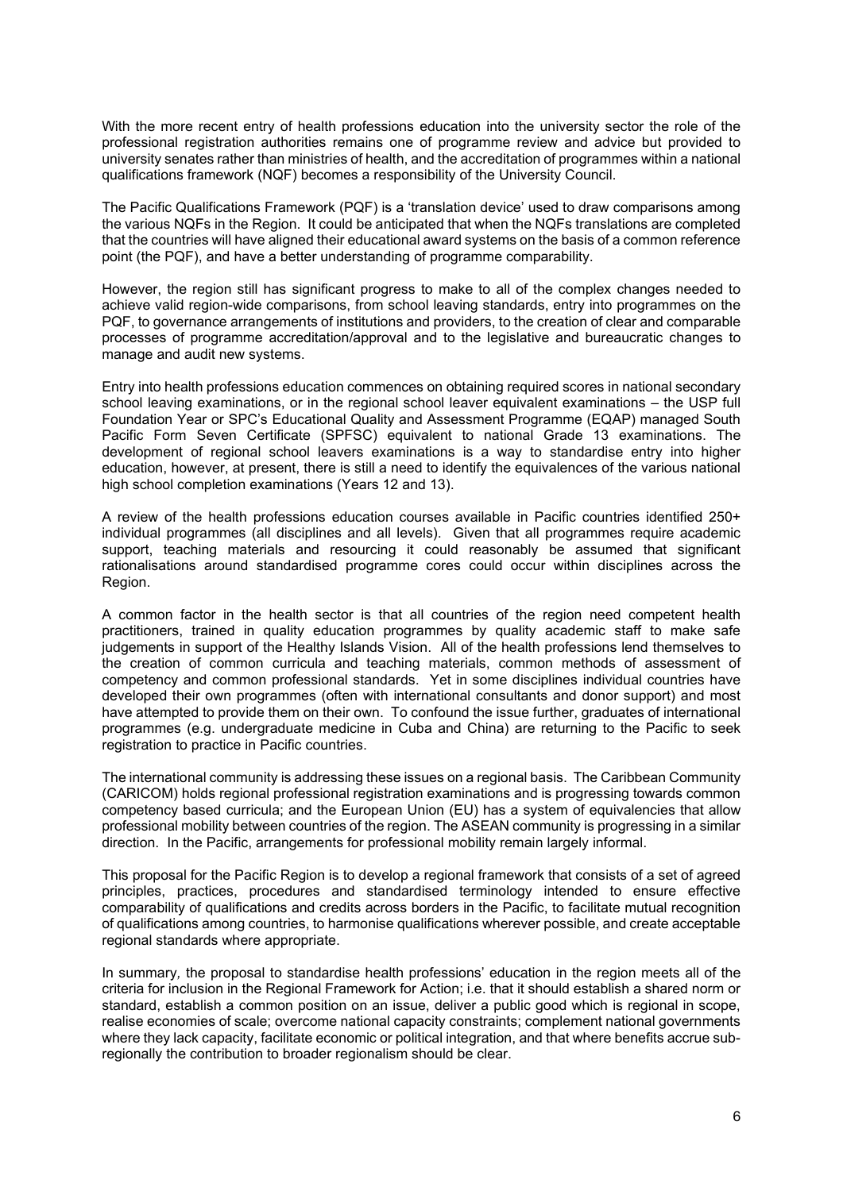With the more recent entry of health professions education into the university sector the role of the professional registration authorities remains one of programme review and advice but provided to university senates rather than ministries of health, and the accreditation of programmes within a national qualifications framework (NQF) becomes a responsibility of the University Council.

The Pacific Qualifications Framework (PQF) is a 'translation device' used to draw comparisons among the various NQFs in the Region. It could be anticipated that when the NQFs translations are completed that the countries will have aligned their educational award systems on the basis of a common reference point (the PQF), and have a better understanding of programme comparability.

However, the region still has significant progress to make to all of the complex changes needed to achieve valid region-wide comparisons, from school leaving standards, entry into programmes on the PQF, to governance arrangements of institutions and providers, to the creation of clear and comparable processes of programme accreditation/approval and to the legislative and bureaucratic changes to manage and audit new systems.

Entry into health professions education commences on obtaining required scores in national secondary school leaving examinations, or in the regional school leaver equivalent examinations – the USP full Foundation Year or SPC's Educational Quality and Assessment Programme (EQAP) managed South Pacific Form Seven Certificate (SPFSC) equivalent to national Grade 13 examinations. The development of regional school leavers examinations is a way to standardise entry into higher education, however, at present, there is still a need to identify the equivalences of the various national high school completion examinations (Years 12 and 13).

A review of the health professions education courses available in Pacific countries identified 250+ individual programmes (all disciplines and all levels). Given that all programmes require academic support, teaching materials and resourcing it could reasonably be assumed that significant rationalisations around standardised programme cores could occur within disciplines across the Region.

A common factor in the health sector is that all countries of the region need competent health practitioners, trained in quality education programmes by quality academic staff to make safe judgements in support of the Healthy Islands Vision. All of the health professions lend themselves to the creation of common curricula and teaching materials, common methods of assessment of competency and common professional standards. Yet in some disciplines individual countries have developed their own programmes (often with international consultants and donor support) and most have attempted to provide them on their own. To confound the issue further, graduates of international programmes (e.g. undergraduate medicine in Cuba and China) are returning to the Pacific to seek registration to practice in Pacific countries.

The international community is addressing these issues on a regional basis. The Caribbean Community (CARICOM) holds regional professional registration examinations and is progressing towards common competency based curricula; and the European Union (EU) has a system of equivalencies that allow professional mobility between countries of the region. The ASEAN community is progressing in a similar direction. In the Pacific, arrangements for professional mobility remain largely informal.

This proposal for the Pacific Region is to develop a regional framework that consists of a set of agreed principles, practices, procedures and standardised terminology intended to ensure effective comparability of qualifications and credits across borders in the Pacific, to facilitate mutual recognition of qualifications among countries, to harmonise qualifications wherever possible, and create acceptable regional standards where appropriate.

In summary, the proposal to standardise health professions' education in the region meets all of the criteria for inclusion in the Regional Framework for Action; i.e. that it should establish a shared norm or standard, establish a common position on an issue, deliver a public good which is regional in scope, realise economies of scale; overcome national capacity constraints; complement national governments where they lack capacity, facilitate economic or political integration, and that where benefits accrue sub-regionally the contribution to broader regionalism should be clear.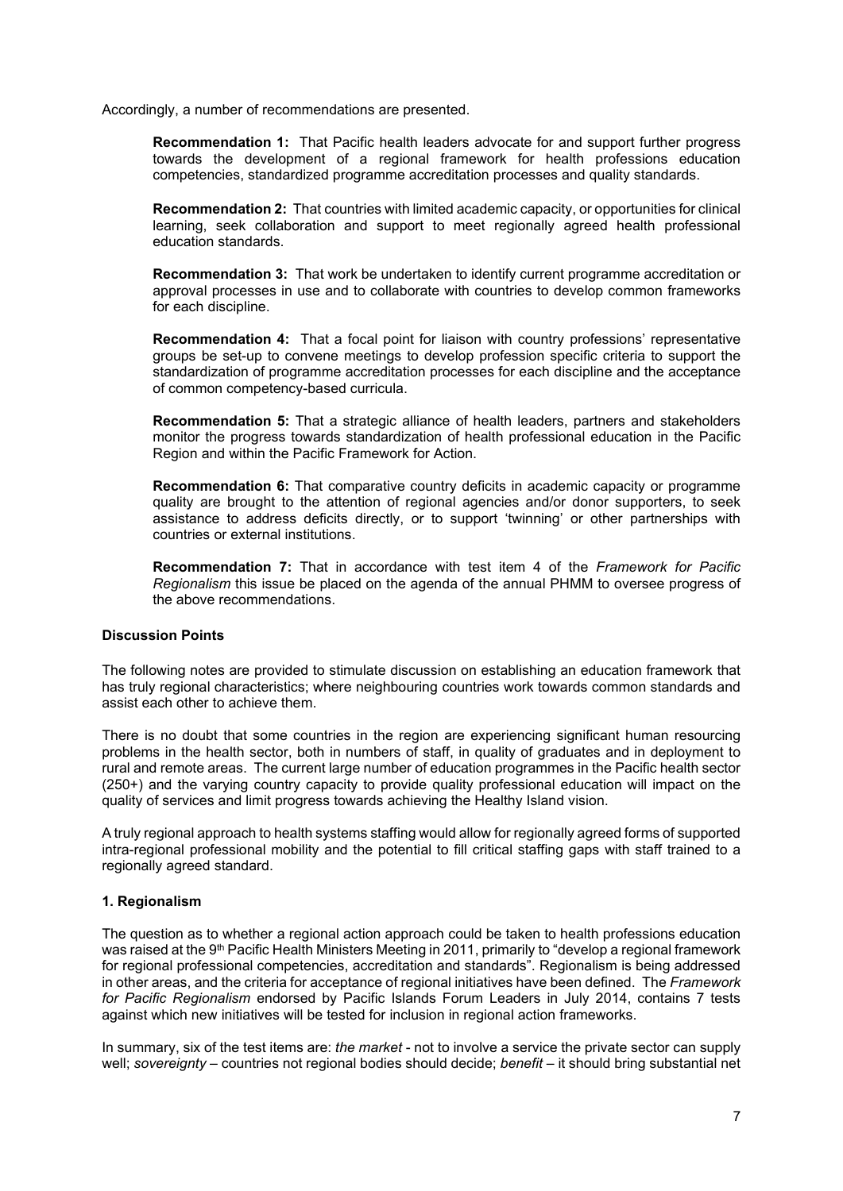Accordingly, a number of recommendations are presented.

**Recommendation 1:** That Pacific health leaders advocate for and support further progress towards the development of a regional framework for health professions education competencies, standardized programme accreditation processes and quality standards.

**Recommendation 2:** That countries with limited academic capacity, or opportunities for clinical learning, seek collaboration and support to meet regionally agreed health professional education standards.

**Recommendation 3:** That work be undertaken to identify current programme accreditation or approval processes in use and to collaborate with countries to develop common frameworks for each discipline.

**Recommendation 4:** That a focal point for liaison with country professions' representative groups be set-up to convene meetings to develop profession specific criteria to support the standardization of programme accreditation processes for each discipline and the acceptance of common competency-based curricula.

**Recommendation 5:** That a strategic alliance of health leaders, partners and stakeholders monitor the progress towards standardization of health professional education in the Pacific Region and within the Pacific Framework for Action.

**Recommendation 6:** That comparative country deficits in academic capacity or programme quality are brought to the attention of regional agencies and/or donor supporters, to seek assistance to address deficits directly, or to support 'twinning' or other partnerships with countries or external institutions.

**Recommendation 7:** That in accordance with test item 4 of the *Framework for Pacific Regionalism* this issue be placed on the agenda of the annual PHMM to oversee progress of the above recommendations.

**Discussion Points**

The following notes are provided to stimulate discussion on establishing an education framework that has truly regional characteristics; where neighbouring countries work towards common standards and assist each other to achieve them.

There is no doubt that some countries in the region are experiencing significant human resourcing problems in the health sector, both in numbers of staff, in quality of graduates and in deployment to rural and remote areas. The current large number of education programmes in the Pacific health sector (250+) and the varying country capacity to provide quality professional education will impact on the quality of services and limit progress towards achieving the Healthy Island vision.

A truly regional approach to health systems staffing would allow for regionally agreed forms of supported intra-regional professional mobility and the potential to fill critical staffing gaps with staff trained to a regionally agreed standard.

**1. Regionalism**

The question as to whether a regional action approach could be taken to health professions education was raised at the 9th Pacific Health Ministers Meeting in 2011, primarily to "develop a regional framework for regional professional competencies, accreditation and standards". Regionalism is being addressed in other areas, and the criteria for acceptance of regional initiatives have been defined. The *Framework for Pacific Regionalism* endorsed by Pacific Islands Forum Leaders in July 2014, contains 7 tests against which new initiatives will be tested for inclusion in regional action frameworks.

In summary, six of the test items are: *the market* - not to involve a service the private sector can supply well; *sovereignty* – countries not regional bodies should decide; *benefit* – it should bring substantial net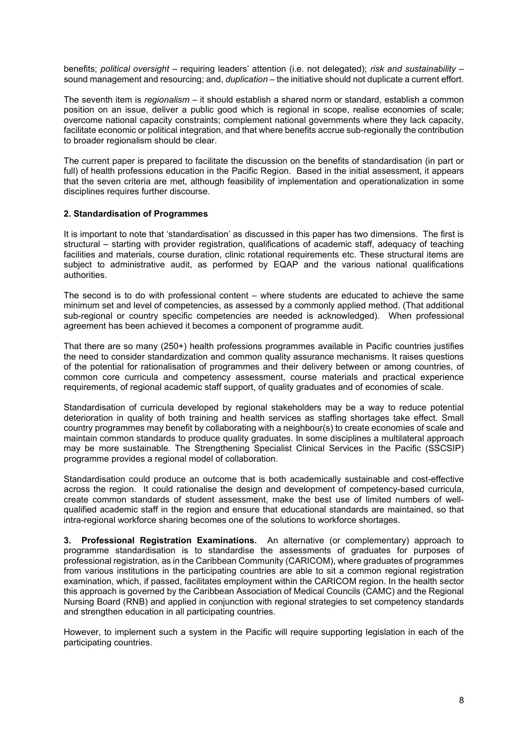benefits; *political oversight* – requiring leaders' attention (i.e. not delegated); *risk and sustainability* – sound management and resourcing; and, *duplication* – the initiative should not duplicate a current effort.

The seventh item is *regionalism* – it should establish a shared norm or standard, establish a common position on an issue, deliver a public good which is regional in scope, realise economies of scale; overcome national capacity constraints; complement national governments where they lack capacity, facilitate economic or political integration, and that where benefits accrue sub-regionally the contribution to broader regionalism should be clear.

The current paper is prepared to facilitate the discussion on the benefits of standardisation (in part or full) of health professions education in the Pacific Region. Based in the initial assessment, it appears that the seven criteria are met, although feasibility of implementation and operationalization in some disciplines requires further discourse.

## 2. Standardisation of Programmes

It is important to note that 'standardisation' as discussed in this paper has two dimensions. The first is structural – starting with provider registration, qualifications of academic staff, adequacy of teaching facilities and materials, course duration, clinic rotational requirements etc. These structural items are subject to administrative audit, as performed by EQAP and the various national qualifications authorities.

The second is to do with professional content – where students are educated to achieve the same minimum set and level of competencies, as assessed by a commonly applied method. (That additional sub-regional or country specific competencies are needed is acknowledged). When professional agreement has been achieved it becomes a component of programme audit.

That there are so many (250+) health professions programmes available in Pacific countries justifies the need to consider standardization and common quality assurance mechanisms. It raises questions of the potential for rationalisation of programmes and their delivery between or among countries, of common core curricula and competency assessment, course materials and practical experience requirements, of regional academic staff support, of quality graduates and of economies of scale.

Standardisation of curricula developed by regional stakeholders may be a way to reduce potential deterioration in quality of both training and health services as staffing shortages take effect. Small country programmes may benefit by collaborating with a neighbour(s) to create economies of scale and maintain common standards to produce quality graduates. In some disciplines a multilateral approach may be more sustainable. The Strengthening Specialist Clinical Services in the Pacific (SSCSIP) programme provides a regional model of collaboration.

Standardisation could produce an outcome that is both academically sustainable and cost-effective across the region. It could rationalise the design and development of competency-based curricula, create common standards of student assessment, make the best use of limited numbers of well-qualified academic staff in the region and ensure that educational standards are maintained, so that intra-regional workforce sharing becomes one of the solutions to workforce shortages.

**3. Professional Registration Examinations.** An alternative (or complementary) approach to programme standardisation is to standardise the assessments of graduates for purposes of professional registration, as in the Caribbean Community (CARICOM), where graduates of programmes from various institutions in the participating countries are able to sit a common regional registration examination, which, if passed, facilitates employment within the CARICOM region. In the health sector this approach is governed by the Caribbean Association of Medical Councils (CAMC) and the Regional Nursing Board (RNB) and applied in conjunction with regional strategies to set competency standards and strengthen education in all participating countries.

However, to implement such a system in the Pacific will require supporting legislation in each of the participating countries.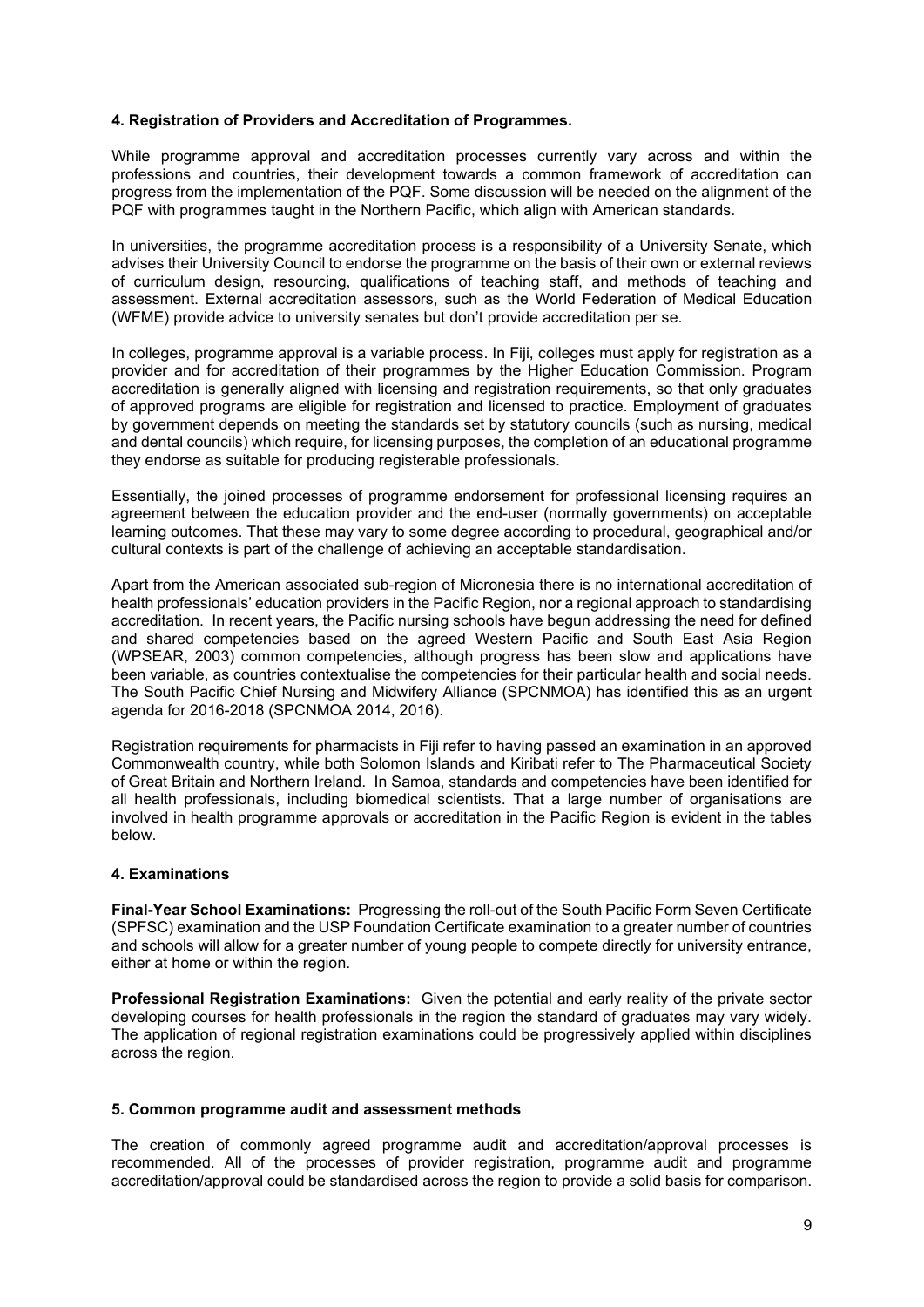### 4. Registration of Providers and Accreditation of Programmes.

While programme approval and accreditation processes currently vary across and within the professions and countries, their development towards a common framework of accreditation can progress from the implementation of the PQF. Some discussion will be needed on the alignment of the PQF with programmes taught in the Northern Pacific, which align with American standards.

In universities, the programme accreditation process is a responsibility of a University Senate, which advises their University Council to endorse the programme on the basis of their own or external reviews of curriculum design, resourcing, qualifications of teaching staff, and methods of teaching and assessment. External accreditation assessors, such as the World Federation of Medical Education (WFME) provide advice to university senates but don't provide accreditation per se.

In colleges, programme approval is a variable process. In Fiji, colleges must apply for registration as a provider and for accreditation of their programmes by the Higher Education Commission. Program accreditation is generally aligned with licensing and registration requirements, so that only graduates of approved programs are eligible for registration and licensed to practice. Employment of graduates by government depends on meeting the standards set by statutory councils (such as nursing, medical and dental councils) which require, for licensing purposes, the completion of an educational programme they endorse as suitable for producing registerable professionals.

Essentially, the joined processes of programme endorsement for professional licensing requires an agreement between the education provider and the end-user (normally governments) on acceptable learning outcomes. That these may vary to some degree according to procedural, geographical and/or cultural contexts is part of the challenge of achieving an acceptable standardisation.

Apart from the American associated sub-region of Micronesia there is no international accreditation of health professionals' education providers in the Pacific Region, nor a regional approach to standardising accreditation. In recent years, the Pacific nursing schools have begun addressing the need for defined and shared competencies based on the agreed Western Pacific and South East Asia Region (WPSEAR, 2003) common competencies, although progress has been slow and applications have been variable, as countries contextualise the competencies for their particular health and social needs. The South Pacific Chief Nursing and Midwifery Alliance (SPCNMOA) has identified this as an urgent agenda for 2016-2018 (SPCNMOA 2014, 2016).

Registration requirements for pharmacists in Fiji refer to having passed an examination in an approved Commonwealth country, while both Solomon Islands and Kiribati refer to The Pharmaceutical Society of Great Britain and Northern Ireland. In Samoa, standards and competencies have been identified for all health professionals, including biomedical scientists. That a large number of organisations are involved in health programme approvals or accreditation in the Pacific Region is evident in the tables below.

### 4. Examinations

**Final-Year School Examinations:** Progressing the roll-out of the South Pacific Form Seven Certificate (SPFSC) examination and the USP Foundation Certificate examination to a greater number of countries and schools will allow for a greater number of young people to compete directly for university entrance, either at home or within the region.

**Professional Registration Examinations:** Given the potential and early reality of the private sector developing courses for health professionals in the region the standard of graduates may vary widely. The application of regional registration examinations could be progressively applied within disciplines across the region.

### 5. Common programme audit and assessment methods

The creation of commonly agreed programme audit and accreditation/approval processes is recommended. All of the processes of provider registration, programme audit and programme accreditation/approval could be standardised across the region to provide a solid basis for comparison.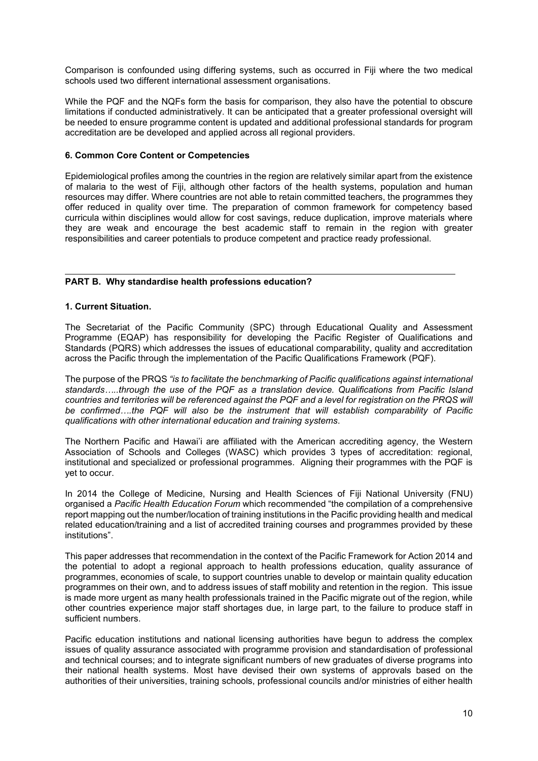Comparison is confounded using differing systems, such as occurred in Fiji where the two medical schools used two different international assessment organisations.

While the PQF and the NQFs form the basis for comparison, they also have the potential to obscure limitations if conducted administratively. It can be anticipated that a greater professional oversight will be needed to ensure programme content is updated and additional professional standards for program accreditation are be developed and applied across all regional providers.

### 6. Common Core Content or Competencies

Epidemiological profiles among the countries in the region are relatively similar apart from the existence of malaria to the west of Fiji, although other factors of the health systems, population and human resources may differ. Where countries are not able to retain committed teachers, the programmes they offer reduced in quality over time. The preparation of common framework for competency based curricula within disciplines would allow for cost savings, reduce duplication, improve materials where they are weak and encourage the best academic staff to remain in the region with greater responsibilities and career potentials to produce competent and practice ready professional.

---

## PART B. Why standardise health professions education?

### 1. Current Situation.

The Secretariat of the Pacific Community (SPC) through Educational Quality and Assessment Programme (EQAP) has responsibility for developing the Pacific Register of Qualifications and Standards (PQRS) which addresses the issues of educational comparability, quality and accreditation across the Pacific through the implementation of the Pacific Qualifications Framework (PQF).

The purpose of the PRQS *"is to facilitate the benchmarking of Pacific qualifications against international standards…..through the use of the PQF as a translation device. Qualifications from Pacific Island countries and territories will be referenced against the PQF and a level for registration on the PRQS will be confirmed….the PQF will also be the instrument that will establish comparability of Pacific qualifications with other international education and training systems.*

The Northern Pacific and Hawai'i are affiliated with the American accrediting agency, the Western Association of Schools and Colleges (WASC) which provides 3 types of accreditation: regional, institutional and specialized or professional programmes. Aligning their programmes with the PQF is yet to occur.

In 2014 the College of Medicine, Nursing and Health Sciences of Fiji National University (FNU) organised a *Pacific Health Education Forum* which recommended "the compilation of a comprehensive report mapping out the number/location of training institutions in the Pacific providing health and medical related education/training and a list of accredited training courses and programmes provided by these institutions".

This paper addresses that recommendation in the context of the Pacific Framework for Action 2014 and the potential to adopt a regional approach to health professions education, quality assurance of programmes, economies of scale, to support countries unable to develop or maintain quality education programmes on their own, and to address issues of staff mobility and retention in the region. This issue is made more urgent as many health professionals trained in the Pacific migrate out of the region, while other countries experience major staff shortages due, in large part, to the failure to produce staff in sufficient numbers.

Pacific education institutions and national licensing authorities have begun to address the complex issues of quality assurance associated with programme provision and standardisation of professional and technical courses; and to integrate significant numbers of new graduates of diverse programs into their national health systems. Most have devised their own systems of approvals based on the authorities of their universities, training schools, professional councils and/or ministries of either health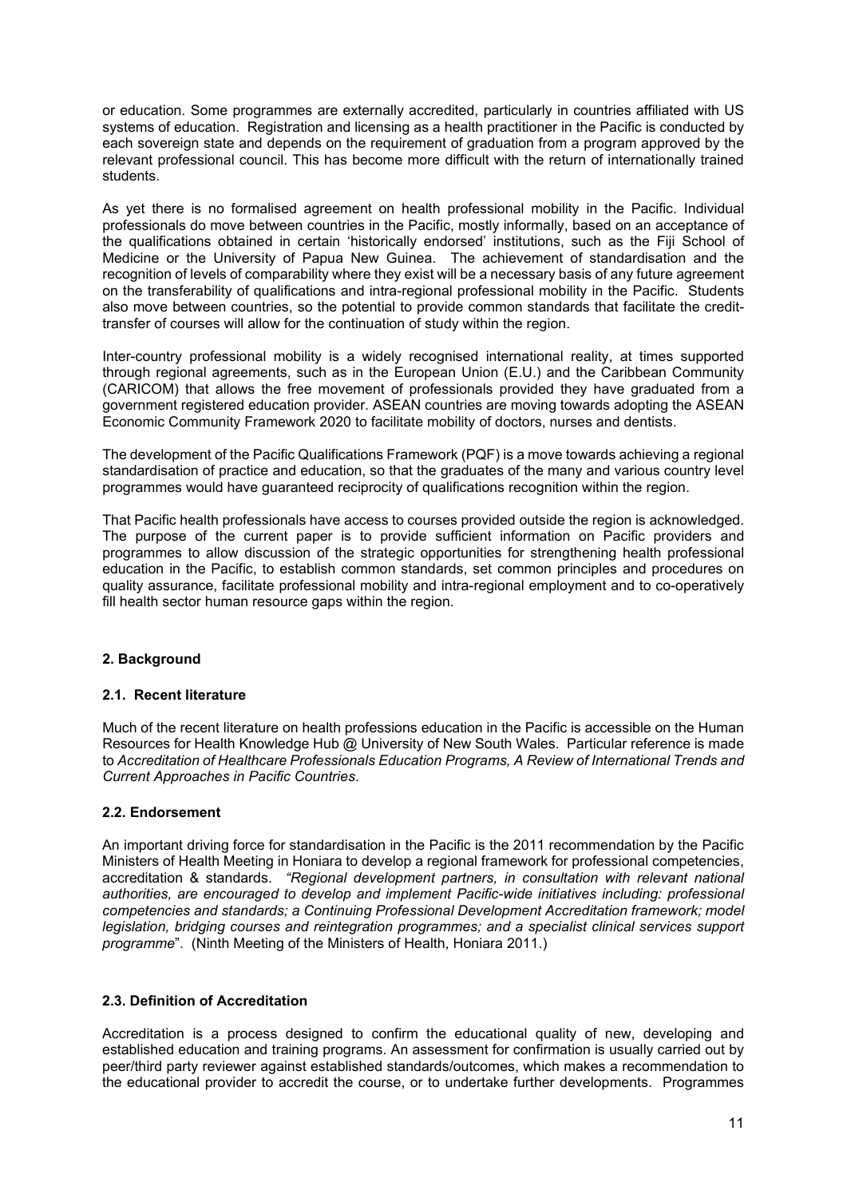or education. Some programmes are externally accredited, particularly in countries affiliated with US systems of education. Registration and licensing as a health practitioner in the Pacific is conducted by each sovereign state and depends on the requirement of graduation from a program approved by the relevant professional council. This has become more difficult with the return of internationally trained students.

As yet there is no formalised agreement on health professional mobility in the Pacific. Individual professionals do move between countries in the Pacific, mostly informally, based on an acceptance of the qualifications obtained in certain 'historically endorsed' institutions, such as the Fiji School of Medicine or the University of Papua New Guinea. The achievement of standardisation and the recognition of levels of comparability where they exist will be a necessary basis of any future agreement on the transferability of qualifications and intra-regional professional mobility in the Pacific. Students also move between countries, so the potential to provide common standards that facilitate the credit-transfer of courses will allow for the continuation of study within the region.

Inter-country professional mobility is a widely recognised international reality, at times supported through regional agreements, such as in the European Union (E.U.) and the Caribbean Community (CARICOM) that allows the free movement of professionals provided they have graduated from a government registered education provider. ASEAN countries are moving towards adopting the ASEAN Economic Community Framework 2020 to facilitate mobility of doctors, nurses and dentists.

The development of the Pacific Qualifications Framework (PQF) is a move towards achieving a regional standardisation of practice and education, so that the graduates of the many and various country level programmes would have guaranteed reciprocity of qualifications recognition within the region.

That Pacific health professionals have access to courses provided outside the region is acknowledged. The purpose of the current paper is to provide sufficient information on Pacific providers and programmes to allow discussion of the strategic opportunities for strengthening health professional education in the Pacific, to establish common standards, set common principles and procedures on quality assurance, facilitate professional mobility and intra-regional employment and to co-operatively fill health sector human resource gaps within the region.

## 2. Background

### 2.1. Recent literature

Much of the recent literature on health professions education in the Pacific is accessible on the Human Resources for Health Knowledge Hub @ University of New South Wales. Particular reference is made to *Accreditation of Healthcare Professionals Education Programs, A Review of International Trends and Current Approaches in Pacific Countries*.

### 2.2. Endorsement

An important driving force for standardisation in the Pacific is the 2011 recommendation by the Pacific Ministers of Health Meeting in Honiara to develop a regional framework for professional competencies, accreditation & standards. *"Regional development partners, in consultation with relevant national authorities, are encouraged to develop and implement Pacific-wide initiatives including: professional competencies and standards; a Continuing Professional Development Accreditation framework; model legislation, bridging courses and reintegration programmes; and a specialist clinical services support programme*". (Ninth Meeting of the Ministers of Health, Honiara 2011.)

### 2.3. Definition of Accreditation

Accreditation is a process designed to confirm the educational quality of new, developing and established education and training programs. An assessment for confirmation is usually carried out by peer/third party reviewer against established standards/outcomes, which makes a recommendation to the educational provider to accredit the course, or to undertake further developments. Programmes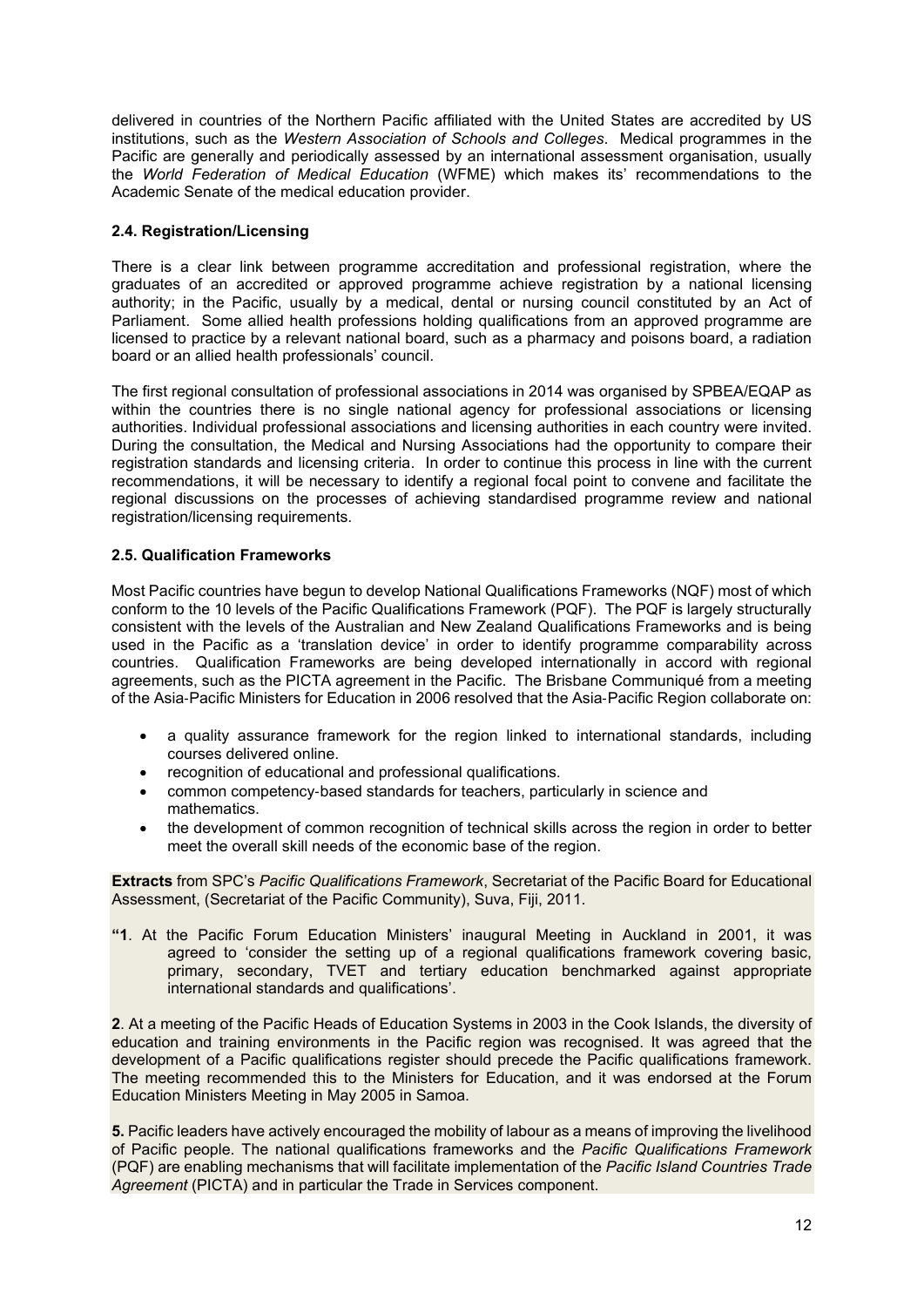delivered in countries of the Northern Pacific affiliated with the United States are accredited by US institutions, such as the *Western Association of Schools and Colleges*. Medical programmes in the Pacific are generally and periodically assessed by an international assessment organisation, usually the *World Federation of Medical Education* (WFME) which makes its' recommendations to the Academic Senate of the medical education provider.

### 2.4. Registration/Licensing

There is a clear link between programme accreditation and professional registration, where the graduates of an accredited or approved programme achieve registration by a national licensing authority; in the Pacific, usually by a medical, dental or nursing council constituted by an Act of Parliament. Some allied health professions holding qualifications from an approved programme are licensed to practice by a relevant national board, such as a pharmacy and poisons board, a radiation board or an allied health professionals' council.

The first regional consultation of professional associations in 2014 was organised by SPBEA/EQAP as within the countries there is no single national agency for professional associations or licensing authorities. Individual professional associations and licensing authorities in each country were invited. During the consultation, the Medical and Nursing Associations had the opportunity to compare their registration standards and licensing criteria. In order to continue this process in line with the current recommendations, it will be necessary to identify a regional focal point to convene and facilitate the regional discussions on the processes of achieving standardised programme review and national registration/licensing requirements.

### 2.5. Qualification Frameworks

Most Pacific countries have begun to develop National Qualifications Frameworks (NQF) most of which conform to the 10 levels of the Pacific Qualifications Framework (PQF). The PQF is largely structurally consistent with the levels of the Australian and New Zealand Qualifications Frameworks and is being used in the Pacific as a 'translation device' in order to identify programme comparability across countries. Qualification Frameworks are being developed internationally in accord with regional agreements, such as the PICTA agreement in the Pacific. The Brisbane Communiqué from a meeting of the Asia-Pacific Ministers for Education in 2006 resolved that the Asia-Pacific Region collaborate on:

- a quality assurance framework for the region linked to international standards, including courses delivered online.
- recognition of educational and professional qualifications.
- common competency-based standards for teachers, particularly in science and mathematics.
- the development of common recognition of technical skills across the region in order to better meet the overall skill needs of the economic base of the region.

**Extracts** from SPC's *Pacific Qualifications Framework*, Secretariat of the Pacific Board for Educational Assessment, (Secretariat of the Pacific Community), Suva, Fiji, 2011.

**"1**. At the Pacific Forum Education Ministers' inaugural Meeting in Auckland in 2001, it was agreed to 'consider the setting up of a regional qualifications framework covering basic, primary, secondary, TVET and tertiary education benchmarked against appropriate international standards and qualifications'.

**2**. At a meeting of the Pacific Heads of Education Systems in 2003 in the Cook Islands, the diversity of education and training environments in the Pacific region was recognised. It was agreed that the development of a Pacific qualifications register should precede the Pacific qualifications framework. The meeting recommended this to the Ministers for Education, and it was endorsed at the Forum Education Ministers Meeting in May 2005 in Samoa.

**5.** Pacific leaders have actively encouraged the mobility of labour as a means of improving the livelihood of Pacific people. The national qualifications frameworks and the *Pacific Qualifications Framework* (PQF) are enabling mechanisms that will facilitate implementation of the *Pacific Island Countries Trade Agreement* (PICTA) and in particular the Trade in Services component.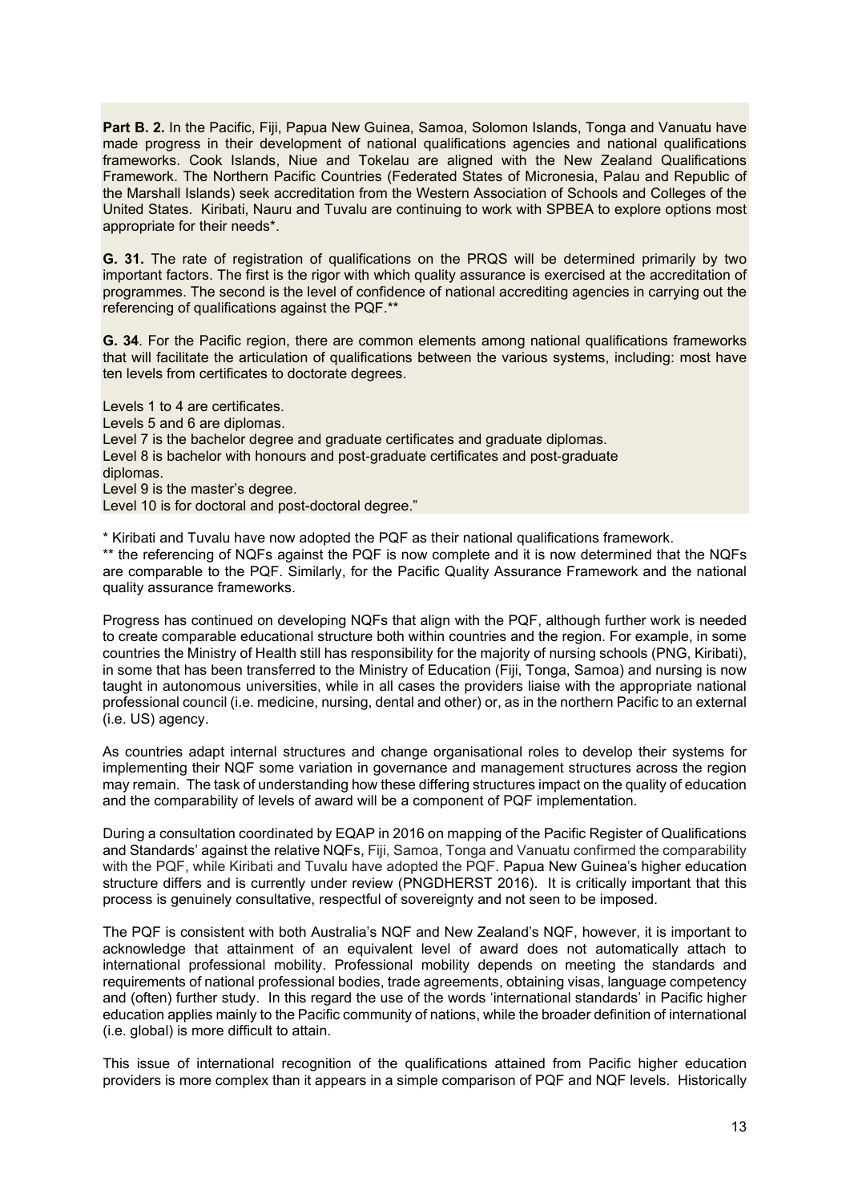**Part B. 2.** In the Pacific, Fiji, Papua New Guinea, Samoa, Solomon Islands, Tonga and Vanuatu have made progress in their development of national qualifications agencies and national qualifications frameworks. Cook Islands, Niue and Tokelau are aligned with the New Zealand Qualifications Framework. The Northern Pacific Countries (Federated States of Micronesia, Palau and Republic of the Marshall Islands) seek accreditation from the Western Association of Schools and Colleges of the United States. Kiribati, Nauru and Tuvalu are continuing to work with SPBEA to explore options most appropriate for their needs*.

**G. 31.** The rate of registration of qualifications on the PRQS will be determined primarily by two important factors. The first is the rigor with which quality assurance is exercised at the accreditation of programmes. The second is the level of confidence of national accrediting agencies in carrying out the referencing of qualifications against the PQF.**

**G. 34**. For the Pacific region, there are common elements among national qualifications frameworks that will facilitate the articulation of qualifications between the various systems, including: most have ten levels from certificates to doctorate degrees.

Levels 1 to 4 are certificates.
Levels 5 and 6 are diplomas.
Level 7 is the bachelor degree and graduate certificates and graduate diplomas.
Level 8 is bachelor with honours and post-graduate certificates and post-graduate diplomas.
Level 9 is the master's degree.
Level 10 is for doctoral and post-doctoral degree."

\* Kiribati and Tuvalu have now adopted the PQF as their national qualifications framework.
** the referencing of NQFs against the PQF is now complete and it is now determined that the NQFs are comparable to the PQF. Similarly, for the Pacific Quality Assurance Framework and the national quality assurance frameworks.

Progress has continued on developing NQFs that align with the PQF, although further work is needed to create comparable educational structure both within countries and the region. For example, in some countries the Ministry of Health still has responsibility for the majority of nursing schools (PNG, Kiribati), in some that has been transferred to the Ministry of Education (Fiji, Tonga, Samoa) and nursing is now taught in autonomous universities, while in all cases the providers liaise with the appropriate national professional council (i.e. medicine, nursing, dental and other) or, as in the northern Pacific to an external (i.e. US) agency.

As countries adapt internal structures and change organisational roles to develop their systems for implementing their NQF some variation in governance and management structures across the region may remain. The task of understanding how these differing structures impact on the quality of education and the comparability of levels of award will be a component of PQF implementation.

During a consultation coordinated by EQAP in 2016 on mapping of the Pacific Register of Qualifications and Standards' against the relative NQFs, Fiji, Samoa, Tonga and Vanuatu confirmed the comparability with the PQF, while Kiribati and Tuvalu have adopted the PQF. Papua New Guinea's higher education structure differs and is currently under review (PNGDHERST 2016). It is critically important that this process is genuinely consultative, respectful of sovereignty and not seen to be imposed.

The PQF is consistent with both Australia's NQF and New Zealand's NQF, however, it is important to acknowledge that attainment of an equivalent level of award does not automatically attach to international professional mobility. Professional mobility depends on meeting the standards and requirements of national professional bodies, trade agreements, obtaining visas, language competency and (often) further study. In this regard the use of the words 'international standards' in Pacific higher education applies mainly to the Pacific community of nations, while the broader definition of international (i.e. global) is more difficult to attain.

This issue of international recognition of the qualifications attained from Pacific higher education providers is more complex than it appears in a simple comparison of PQF and NQF levels. Historically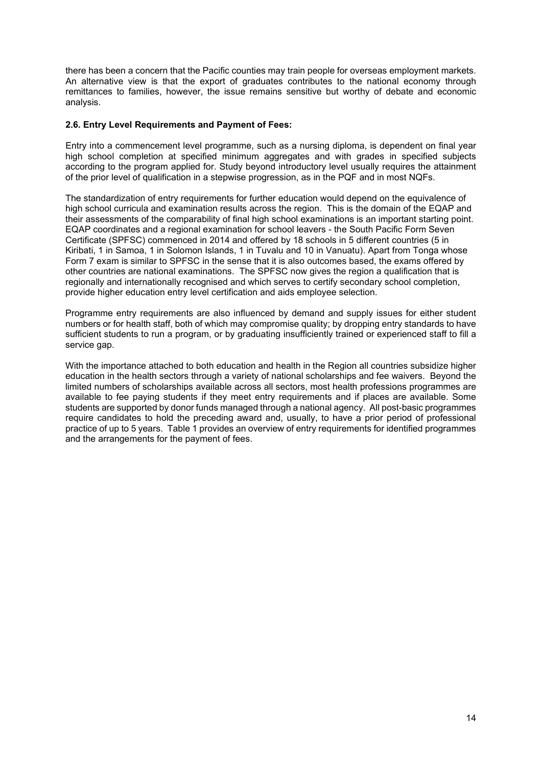there has been a concern that the Pacific counties may train people for overseas employment markets. An alternative view is that the export of graduates contributes to the national economy through remittances to families, however, the issue remains sensitive but worthy of debate and economic analysis.

**2.6. Entry Level Requirements and Payment of Fees:**

Entry into a commencement level programme, such as a nursing diploma, is dependent on final year high school completion at specified minimum aggregates and with grades in specified subjects according to the program applied for. Study beyond introductory level usually requires the attainment of the prior level of qualification in a stepwise progression, as in the PQF and in most NQFs.

The standardization of entry requirements for further education would depend on the equivalence of high school curricula and examination results across the region. This is the domain of the EQAP and their assessments of the comparability of final high school examinations is an important starting point. EQAP coordinates and a regional examination for school leavers - the South Pacific Form Seven Certificate (SPFSC) commenced in 2014 and offered by 18 schools in 5 different countries (5 in Kiribati, 1 in Samoa, 1 in Solomon Islands, 1 in Tuvalu and 10 in Vanuatu). Apart from Tonga whose Form 7 exam is similar to SPFSC in the sense that it is also outcomes based, the exams offered by other countries are national examinations. The SPFSC now gives the region a qualification that is regionally and internationally recognised and which serves to certify secondary school completion, provide higher education entry level certification and aids employee selection.

Programme entry requirements are also influenced by demand and supply issues for either student numbers or for health staff, both of which may compromise quality; by dropping entry standards to have sufficient students to run a program, or by graduating insufficiently trained or experienced staff to fill a service gap.

With the importance attached to both education and health in the Region all countries subsidize higher education in the health sectors through a variety of national scholarships and fee waivers. Beyond the limited numbers of scholarships available across all sectors, most health professions programmes are available to fee paying students if they meet entry requirements and if places are available. Some students are supported by donor funds managed through a national agency. All post-basic programmes require candidates to hold the preceding award and, usually, to have a prior period of professional practice of up to 5 years. Table 1 provides an overview of entry requirements for identified programmes and the arrangements for the payment of fees.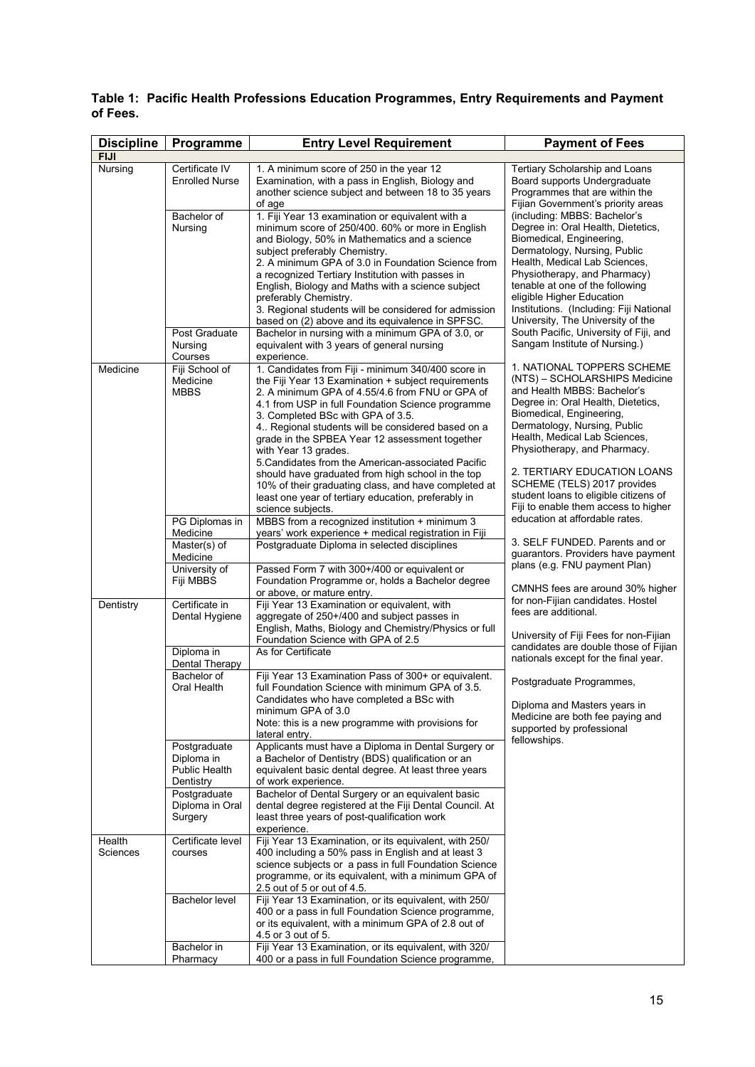**Table 1: Pacific Health Professions Education Programmes, Entry Requirements and Payment of Fees.**

| Discipline | Programme | Entry Level Requirement | Payment of Fees |
|---|---|---|---|
| **FIJI** | | | |
| Nursing | Certificate IV Enrolled Nurse | 1. A minimum score of 250 in the year 12 Examination, with a pass in English, Biology and another science subject and between 18 to 35 years of age | Tertiary Scholarship and Loans Board supports Undergraduate Programmes that are within the Fijian Government's priority areas (including: MBBS: Bachelor's Degree in: Oral Health, Dietetics, Biomedical, Engineering, Dermatology, Nursing, Public Health, Medical Lab Sciences, Physiotherapy, and Pharmacy) tenable at one of the following eligible Higher Education Institutions. (Including: Fiji National University, The University of the South Pacific, University of Fiji, and Sangam Institute of Nursing.) |
| | Bachelor of Nursing | 1. Fiji Year 13 examination or equivalent with a minimum score of 250/400. 60% or more in English and Biology, 50% in Mathematics and a science subject preferably Chemistry.<br>2. A minimum GPA of 3.0 in Foundation Science from a recognized Tertiary Institution with passes in English, Biology and Maths with a science subject preferably Chemistry.<br>3. Regional students will be considered for admission based on (2) above and its equivalence in SPFSC. | |
| | Post Graduate Nursing Courses | Bachelor in nursing with a minimum GPA of 3.0, or equivalent with 3 years of general nursing experience. | |
| Medicine | Fiji School of Medicine MBBS | 1. Candidates from Fiji - minimum 340/400 score in the Fiji Year 13 Examination + subject requirements<br>2. A minimum GPA of 4.55/4.6 from FNU or GPA of 4.1 from USP in full Foundation Science programme<br>3. Completed BSc with GPA of 3.5.<br>4.. Regional students will be considered based on a grade in the SPBEA Year 12 assessment together with Year 13 grades.<br>5.Candidates from the American-associated Pacific should have graduated from high school in the top 10% of their graduating class, and have completed at least one year of tertiary education, preferably in science subjects. | 1. NATIONAL TOPPERS SCHEME (NTS) – SCHOLARSHIPS Medicine and Health MBBS: Bachelor's Degree in: Oral Health, Dietetics, Biomedical, Engineering, Dermatology, Nursing, Public Health, Medical Lab Sciences, Physiotherapy, and Pharmacy.<br><br>2. TERTIARY EDUCATION LOANS SCHEME (TELS) 2017 provides student loans to eligible citizens of Fiji to enable them access to higher education at affordable rates.<br><br>3. SELF FUNDED. Parents and or guarantors. Providers have payment plans (e.g. FNU payment Plan)<br><br>CMNHS fees are around 30% higher for non-Fijian candidates. Hostel fees are additional.<br><br>University of Fiji Fees for non-Fijian candidates are double those of Fijian nationals except for the final year.<br><br>Postgraduate Programmes,<br><br>Diploma and Masters years in Medicine are both fee paying and supported by professional fellowships. |
| | PG Diplomas in Medicine | MBBS from a recognized institution + minimum 3 years' work experience + medical registration in Fiji | |
| | Master(s) of Medicine | Postgraduate Diploma in selected disciplines | |
| | University of Fiji MBBS | Passed Form 7 with 300+/400 or equivalent or Foundation Programme or, holds a Bachelor degree or above, or mature entry. | |
| Dentistry | Certificate in Dental Hygiene | Fiji Year 13 Examination or equivalent, with aggregate of 250+/400 and subject passes in English, Maths, Biology and Chemistry/Physics or full Foundation Science with GPA of 2.5 | |
| | Diploma in Dental Therapy | As for Certificate | |
| | Bachelor of Oral Health | Fiji Year 13 Examination Pass of 300+ or equivalent. full Foundation Science with minimum GPA of 3.5. Candidates who have completed a BSc with minimum GPA of 3.0<br>Note: this is a new programme with provisions for lateral entry. | |
| | Postgraduate Diploma in Public Health Dentistry | Applicants must have a Diploma in Dental Surgery or a Bachelor of Dentistry (BDS) qualification or an equivalent basic dental degree. At least three years of work experience. | |
| | Postgraduate Diploma in Oral Surgery | Bachelor of Dental Surgery or an equivalent basic dental degree registered at the Fiji Dental Council. At least three years of post-qualification work experience. | |
| Health Sciences | Certificate level courses | Fiji Year 13 Examination, or its equivalent, with 250/ 400 including a 50% pass in English and at least 3 science subjects or a pass in full Foundation Science programme, or its equivalent, with a minimum GPA of 2.5 out of 5 or out of 4.5. | |
| | Bachelor level | Fiji Year 13 Examination, or its equivalent, with 250/ 400 or a pass in full Foundation Science programme, or its equivalent, with a minimum GPA of 2.8 out of 4.5 or 3 out of 5. | |
| | Bachelor in Pharmacy | Fiji Year 13 Examination, or its equivalent, with 320/ 400 or a pass in full Foundation Science programme, | |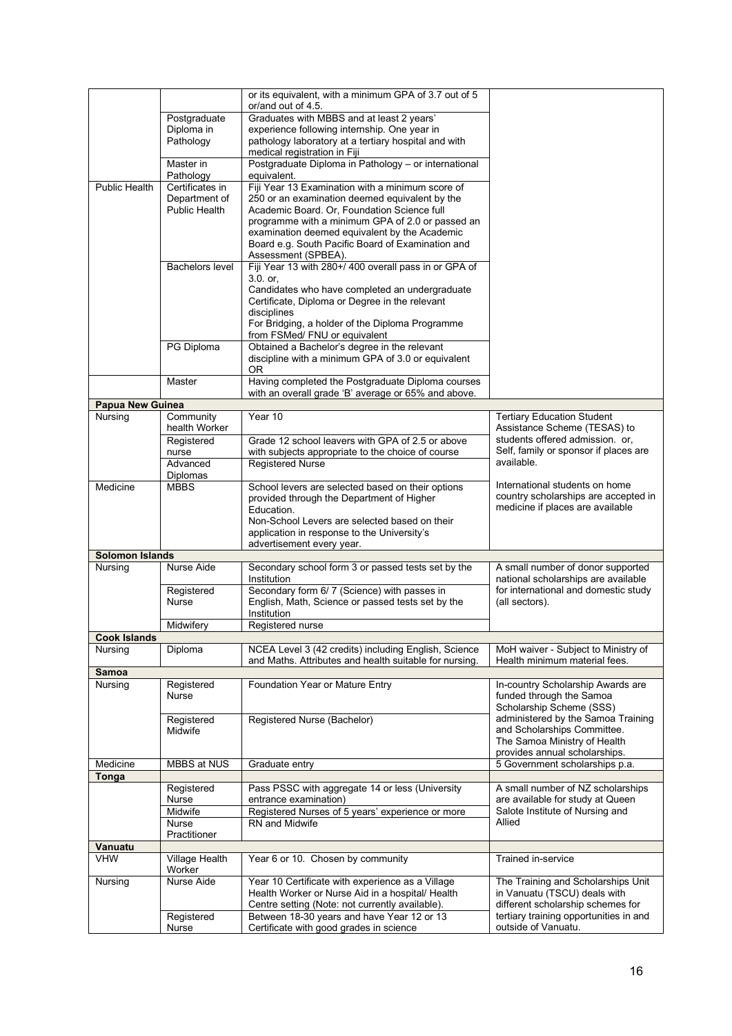| | | | |
|---|---|---|---|
| | | or its equivalent, with a minimum GPA of 3.7 out of 5 or/and out of 4.5. | |
| | Postgraduate Diploma in Pathology | Graduates with MBBS and at least 2 years' experience following internship. One year in pathology laboratory at a tertiary hospital and with medical registration in Fiji | |
| | Master in Pathology | Postgraduate Diploma in Pathology – or international equivalent. | |
| Public Health | Certificates in Department of Public Health | Fiji Year 13 Examination with a minimum score of 250 or an examination deemed equivalent by the Academic Board. Or, Foundation Science full programme with a minimum GPA of 2.0 or passed an examination deemed equivalent by the Academic Board e.g. South Pacific Board of Examination and Assessment (SPBEA). | |
| | Bachelors level | Fiji Year 13 with 280+/ 400 overall pass in or GPA of 3.0. or,<br>Candidates who have completed an undergraduate Certificate, Diploma or Degree in the relevant disciplines<br>For Bridging, a holder of the Diploma Programme from FSMed/ FNU or equivalent | |
| | PG Diploma | Obtained a Bachelor's degree in the relevant discipline with a minimum GPA of 3.0 or equivalent OR | |
| | Master | Having completed the Postgraduate Diploma courses with an overall grade 'B' average or 65% and above. | |
| **Papua New Guinea** | | | |
| Nursing | Community health Worker | Year 10 | Tertiary Education Student Assistance Scheme (TESAS) to students offered admission. or, Self, family or sponsor if places are available. |
| | Registered nurse | Grade 12 school leavers with GPA of 2.5 or above with subjects appropriate to the choice of course | |
| | Advanced Diplomas | Registered Nurse | |
| Medicine | MBBS | School levers are selected based on their options provided through the Department of Higher Education.<br>Non-School Levers are selected based on their application in response to the University's advertisement every year. | International students on home country scholarships are accepted in medicine if places are available |
| **Solomon Islands** | | | |
| Nursing | Nurse Aide | Secondary school form 3 or passed tests set by the Institution | A small number of donor supported national scholarships are available for international and domestic study (all sectors). |
| | Registered Nurse | Secondary form 6/ 7 (Science) with passes in English, Math, Science or passed tests set by the Institution | |
| | Midwifery | Registered nurse | |
| **Cook Islands** | | | |
| Nursing | Diploma | NCEA Level 3 (42 credits) including English, Science and Maths. Attributes and health suitable for nursing. | MoH waiver - Subject to Ministry of Health minimum material fees. |
| **Samoa** | | | |
| Nursing | Registered Nurse | Foundation Year or Mature Entry | In-country Scholarship Awards are funded through the Samoa Scholarship Scheme (SSS) administered by the Samoa Training and Scholarships Committee. The Samoa Ministry of Health provides annual scholarships. |
| | Registered Midwife | Registered Nurse (Bachelor) | |
| Medicine | MBBS at NUS | Graduate entry | 5 Government scholarships p.a. |
| **Tonga** | | | |
| | Registered Nurse | Pass PSSC with aggregate 14 or less (University entrance examination) | A small number of NZ scholarships are available for study at Queen Salote Institute of Nursing and Allied |
| | Midwife | Registered Nurses of 5 years' experience or more | |
| | Nurse Practitioner | RN and Midwife | |
| **Vanuatu** | | | |
| VHW | Village Health Worker | Year 6 or 10. Chosen by community | Trained in-service |
| Nursing | Nurse Aide | Year 10 Certificate with experience as a Village Health Worker or Nurse Aid in a hospital/ Health Centre setting (Note: not currently available). | The Training and Scholarships Unit in Vanuatu (TSCU) deals with different scholarship schemes for tertiary training opportunities in and outside of Vanuatu. |
| | Registered Nurse | Between 18-30 years and have Year 12 or 13 Certificate with good grades in science | |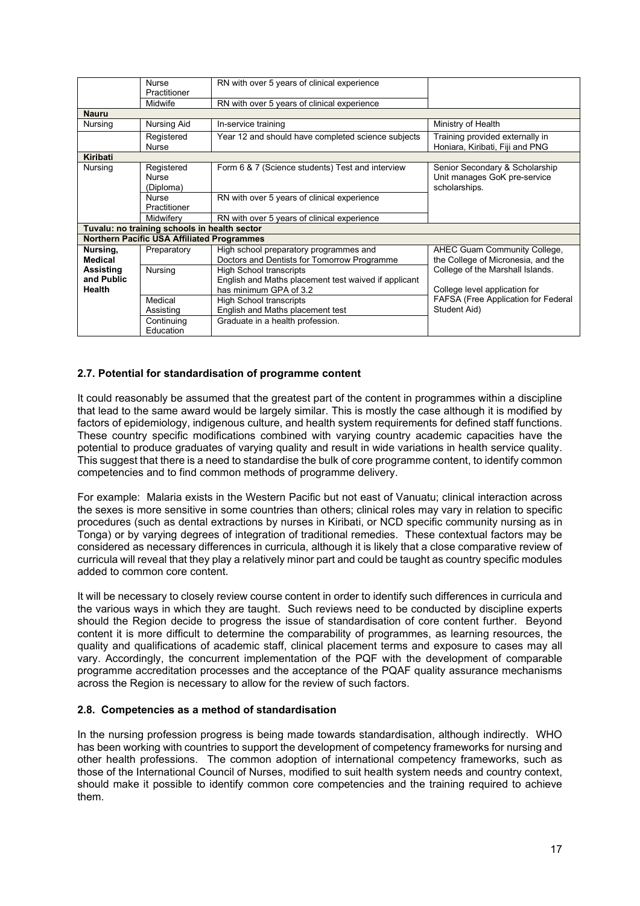| | | | |
|---|---|---|---|
| | Nurse Practitioner | RN with over 5 years of clinical experience | |
| | Midwife | RN with over 5 years of clinical experience | |
| **Nauru** | | | |
| Nursing | Nursing Aid | In-service training | Ministry of Health |
| | Registered Nurse | Year 12 and should have completed science subjects | Training provided externally in Honiara, Kiribati, Fiji and PNG |
| **Kiribati** | | | |
| Nursing | Registered Nurse (Diploma) | Form 6 & 7 (Science students) Test and interview | Senior Secondary & Scholarship Unit manages GoK pre-service scholarships. |
| | Nurse Practitioner | RN with over 5 years of clinical experience | |
| | Midwifery | RN with over 5 years of clinical experience | |
| **Tuvalu: no training schools in health sector** | | | |
| **Northern Pacific USA Affiliated Programmes** | | | |
| **Nursing, Medical Assisting and Public Health** | Preparatory | High school preparatory programmes and Doctors and Dentists for Tomorrow Programme | AHEC Guam Community College, the College of Micronesia, and the College of the Marshall Islands. College level application for FAFSA (Free Application for Federal Student Aid) |
| | Nursing | High School transcripts English and Maths placement test waived if applicant has minimum GPA of 3.2 | |
| | Medical Assisting | High School transcripts English and Maths placement test | |
| | Continuing Education | Graduate in a health profession. | |

### 2.7. Potential for standardisation of programme content

It could reasonably be assumed that the greatest part of the content in programmes within a discipline that lead to the same award would be largely similar. This is mostly the case although it is modified by factors of epidemiology, indigenous culture, and health system requirements for defined staff functions. These country specific modifications combined with varying country academic capacities have the potential to produce graduates of varying quality and result in wide variations in health service quality. This suggest that there is a need to standardise the bulk of core programme content, to identify common competencies and to find common methods of programme delivery.

For example: Malaria exists in the Western Pacific but not east of Vanuatu; clinical interaction across the sexes is more sensitive in some countries than others; clinical roles may vary in relation to specific procedures (such as dental extractions by nurses in Kiribati, or NCD specific community nursing as in Tonga) or by varying degrees of integration of traditional remedies. These contextual factors may be considered as necessary differences in curricula, although it is likely that a close comparative review of curricula will reveal that they play a relatively minor part and could be taught as country specific modules added to common core content.

It will be necessary to closely review course content in order to identify such differences in curricula and the various ways in which they are taught. Such reviews need to be conducted by discipline experts should the Region decide to progress the issue of standardisation of core content further. Beyond content it is more difficult to determine the comparability of programmes, as learning resources, the quality and qualifications of academic staff, clinical placement terms and exposure to cases may all vary. Accordingly, the concurrent implementation of the PQF with the development of comparable programme accreditation processes and the acceptance of the PQAF quality assurance mechanisms across the Region is necessary to allow for the review of such factors.

### 2.8. Competencies as a method of standardisation

In the nursing profession progress is being made towards standardisation, although indirectly. WHO has been working with countries to support the development of competency frameworks for nursing and other health professions. The common adoption of international competency frameworks, such as those of the International Council of Nurses, modified to suit health system needs and country context, should make it possible to identify common core competencies and the training required to achieve them.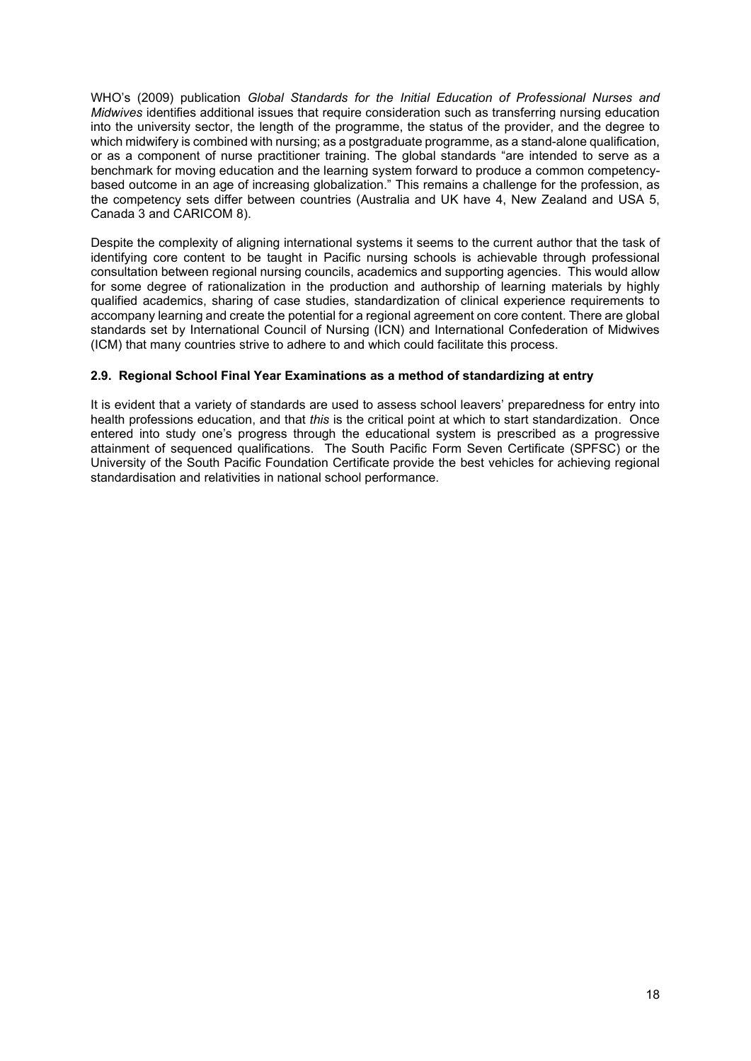WHO's (2009) publication *Global Standards for the Initial Education of Professional Nurses and Midwives* identifies additional issues that require consideration such as transferring nursing education into the university sector, the length of the programme, the status of the provider, and the degree to which midwifery is combined with nursing; as a postgraduate programme, as a stand-alone qualification, or as a component of nurse practitioner training. The global standards "are intended to serve as a benchmark for moving education and the learning system forward to produce a common competency-based outcome in an age of increasing globalization." This remains a challenge for the profession, as the competency sets differ between countries (Australia and UK have 4, New Zealand and USA 5, Canada 3 and CARICOM 8).

Despite the complexity of aligning international systems it seems to the current author that the task of identifying core content to be taught in Pacific nursing schools is achievable through professional consultation between regional nursing councils, academics and supporting agencies. This would allow for some degree of rationalization in the production and authorship of learning materials by highly qualified academics, sharing of case studies, standardization of clinical experience requirements to accompany learning and create the potential for a regional agreement on core content. There are global standards set by International Council of Nursing (ICN) and International Confederation of Midwives (ICM) that many countries strive to adhere to and which could facilitate this process.

### 2.9. Regional School Final Year Examinations as a method of standardizing at entry

It is evident that a variety of standards are used to assess school leavers' preparedness for entry into health professions education, and that *this* is the critical point at which to start standardization. Once entered into study one's progress through the educational system is prescribed as a progressive attainment of sequenced qualifications. The South Pacific Form Seven Certificate (SPFSC) or the University of the South Pacific Foundation Certificate provide the best vehicles for achieving regional standardisation and relativities in national school performance.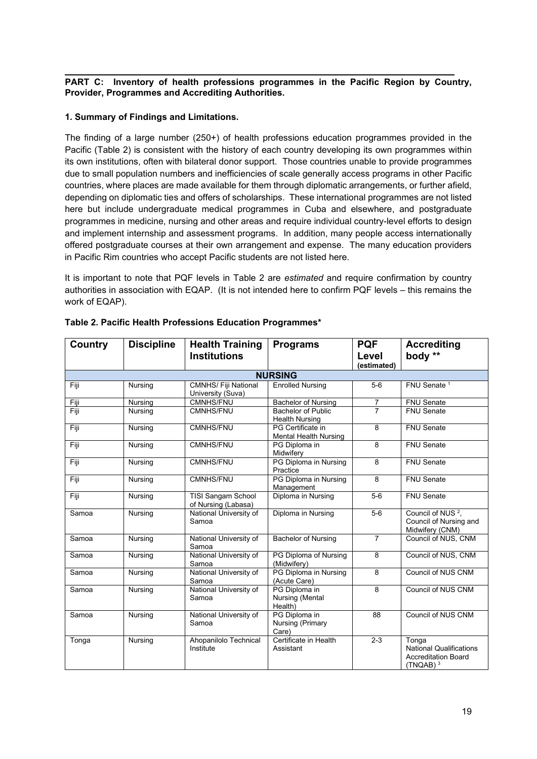**PART C: Inventory of health professions programmes in the Pacific Region by Country, Provider, Programmes and Accrediting Authorities.**

**1. Summary of Findings and Limitations.**

The finding of a large number (250+) of health professions education programmes provided in the Pacific (Table 2) is consistent with the history of each country developing its own programmes within its own institutions, often with bilateral donor support. Those countries unable to provide programmes due to small population numbers and inefficiencies of scale generally access programs in other Pacific countries, where places are made available for them through diplomatic arrangements, or further afield, depending on diplomatic ties and offers of scholarships. These international programmes are not listed here but include undergraduate medical programmes in Cuba and elsewhere, and postgraduate programmes in medicine, nursing and other areas and require individual country-level efforts to design and implement internship and assessment programs. In addition, many people access internationally offered postgraduate courses at their own arrangement and expense. The many education providers in Pacific Rim countries who accept Pacific students are not listed here.

It is important to note that PQF levels in Table 2 are *estimated* and require confirmation by country authorities in association with EQAP. (It is not intended here to confirm PQF levels – this remains the work of EQAP).

**Table 2. Pacific Health Professions Education Programmes***

| Country | Discipline | Health Training Institutions | Programs | PQF Level (estimated) | Accrediting body ** |
|---|---|---|---|---|---|
| **NURSING** | | | | | |
| Fiji | Nursing | CMNHS/ Fiji National University (Suva) | Enrolled Nursing | 5-6 | FNU Senate [1] |
| Fiji | Nursing | CMNHS/FNU | Bachelor of Nursing | 7 | FNU Senate |
| Fiji | Nursing | CMNHS/FNU | Bachelor of Public Health Nursing | 7 | FNU Senate |
| Fiji | Nursing | CMNHS/FNU | PG Certificate in Mental Health Nursing | 8 | FNU Senate |
| Fiji | Nursing | CMNHS/FNU | PG Diploma in Midwifery | 8 | FNU Senate |
| Fiji | Nursing | CMNHS/FNU | PG Diploma in Nursing Practice | 8 | FNU Senate |
| Fiji | Nursing | CMNHS/FNU | PG Diploma in Nursing Management | 8 | FNU Senate |
| Fiji | Nursing | TISI Sangam School of Nursing (Labasa) | Diploma in Nursing | 5-6 | FNU Senate |
| Samoa | Nursing | National University of Samoa | Diploma in Nursing | 5-6 | Council of NUS [2], Council of Nursing and Midwifery (CNM) |
| Samoa | Nursing | National University of Samoa | Bachelor of Nursing | 7 | Council of NUS, CNM |
| Samoa | Nursing | National University of Samoa | PG Diploma of Nursing (Midwifery) | 8 | Council of NUS, CNM |
| Samoa | Nursing | National University of Samoa | PG Diploma in Nursing (Acute Care) | 8 | Council of NUS CNM |
| Samoa | Nursing | National University of Samoa | PG Diploma in Nursing (Mental Health) | 8 | Council of NUS CNM |
| Samoa | Nursing | National University of Samoa | PG Diploma in Nursing (Primary Care) | 88 | Council of NUS CNM |
| Tonga | Nursing | Ahopanilolo Technical Institute | Certificate in Health Assistant | 2-3 | Tonga National Qualifications Accreditation Board (TNQAB) [3] |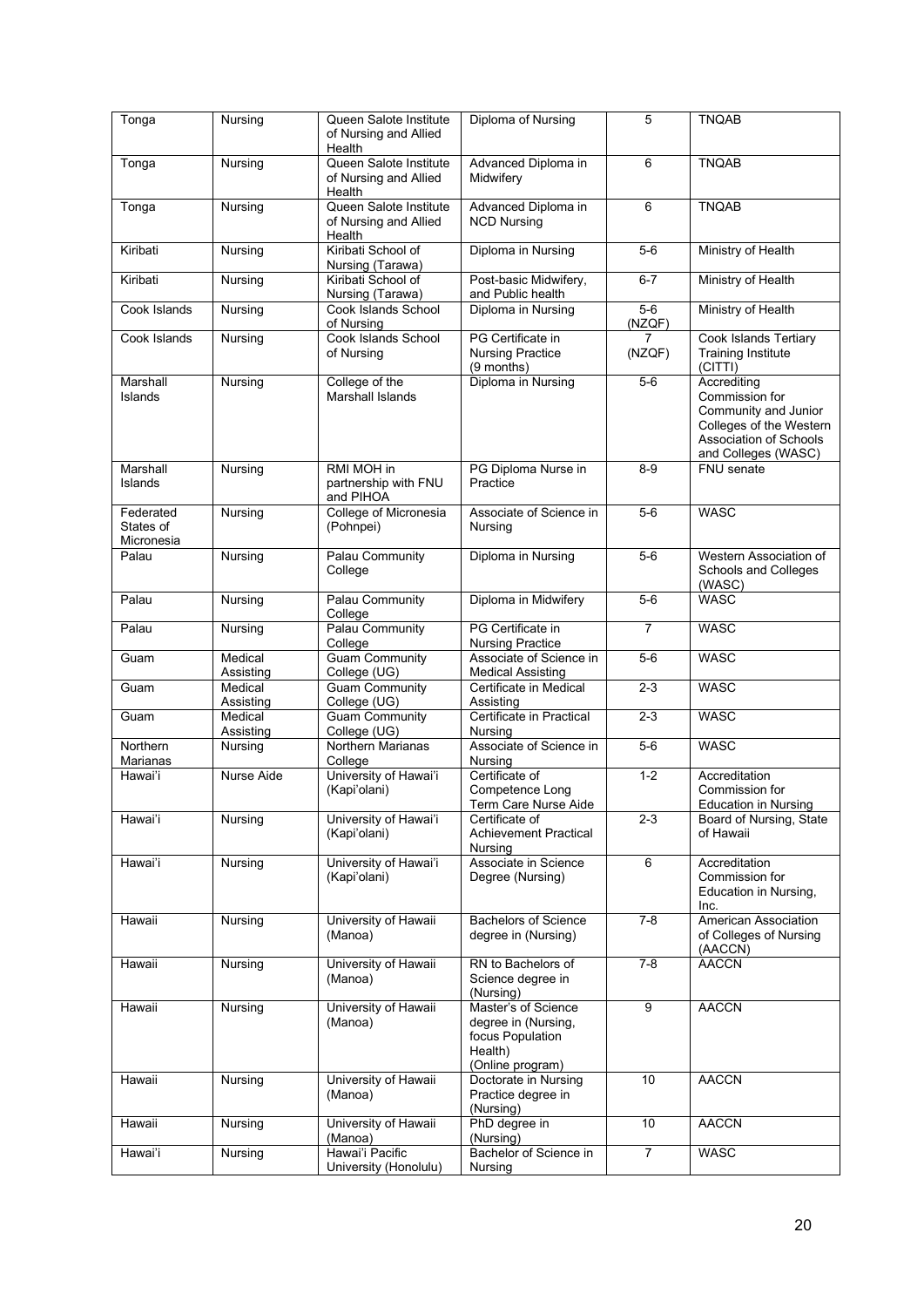| Tonga | Nursing | Queen Salote Institute of Nursing and Allied Health | Diploma of Nursing | 5 | TNQAB |
|---|---|---|---|---|---|
| Tonga | Nursing | Queen Salote Institute of Nursing and Allied Health | Advanced Diploma in Midwifery | 6 | TNQAB |
| Tonga | Nursing | Queen Salote Institute of Nursing and Allied Health | Advanced Diploma in NCD Nursing | 6 | TNQAB |
| Kiribati | Nursing | Kiribati School of Nursing (Tarawa) | Diploma in Nursing | 5-6 | Ministry of Health |
| Kiribati | Nursing | Kiribati School of Nursing (Tarawa) | Post-basic Midwifery, and Public health | 6-7 | Ministry of Health |
| Cook Islands | Nursing | Cook Islands School of Nursing | Diploma in Nursing | 5-6 (NZQF) | Ministry of Health |
| Cook Islands | Nursing | Cook Islands School of Nursing | PG Certificate in Nursing Practice (9 months) | 7 (NZQF) | Cook Islands Tertiary Training Institute (CITTI) |
| Marshall Islands | Nursing | College of the Marshall Islands | Diploma in Nursing | 5-6 | Accrediting Commission for Community and Junior Colleges of the Western Association of Schools and Colleges (WASC) |
| Marshall Islands | Nursing | RMI MOH in partnership with FNU and PIHOA | PG Diploma Nurse in Practice | 8-9 | FNU senate |
| Federated States of Micronesia | Nursing | College of Micronesia (Pohnpei) | Associate of Science in Nursing | 5-6 | WASC |
| Palau | Nursing | Palau Community College | Diploma in Nursing | 5-6 | Western Association of Schools and Colleges (WASC) |
| Palau | Nursing | Palau Community College | Diploma in Midwifery | 5-6 | WASC |
| Palau | Nursing | Palau Community College | PG Certificate in Nursing Practice | 7 | WASC |
| Guam | Medical Assisting | Guam Community College (UG) | Associate of Science in Medical Assisting | 5-6 | WASC |
| Guam | Medical Assisting | Guam Community College (UG) | Certificate in Medical Assisting | 2-3 | WASC |
| Guam | Medical Assisting | Guam Community College (UG) | Certificate in Practical Nursing | 2-3 | WASC |
| Northern Marianas | Nursing | Northern Marianas College | Associate of Science in Nursing | 5-6 | WASC |
| Hawai'i | Nurse Aide | University of Hawai'i (Kapi'olani) | Certificate of Competence Long Term Care Nurse Aide | 1-2 | Accreditation Commission for Education in Nursing |
| Hawai'i | Nursing | University of Hawai'i (Kapi'olani) | Certificate of Achievement Practical Nursing | 2-3 | Board of Nursing, State of Hawaii |
| Hawai'i | Nursing | University of Hawai'i (Kapi'olani) | Associate in Science Degree (Nursing) | 6 | Accreditation Commission for Education in Nursing, Inc. |
| Hawaii | Nursing | University of Hawaii (Manoa) | Bachelors of Science degree in (Nursing) | 7-8 | American Association of Colleges of Nursing (AACCN) |
| Hawaii | Nursing | University of Hawaii (Manoa) | RN to Bachelors of Science degree in (Nursing) | 7-8 | AACCN |
| Hawaii | Nursing | University of Hawaii (Manoa) | Master's of Science degree in (Nursing, focus Population Health) (Online program) | 9 | AACCN |
| Hawaii | Nursing | University of Hawaii (Manoa) | Doctorate in Nursing Practice degree in (Nursing) | 10 | AACCN |
| Hawaii | Nursing | University of Hawaii (Manoa) | PhD degree in (Nursing) | 10 | AACCN |
| Hawai'i | Nursing | Hawai'i Pacific University (Honolulu) | Bachelor of Science in Nursing | 7 | WASC |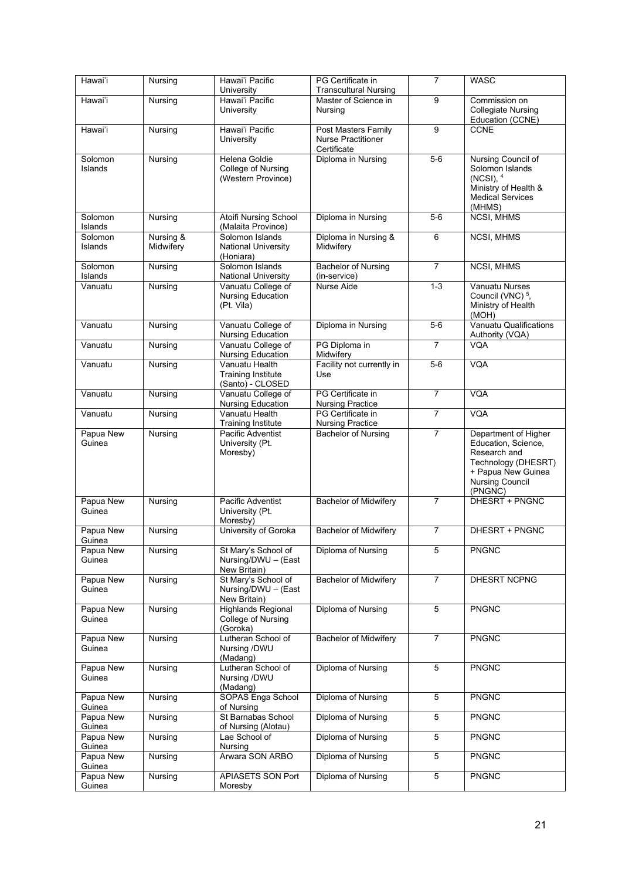| Hawai'i | Nursing | Hawai'i Pacific University | PG Certificate in Transcultural Nursing | 7 | WASC |
|---|---|---|---|---|---|
| Hawai'i | Nursing | Hawai'i Pacific University | Master of Science in Nursing | 9 | Commission on Collegiate Nursing Education (CCNE) |
| Hawai'i | Nursing | Hawai'i Pacific University | Post Masters Family Nurse Practitioner Certificate | 9 | CCNE |
| Solomon Islands | Nursing | Helena Goldie College of Nursing (Western Province) | Diploma in Nursing | 5-6 | Nursing Council of Solomon Islands (NCSI), [4] Ministry of Health & Medical Services (MHMS) |
| Solomon Islands | Nursing | Atoifi Nursing School (Malaita Province) | Diploma in Nursing | 5-6 | NCSI, MHMS |
| Solomon Islands | Nursing & Midwifery | Solomon Islands National University (Honiara) | Diploma in Nursing & Midwifery | 6 | NCSI, MHMS |
| Solomon Islands | Nursing | Solomon Islands National University | Bachelor of Nursing (in-service) | 7 | NCSI, MHMS |
| Vanuatu | Nursing | Vanuatu College of Nursing Education (Pt. Vila) | Nurse Aide | 1-3 | Vanuatu Nurses Council (VNC) [5], Ministry of Health (MOH) |
| Vanuatu | Nursing | Vanuatu College of Nursing Education | Diploma in Nursing | 5-6 | Vanuatu Qualifications Authority (VQA) |
| Vanuatu | Nursing | Vanuatu College of Nursing Education | PG Diploma in Midwifery | 7 | VQA |
| Vanuatu | Nursing | Vanuatu Health Training Institute (Santo) - CLOSED | Facility not currently in Use | 5-6 | VQA |
| Vanuatu | Nursing | Vanuatu College of Nursing Education | PG Certificate in Nursing Practice | 7 | VQA |
| Vanuatu | Nursing | Vanuatu Health Training Institute | PG Certificate in Nursing Practice | 7 | VQA |
| Papua New Guinea | Nursing | Pacific Adventist University (Pt. Moresby) | Bachelor of Nursing | 7 | Department of Higher Education, Science, Research and Technology (DHESRT) + Papua New Guinea Nursing Council (PNGNC) |
| Papua New Guinea | Nursing | Pacific Adventist University (Pt. Moresby) | Bachelor of Midwifery | 7 | DHESRT + PNGNC |
| Papua New Guinea | Nursing | University of Goroka | Bachelor of Midwifery | 7 | DHESRT + PNGNC |
| Papua New Guinea | Nursing | St Mary's School of Nursing/DWU – (East New Britain) | Diploma of Nursing | 5 | PNGNC |
| Papua New Guinea | Nursing | St Mary's School of Nursing/DWU – (East New Britain) | Bachelor of Midwifery | 7 | DHESRT NCPNG |
| Papua New Guinea | Nursing | Highlands Regional College of Nursing (Goroka) | Diploma of Nursing | 5 | PNGNC |
| Papua New Guinea | Nursing | Lutheran School of Nursing /DWU (Madang) | Bachelor of Midwifery | 7 | PNGNC |
| Papua New Guinea | Nursing | Lutheran School of Nursing /DWU (Madang) | Diploma of Nursing | 5 | PNGNC |
| Papua New Guinea | Nursing | SOPAS Enga School of Nursing | Diploma of Nursing | 5 | PNGNC |
| Papua New Guinea | Nursing | St Barnabas School of Nursing (Alotau) | Diploma of Nursing | 5 | PNGNC |
| Papua New Guinea | Nursing | Lae School of Nursing | Diploma of Nursing | 5 | PNGNC |
| Papua New Guinea | Nursing | Arwara SON ARBO | Diploma of Nursing | 5 | PNGNC |
| Papua New Guinea | Nursing | APIASETS SON Port Moresby | Diploma of Nursing | 5 | PNGNC |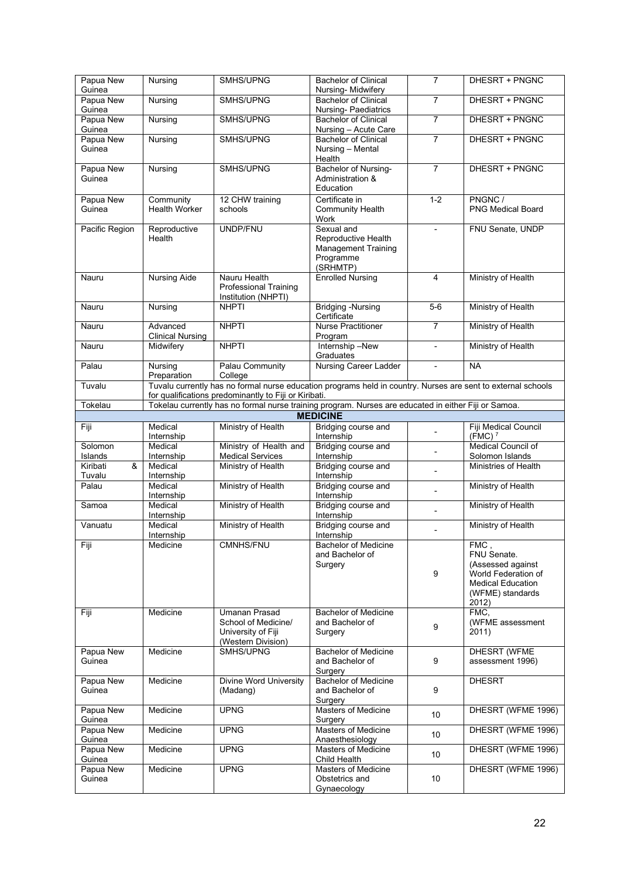| | | | | | |
|---|---|---|---|---|---|
| Papua New Guinea | Nursing | SMHS/UPNG | Bachelor of Clinical Nursing- Midwifery | 7 | DHESRT + PNGNC |
| Papua New Guinea | Nursing | SMHS/UPNG | Bachelor of Clinical Nursing- Paediatrics | 7 | DHESRT + PNGNC |
| Papua New Guinea | Nursing | SMHS/UPNG | Bachelor of Clinical Nursing – Acute Care | 7 | DHESRT + PNGNC |
| Papua New Guinea | Nursing | SMHS/UPNG | Bachelor of Clinical Nursing – Mental Health | 7 | DHESRT + PNGNC |
| Papua New Guinea | Nursing | SMHS/UPNG | Bachelor of Nursing- Administration & Education | 7 | DHESRT + PNGNC |
| Papua New Guinea | Community Health Worker | 12 CHW training schools | Certificate in Community Health Work | 1-2 | PNGNC / PNG Medical Board |
| Pacific Region | Reproductive Health | UNDP/FNU | Sexual and Reproductive Health Management Training Programme (SRHMTP) | - | FNU Senate, UNDP |
| Nauru | Nursing Aide | Nauru Health Professional Training Institution (NHPTI) | Enrolled Nursing | 4 | Ministry of Health |
| Nauru | Nursing | NHPTI | Bridging -Nursing Certificate | 5-6 | Ministry of Health |
| Nauru | Advanced Clinical Nursing | NHPTI | Nurse Practitioner Program | 7 | Ministry of Health |
| Nauru | Midwifery | NHPTI | Internship –New Graduates | - | Ministry of Health |
| Palau | Nursing Preparation | Palau Community College | Nursing Career Ladder | - | NA |
| Tuvalu | Tuvalu currently has no formal nurse education programs held in country. Nurses are sent to external schools for qualifications predominantly to Fiji or Kiribati. | | | | |
| Tokelau | Tokelau currently has no formal nurse training program. Nurses are educated in either Fiji or Samoa. | | | | |
| **MEDICINE** | | | | | |
| Fiji | Medical Internship | Ministry of Health | Bridging course and Internship | - | Fiji Medical Council (FMC) [7] |
| Solomon Islands | Medical Internship | Ministry of Health and Medical Services | Bridging course and Internship | - | Medical Council of Solomon Islands |
| Kiribati & Tuvalu | Medical Internship | Ministry of Health | Bridging course and Internship | - | Ministries of Health |
| Palau | Medical Internship | Ministry of Health | Bridging course and Internship | - | Ministry of Health |
| Samoa | Medical Internship | Ministry of Health | Bridging course and Internship | - | Ministry of Health |
| Vanuatu | Medical Internship | Ministry of Health | Bridging course and Internship | - | Ministry of Health |
| Fiji | Medicine | CMNHS/FNU | Bachelor of Medicine and Bachelor of Surgery | 9 | FMC , FNU Senate. (Assessed against World Federation of Medical Education (WFME) standards 2012) |
| Fiji | Medicine | Umanan Prasad School of Medicine/ University of Fiji (Western Division) | Bachelor of Medicine and Bachelor of Surgery | 9 | FMC, (WFME assessment 2011) |
| Papua New Guinea | Medicine | SMHS/UPNG | Bachelor of Medicine and Bachelor of Surgery | 9 | DHESRT (WFME assessment 1996) |
| Papua New Guinea | Medicine | Divine Word University (Madang) | Bachelor of Medicine and Bachelor of Surgery | 9 | DHESRT |
| Papua New Guinea | Medicine | UPNG | Masters of Medicine Surgery | 10 | DHESRT (WFME 1996) |
| Papua New Guinea | Medicine | UPNG | Masters of Medicine Anaesthesiology | 10 | DHESRT (WFME 1996) |
| Papua New Guinea | Medicine | UPNG | Masters of Medicine Child Health | 10 | DHESRT (WFME 1996) |
| Papua New Guinea | Medicine | UPNG | Masters of Medicine Obstetrics and Gynaecology | 10 | DHESRT (WFME 1996) |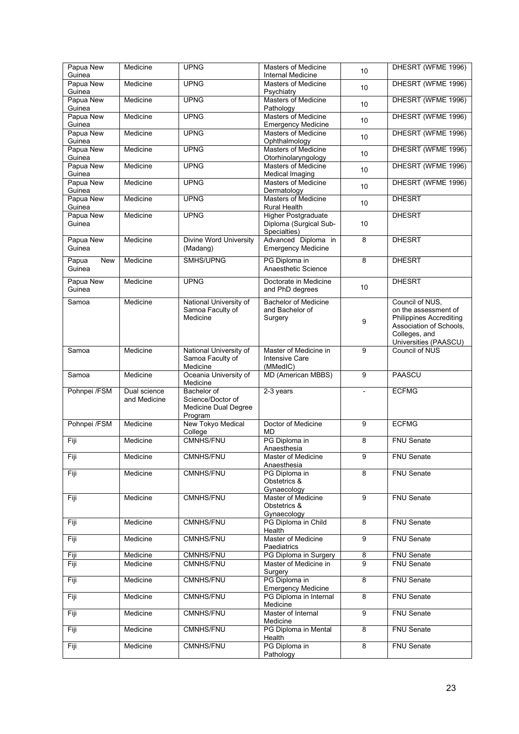| | | | | | |
|---|---|---|---|---|---|
| Papua New Guinea | Medicine | UPNG | Masters of Medicine Internal Medicine | 10 | DHESRT (WFME 1996) |
| Papua New Guinea | Medicine | UPNG | Masters of Medicine Psychiatry | 10 | DHESRT (WFME 1996) |
| Papua New Guinea | Medicine | UPNG | Masters of Medicine Pathology | 10 | DHESRT (WFME 1996) |
| Papua New Guinea | Medicine | UPNG | Masters of Medicine Emergency Medicine | 10 | DHESRT (WFME 1996) |
| Papua New Guinea | Medicine | UPNG | Masters of Medicine Ophthalmology | 10 | DHESRT (WFME 1996) |
| Papua New Guinea | Medicine | UPNG | Masters of Medicine Otorhinolaryngology | 10 | DHESRT (WFME 1996) |
| Papua New Guinea | Medicine | UPNG | Masters of Medicine Medical Imaging | 10 | DHESRT (WFME 1996) |
| Papua New Guinea | Medicine | UPNG | Masters of Medicine Dermatology | 10 | DHESRT (WFME 1996) |
| Papua New Guinea | Medicine | UPNG | Masters of Medicine Rural Health | 10 | DHESRT |
| Papua New Guinea | Medicine | UPNG | Higher Postgraduate Diploma (Surgical Sub-Specialties) | 10 | DHESRT |
| Papua New Guinea | Medicine | Divine Word University (Madang) | Advanced Diploma in Emergency Medicine | 8 | DHESRT |
| Papua New Guinea | Medicine | SMHS/UPNG | PG Diploma in Anaesthetic Science | 8 | DHESRT |
| Papua New Guinea | Medicine | UPNG | Doctorate in Medicine and PhD degrees | 10 | DHESRT |
| Samoa | Medicine | National University of Samoa Faculty of Medicine | Bachelor of Medicine and Bachelor of Surgery | 9 | Council of NUS, on the assessment of Philippines Accrediting Association of Schools, Colleges, and Universities (PAASCU) |
| Samoa | Medicine | National University of Samoa Faculty of Medicine | Master of Medicine in Intensive Care (MMedIC) | 9 | Council of NUS |
| Samoa | Medicine | Oceania University of Medicine | MD (American MBBS) | 9 | PAASCU |
| Pohnpei /FSM | Dual science and Medicine | Bachelor of Science/Doctor of Medicine Dual Degree Program | 2-3 years | - | ECFMG |
| Pohnpei /FSM | Medicine | New Tokyo Medical College | Doctor of Medicine MD | 9 | ECFMG |
| Fiji | Medicine | CMNHS/FNU | PG Diploma in Anaesthesia | 8 | FNU Senate |
| Fiji | Medicine | CMNHS/FNU | Master of Medicine Anaesthesia | 9 | FNU Senate |
| Fiji | Medicine | CMNHS/FNU | PG Diploma in Obstetrics & Gynaecology | 8 | FNU Senate |
| Fiji | Medicine | CMNHS/FNU | Master of Medicine Obstetrics & Gynaecology | 9 | FNU Senate |
| Fiji | Medicine | CMNHS/FNU | PG Diploma in Child Health | 8 | FNU Senate |
| Fiji | Medicine | CMNHS/FNU | Master of Medicine Paediatrics | 9 | FNU Senate |
| Fiji | Medicine | CMNHS/FNU | PG Diploma in Surgery | 8 | FNU Senate |
| Fiji | Medicine | CMNHS/FNU | Master of Medicine in Surgery | 9 | FNU Senate |
| Fiji | Medicine | CMNHS/FNU | PG Diploma in Emergency Medicine | 8 | FNU Senate |
| Fiji | Medicine | CMNHS/FNU | PG Diploma in Internal Medicine | 8 | FNU Senate |
| Fiji | Medicine | CMNHS/FNU | Master of Internal Medicine | 9 | FNU Senate |
| Fiji | Medicine | CMNHS/FNU | PG Diploma in Mental Health | 8 | FNU Senate |
| Fiji | Medicine | CMNHS/FNU | PG Diploma in Pathology | 8 | FNU Senate |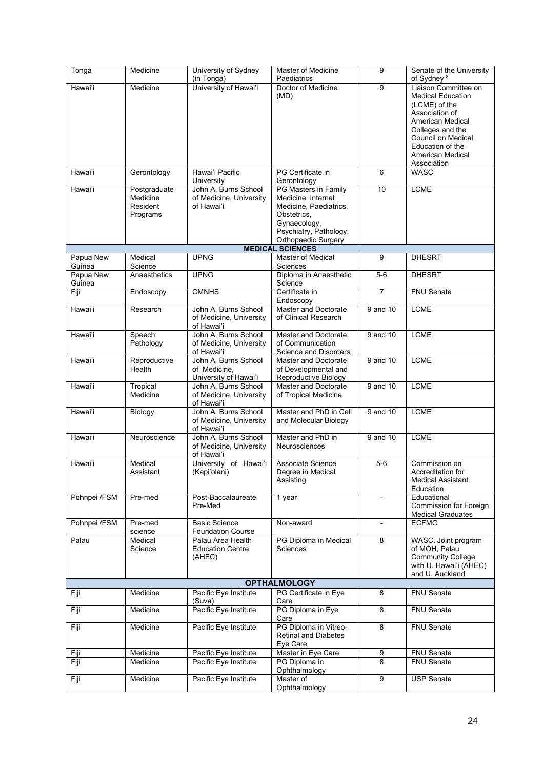| Tonga | Medicine | University of Sydney (in Tonga) | Master of Medicine Paediatrics | 9 | Senate of the University of Sydney [8] |
|---|---|---|---|---|---|
| Hawai'i | Medicine | University of Hawai'i | Doctor of Medicine (MD) | 9 | Liaison Committee on Medical Education (LCME) of the Association of American Medical Colleges and the Council on Medical Education of the American Medical Association |
| Hawai'i | Gerontology | Hawai'i Pacific University | PG Certificate in Gerontology | 6 | WASC |
| Hawai'i | Postgraduate Medicine Resident Programs | John A. Burns School of Medicine, University of Hawai'i | PG Masters in Family Medicine, Internal Medicine, Paediatrics, Obstetrics, Gynaecology, Psychiatry, Pathology, Orthopaedic Surgery | 10 | LCME |
| | | | **MEDICAL SCIENCES** | | |
| Papua New Guinea | Medical Science | UPNG | Master of Medical Sciences | 9 | DHESRT |
| Papua New Guinea | Anaesthetics | UPNG | Diploma in Anaesthetic Science | 5-6 | DHESRT |
| Fiji | Endoscopy | CMNHS | Certificate in Endoscopy | 7 | FNU Senate |
| Hawai'i | Research | John A. Burns School of Medicine, University of Hawai'i | Master and Doctorate of Clinical Research | 9 and 10 | LCME |
| Hawai'i | Speech Pathology | John A. Burns School of Medicine, University of Hawai'i | Master and Doctorate of Communication Science and Disorders | 9 and 10 | LCME |
| Hawai'i | Reproductive Health | John A. Burns School of Medicine, University of Hawai'i | Master and Doctorate of Developmental and Reproductive Biology | 9 and 10 | LCME |
| Hawai'i | Tropical Medicine | John A. Burns School of Medicine, University of Hawai'i | Master and Doctorate of Tropical Medicine | 9 and 10 | LCME |
| Hawai'i | Biology | John A. Burns School of Medicine, University of Hawai'i | Master and PhD in Cell and Molecular Biology | 9 and 10 | LCME |
| Hawai'i | Neuroscience | John A. Burns School of Medicine, University of Hawai'i | Master and PhD in Neurosciences | 9 and 10 | LCME |
| Hawai'i | Medical Assistant | University of Hawai'i (Kapi'olani) | Associate Science Degree in Medical Assisting | 5-6 | Commission on Accreditation for Medical Assistant Education |
| Pohnpei /FSM | Pre-med | Post-Baccalaureate Pre-Med | 1 year | - | Educational Commission for Foreign Medical Graduates |
| Pohnpei /FSM | Pre-med science | Basic Science Foundation Course | Non-award | - | ECFMG |
| Palau | Medical Science | Palau Area Health Education Centre (AHEC) | PG Diploma in Medical Sciences | 8 | WASC. Joint program of MOH, Palau Community College with U. Hawai'i (AHEC) and U. Auckland |
| | | | **OPTHALMOLOGY** | | |
| Fiji | Medicine | Pacific Eye Institute (Suva) | PG Certificate in Eye Care | 8 | FNU Senate |
| Fiji | Medicine | Pacific Eye Institute | PG Diploma in Eye Care | 8 | FNU Senate |
| Fiji | Medicine | Pacific Eye Institute | PG Diploma in Vitreo-Retinal and Diabetes Eye Care | 8 | FNU Senate |
| Fiji | Medicine | Pacific Eye Institute | Master in Eye Care | 9 | FNU Senate |
| Fiji | Medicine | Pacific Eye Institute | PG Diploma in Ophthalmology | 8 | FNU Senate |
| Fiji | Medicine | Pacific Eye Institute | Master of Ophthalmology | 9 | USP Senate |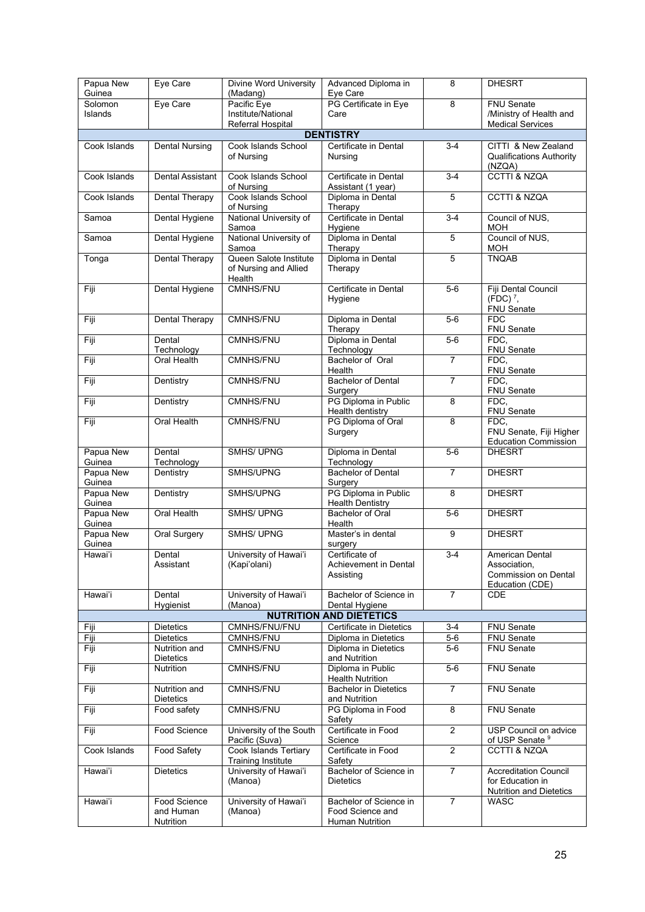| Papua New Guinea | Eye Care | Divine Word University (Madang) | Advanced Diploma in Eye Care | 8 | DHESRT |
|---|---|---|---|---|---|
| Solomon Islands | Eye Care | Pacific Eye Institute/National Referral Hospital | PG Certificate in Eye Care | 8 | FNU Senate /Ministry of Health and Medical Services |
| **DENTISTRY** | | | | | |
| Cook Islands | Dental Nursing | Cook Islands School of Nursing | Certificate in Dental Nursing | 3-4 | CITTI & New Zealand Qualifications Authority (NZQA) |
| Cook Islands | Dental Assistant | Cook Islands School of Nursing | Certificate in Dental Assistant (1 year) | 3-4 | CCTTI & NZQA |
| Cook Islands | Dental Therapy | Cook Islands School of Nursing | Diploma in Dental Therapy | 5 | CCTTI & NZQA |
| Samoa | Dental Hygiene | National University of Samoa | Certificate in Dental Hygiene | 3-4 | Council of NUS, MOH |
| Samoa | Dental Hygiene | National University of Samoa | Diploma in Dental Therapy | 5 | Council of NUS, MOH |
| Tonga | Dental Therapy | Queen Salote Institute of Nursing and Allied Health | Diploma in Dental Therapy | 5 | TNQAB |
| Fiji | Dental Hygiene | CMNHS/FNU | Certificate in Dental Hygiene | 5-6 | Fiji Dental Council (FDC) [7], FNU Senate |
| Fiji | Dental Therapy | CMNHS/FNU | Diploma in Dental Therapy | 5-6 | FDC FNU Senate |
| Fiji | Dental Technology | CMNHS/FNU | Diploma in Dental Technology | 5-6 | FDC, FNU Senate |
| Fiji | Oral Health | CMNHS/FNU | Bachelor of Oral Health | 7 | FDC, FNU Senate |
| Fiji | Dentistry | CMNHS/FNU | Bachelor of Dental Surgery | 7 | FDC, FNU Senate |
| Fiji | Dentistry | CMNHS/FNU | PG Diploma in Public Health dentistry | 8 | FDC, FNU Senate |
| Fiji | Oral Health | CMNHS/FNU | PG Diploma of Oral Surgery | 8 | FDC, FNU Senate, Fiji Higher Education Commission |
| Papua New Guinea | Dental Technology | SMHS/ UPNG | Diploma in Dental Technology | 5-6 | DHESRT |
| Papua New Guinea | Dentistry | SMHS/UPNG | Bachelor of Dental Surgery | 7 | DHESRT |
| Papua New Guinea | Dentistry | SMHS/UPNG | PG Diploma in Public Health Dentistry | 8 | DHESRT |
| Papua New Guinea | Oral Health | SMHS/ UPNG | Bachelor of Oral Health | 5-6 | DHESRT |
| Papua New Guinea | Oral Surgery | SMHS/ UPNG | Master's in dental surgery | 9 | DHESRT |
| Hawai'i | Dental Assistant | University of Hawai'i (Kapi'olani) | Certificate of Achievement in Dental Assisting | 3-4 | American Dental Association, Commission on Dental Education (CDE) |
| Hawai'i | Dental Hygienist | University of Hawai'i (Manoa) | Bachelor of Science in Dental Hygiene | 7 | CDE |
| **NUTRITION AND DIETETICS** | | | | | |
| Fiji | Dietetics | CMNHS/FNU/FNU | Certificate in Dietetics | 3-4 | FNU Senate |
| Fiji | Dietetics | CMNHS/FNU | Diploma in Dietetics | 5-6 | FNU Senate |
| Fiji | Nutrition and Dietetics | CMNHS/FNU | Diploma in Dietetics and Nutrition | 5-6 | FNU Senate |
| Fiji | Nutrition | CMNHS/FNU | Diploma in Public Health Nutrition | 5-6 | FNU Senate |
| Fiji | Nutrition and Dietetics | CMNHS/FNU | Bachelor in Dietetics and Nutrition | 7 | FNU Senate |
| Fiji | Food safety | CMNHS/FNU | PG Diploma in Food Safety | 8 | FNU Senate |
| Fiji | Food Science | University of the South Pacific (Suva) | Certificate in Food Science | 2 | USP Council on advice of USP Senate [9] |
| Cook Islands | Food Safety | Cook Islands Tertiary Training Institute | Certificate in Food Safety | 2 | CCTTI & NZQA |
| Hawai'i | Dietetics | University of Hawai'i (Manoa) | Bachelor of Science in Dietetics | 7 | Accreditation Council for Education in Nutrition and Dietetics |
| Hawai'i | Food Science and Human Nutrition | University of Hawai'i (Manoa) | Bachelor of Science in Food Science and Human Nutrition | 7 | WASC |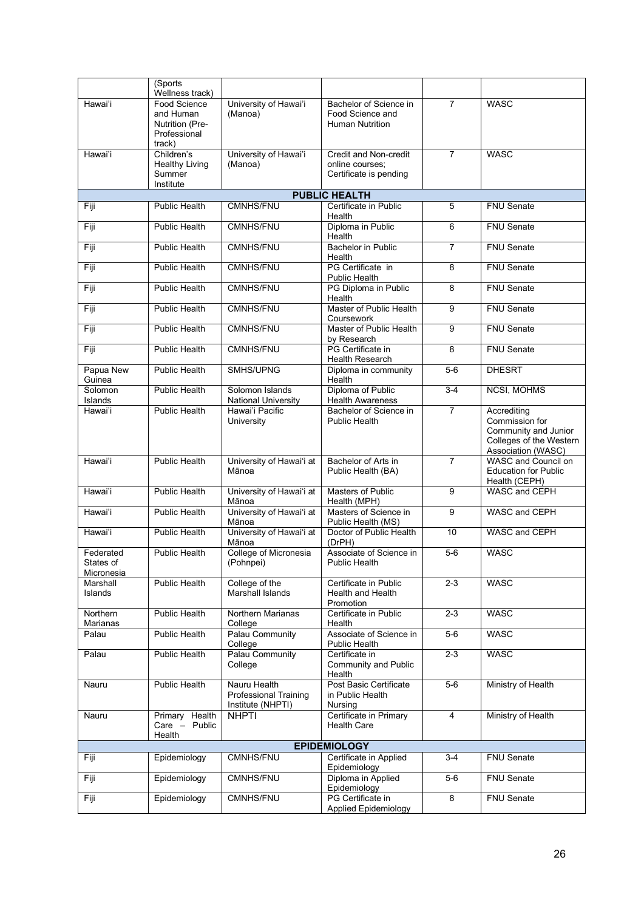| | (Sports Wellness track) | | | | |
|---|---|---|---|---|---|
| Hawai'i | Food Science and Human Nutrition (Pre-Professional track) | University of Hawai'i (Manoa) | Bachelor of Science in Food Science and Human Nutrition | 7 | WASC |
| Hawai'i | Children's Healthy Living Summer Institute | University of Hawai'i (Manoa) | Credit and Non-credit online courses; Certificate is pending | 7 | WASC |
| **PUBLIC HEALTH** | | | | | |
| Fiji | Public Health | CMNHS/FNU | Certificate in Public Health | 5 | FNU Senate |
| Fiji | Public Health | CMNHS/FNU | Diploma in Public Health | 6 | FNU Senate |
| Fiji | Public Health | CMNHS/FNU | Bachelor in Public Health | 7 | FNU Senate |
| Fiji | Public Health | CMNHS/FNU | PG Certificate in Public Health | 8 | FNU Senate |
| Fiji | Public Health | CMNHS/FNU | PG Diploma in Public Health | 8 | FNU Senate |
| Fiji | Public Health | CMNHS/FNU | Master of Public Health Coursework | 9 | FNU Senate |
| Fiji | Public Health | CMNHS/FNU | Master of Public Health by Research | 9 | FNU Senate |
| Fiji | Public Health | CMNHS/FNU | PG Certificate in Health Research | 8 | FNU Senate |
| Papua New Guinea | Public Health | SMHS/UPNG | Diploma in community Health | 5-6 | DHESRT |
| Solomon Islands | Public Health | Solomon Islands National University | Diploma of Public Health Awareness | 3-4 | NCSI, MOHMS |
| Hawai'i | Public Health | Hawai'i Pacific University | Bachelor of Science in Public Health | 7 | Accrediting Commission for Community and Junior Colleges of the Western Association (WASC) |
| Hawai'i | Public Health | University of Hawai'i at Mānoa | Bachelor of Arts in Public Health (BA) | 7 | WASC and Council on Education for Public Health (CEPH) |
| Hawai'i | Public Health | University of Hawai'i at Mānoa | Masters of Public Health (MPH) | 9 | WASC and CEPH |
| Hawai'i | Public Health | University of Hawai'i at Mānoa | Masters of Science in Public Health (MS) | 9 | WASC and CEPH |
| Hawai'i | Public Health | University of Hawai'i at Mānoa | Doctor of Public Health (DrPH) | 10 | WASC and CEPH |
| Federated States of Micronesia | Public Health | College of Micronesia (Pohnpei) | Associate of Science in Public Health | 5-6 | WASC |
| Marshall Islands | Public Health | College of the Marshall Islands | Certificate in Public Health and Health Promotion | 2-3 | WASC |
| Northern Marianas | Public Health | Northern Marianas College | Certificate in Public Health | 2-3 | WASC |
| Palau | Public Health | Palau Community College | Associate of Science in Public Health | 5-6 | WASC |
| Palau | Public Health | Palau Community College | Certificate in Community and Public Health | 2-3 | WASC |
| Nauru | Public Health | Nauru Health Professional Training Institute (NHPTI) | Post Basic Certificate in Public Health Nursing | 5-6 | Ministry of Health |
| Nauru | Primary Health Care – Public Health | NHPTI | Certificate in Primary Health Care | 4 | Ministry of Health |
| **EPIDEMIOLOGY** | | | | | |
| Fiji | Epidemiology | CMNHS/FNU | Certificate in Applied Epidemiology | 3-4 | FNU Senate |
| Fiji | Epidemiology | CMNHS/FNU | Diploma in Applied Epidemiology | 5-6 | FNU Senate |
| Fiji | Epidemiology | CMNHS/FNU | PG Certificate in Applied Epidemiology | 8 | FNU Senate |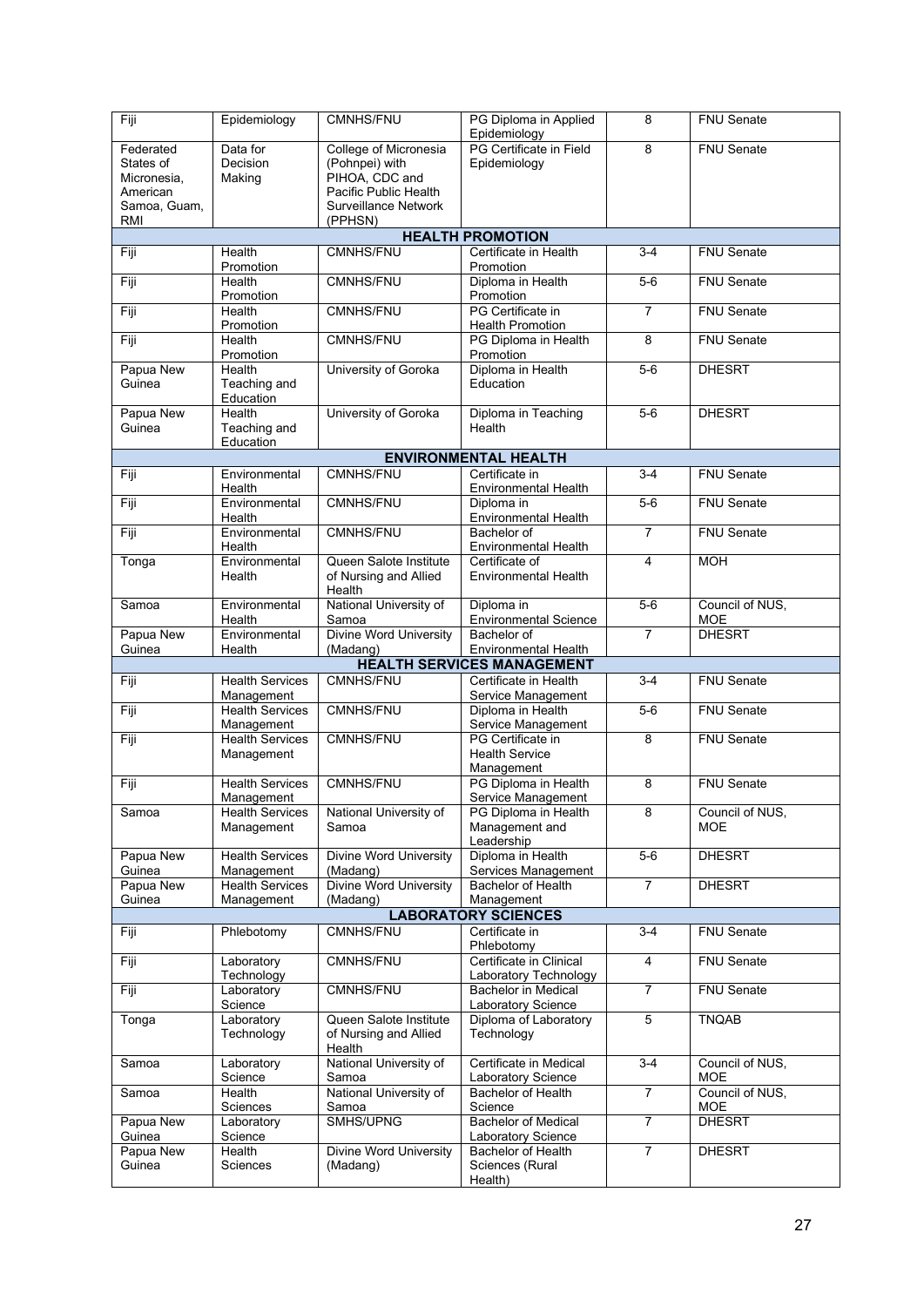| Fiji | Epidemiology | CMNHS/FNU | PG Diploma in Applied Epidemiology | 8 | FNU Senate |
|---|---|---|---|---|---|
| Federated States of Micronesia, American Samoa, Guam, RMI | Data for Decision Making | College of Micronesia (Pohnpei) with PIHOA, CDC and Pacific Public Health Surveillance Network (PPHSN) | PG Certificate in Field Epidemiology | 8 | FNU Senate |
| **HEALTH PROMOTION** | | | | | |
| Fiji | Health Promotion | CMNHS/FNU | Certificate in Health Promotion | 3-4 | FNU Senate |
| Fiji | Health Promotion | CMNHS/FNU | Diploma in Health Promotion | 5-6 | FNU Senate |
| Fiji | Health Promotion | CMNHS/FNU | PG Certificate in Health Promotion | 7 | FNU Senate |
| Fiji | Health Promotion | CMNHS/FNU | PG Diploma in Health Promotion | 8 | FNU Senate |
| Papua New Guinea | Health Teaching and Education | University of Goroka | Diploma in Health Education | 5-6 | DHESRT |
| Papua New Guinea | Health Teaching and Education | University of Goroka | Diploma in Teaching Health | 5-6 | DHESRT |
| **ENVIRONMENTAL HEALTH** | | | | | |
| Fiji | Environmental Health | CMNHS/FNU | Certificate in Environmental Health | 3-4 | FNU Senate |
| Fiji | Environmental Health | CMNHS/FNU | Diploma in Environmental Health | 5-6 | FNU Senate |
| Fiji | Environmental Health | CMNHS/FNU | Bachelor of Environmental Health | 7 | FNU Senate |
| Tonga | Environmental Health | Queen Salote Institute of Nursing and Allied Health | Certificate of Environmental Health | 4 | MOH |
| Samoa | Environmental Health | National University of Samoa | Diploma in Environmental Science | 5-6 | Council of NUS, MOE |
| Papua New Guinea | Environmental Health | Divine Word University (Madang) | Bachelor of Environmental Health | 7 | DHESRT |
| **HEALTH SERVICES MANAGEMENT** | | | | | |
| Fiji | Health Services Management | CMNHS/FNU | Certificate in Health Service Management | 3-4 | FNU Senate |
| Fiji | Health Services Management | CMNHS/FNU | Diploma in Health Service Management | 5-6 | FNU Senate |
| Fiji | Health Services Management | CMNHS/FNU | PG Certificate in Health Service Management | 8 | FNU Senate |
| Fiji | Health Services Management | CMNHS/FNU | PG Diploma in Health Service Management | 8 | FNU Senate |
| Samoa | Health Services Management | National University of Samoa | PG Diploma in Health Management and Leadership | 8 | Council of NUS, MOE |
| Papua New Guinea | Health Services Management | Divine Word University (Madang) | Diploma in Health Services Management | 5-6 | DHESRT |
| Papua New Guinea | Health Services Management | Divine Word University (Madang) | Bachelor of Health Management | 7 | DHESRT |
| **LABORATORY SCIENCES** | | | | | |
| Fiji | Phlebotomy | CMNHS/FNU | Certificate in Phlebotomy | 3-4 | FNU Senate |
| Fiji | Laboratory Technology | CMNHS/FNU | Certificate in Clinical Laboratory Technology | 4 | FNU Senate |
| Fiji | Laboratory Science | CMNHS/FNU | Bachelor in Medical Laboratory Science | 7 | FNU Senate |
| Tonga | Laboratory Technology | Queen Salote Institute of Nursing and Allied Health | Diploma of Laboratory Technology | 5 | TNQAB |
| Samoa | Laboratory Science | National University of Samoa | Certificate in Medical Laboratory Science | 3-4 | Council of NUS, MOE |
| Samoa | Health Sciences | National University of Samoa | Bachelor of Health Science | 7 | Council of NUS, MOE |
| Papua New Guinea | Laboratory Science | SMHS/UPNG | Bachelor of Medical Laboratory Science | 7 | DHESRT |
| Papua New Guinea | Health Sciences | Divine Word University (Madang) | Bachelor of Health Sciences (Rural Health) | 7 | DHESRT |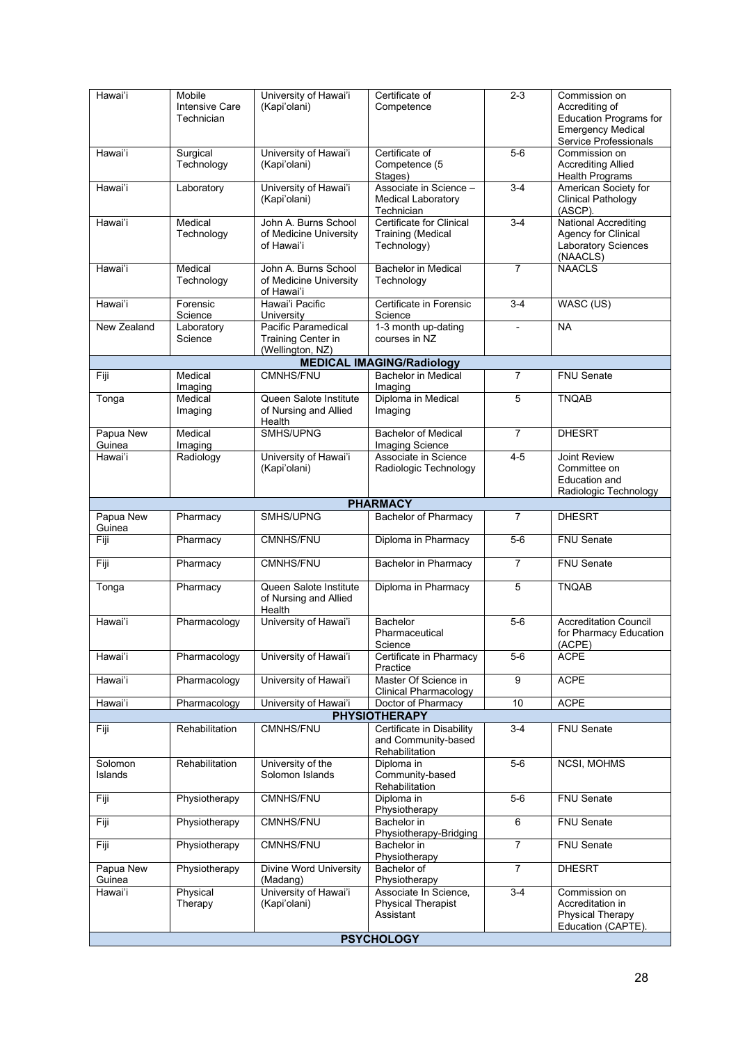| | | | | | |
|---|---|---|---|---|---|
| Hawai'i | Mobile Intensive Care Technician | University of Hawai'i (Kapi'olani) | Certificate of Competence | 2-3 | Commission on Accrediting of Education Programs for Emergency Medical Service Professionals |
| Hawai'i | Surgical Technology | University of Hawai'i (Kapi'olani) | Certificate of Competence (5 Stages) | 5-6 | Commission on Accrediting Allied Health Programs |
| Hawai'i | Laboratory | University of Hawai'i (Kapi'olani) | Associate in Science – Medical Laboratory Technician | 3-4 | American Society for Clinical Pathology (ASCP). |
| Hawai'i | Medical Technology | John A. Burns School of Medicine University of Hawai'i | Certificate for Clinical Training (Medical Technology) | 3-4 | National Accrediting Agency for Clinical Laboratory Sciences (NAACLS) |
| Hawai'i | Medical Technology | John A. Burns School of Medicine University of Hawai'i | Bachelor in Medical Technology | 7 | NAACLS |
| Hawai'i | Forensic Science | Hawai'i Pacific University | Certificate in Forensic Science | 3-4 | WASC (US) |
| New Zealand | Laboratory Science | Pacific Paramedical Training Center in (Wellington, NZ) | 1-3 month up-dating courses in NZ | - | NA |
| | | | **MEDICAL IMAGING/Radiology** | | |
| Fiji | Medical Imaging | CMNHS/FNU | Bachelor in Medical Imaging | 7 | FNU Senate |
| Tonga | Medical Imaging | Queen Salote Institute of Nursing and Allied Health | Diploma in Medical Imaging | 5 | TNQAB |
| Papua New Guinea | Medical Imaging | SMHS/UPNG | Bachelor of Medical Imaging Science | 7 | DHESRT |
| Hawai'i | Radiology | University of Hawai'i (Kapi'olani) | Associate in Science Radiologic Technology | 4-5 | Joint Review Committee on Education and Radiologic Technology |
| | | | **PHARMACY** | | |
| Papua New Guinea | Pharmacy | SMHS/UPNG | Bachelor of Pharmacy | 7 | DHESRT |
| Fiji | Pharmacy | CMNHS/FNU | Diploma in Pharmacy | 5-6 | FNU Senate |
| Fiji | Pharmacy | CMNHS/FNU | Bachelor in Pharmacy | 7 | FNU Senate |
| Tonga | Pharmacy | Queen Salote Institute of Nursing and Allied Health | Diploma in Pharmacy | 5 | TNQAB |
| Hawai'i | Pharmacology | University of Hawai'i | Bachelor Pharmaceutical Science | 5-6 | Accreditation Council for Pharmacy Education (ACPE) |
| Hawai'i | Pharmacology | University of Hawai'i | Certificate in Pharmacy Practice | 5-6 | ACPE |
| Hawai'i | Pharmacology | University of Hawai'i | Master Of Science in Clinical Pharmacology | 9 | ACPE |
| Hawai'i | Pharmacology | University of Hawai'i | Doctor of Pharmacy | 10 | ACPE |
| | | | **PHYSIOTHERAPY** | | |
| Fiji | Rehabilitation | CMNHS/FNU | Certificate in Disability and Community-based Rehabilitation | 3-4 | FNU Senate |
| Solomon Islands | Rehabilitation | University of the Solomon Islands | Diploma in Community-based Rehabilitation | 5-6 | NCSI, MOHMS |
| Fiji | Physiotherapy | CMNHS/FNU | Diploma in Physiotherapy | 5-6 | FNU Senate |
| Fiji | Physiotherapy | CMNHS/FNU | Bachelor in Physiotherapy-Bridging | 6 | FNU Senate |
| Fiji | Physiotherapy | CMNHS/FNU | Bachelor in Physiotherapy | 7 | FNU Senate |
| Papua New Guinea | Physiotherapy | Divine Word University (Madang) | Bachelor of Physiotherapy | 7 | DHESRT |
| Hawai'i | Physical Therapy | University of Hawai'i (Kapi'olani) | Associate In Science, Physical Therapist Assistant | 3-4 | Commission on Accreditation in Physical Therapy Education (CAPTE). |
| | | | **PSYCHOLOGY** | | |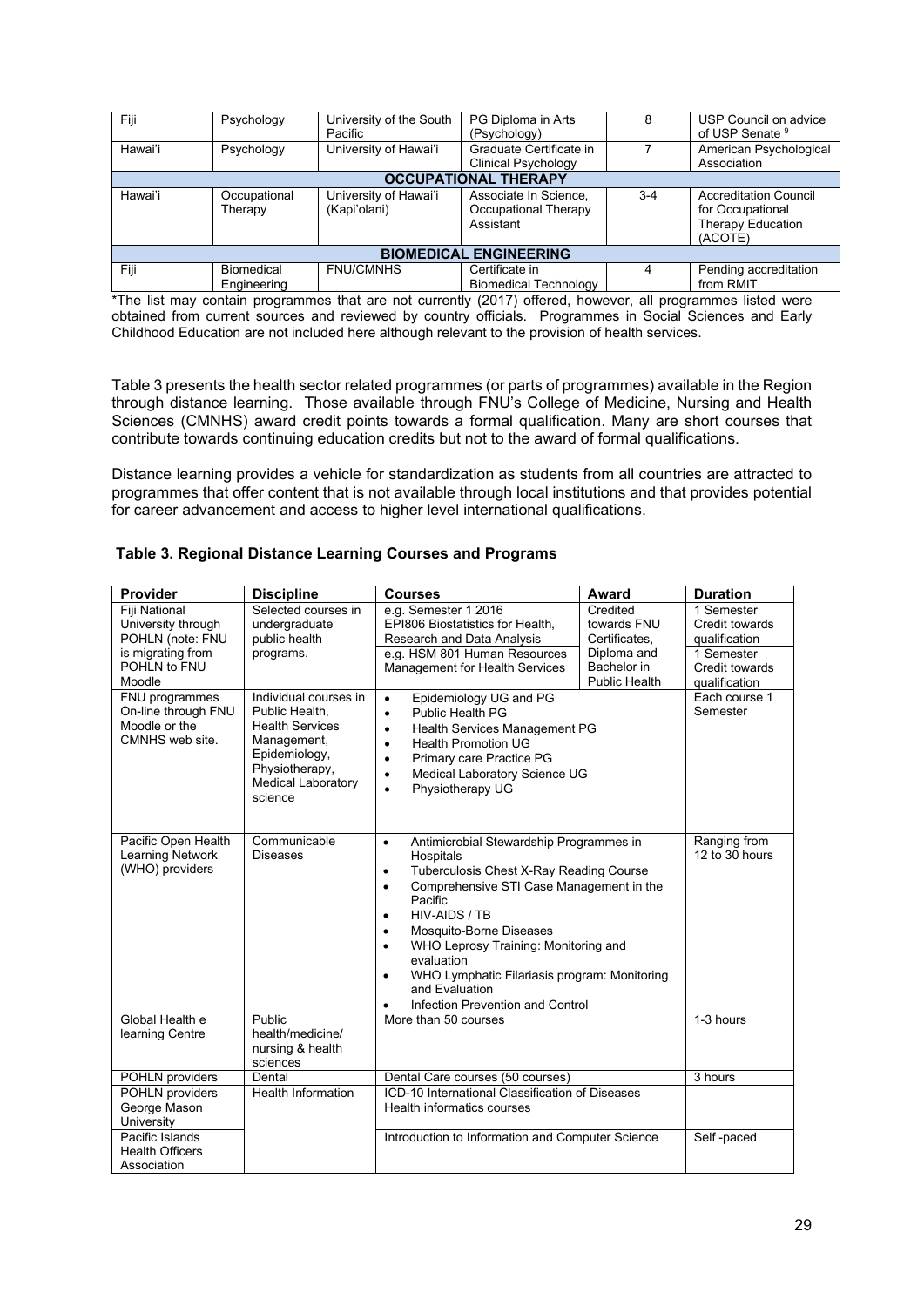| Fiji | Psychology | University of the South Pacific | PG Diploma in Arts (Psychology) | 8 | USP Council on advice of USP Senate [9] |
|---|---|---|---|---|---|
| Hawai'i | Psychology | University of Hawai'i | Graduate Certificate in Clinical Psychology | 7 | American Psychological Association |
| **OCCUPATIONAL THERAPY** | | | | | |
| Hawai'i | Occupational Therapy | University of Hawai'i (Kapi'olani) | Associate In Science, Occupational Therapy Assistant | 3-4 | Accreditation Council for Occupational Therapy Education (ACOTE) |
| **BIOMEDICAL ENGINEERING** | | | | | |
| Fiji | Biomedical Engineering | FNU/CMNHS | Certificate in Biomedical Technology | 4 | Pending accreditation from RMIT |

*The list may contain programmes that are not currently (2017) offered, however, all programmes listed were obtained from current sources and reviewed by country officials. Programmes in Social Sciences and Early Childhood Education are not included here although relevant to the provision of health services.

Table 3 presents the health sector related programmes (or parts of programmes) available in the Region through distance learning. Those available through FNU's College of Medicine, Nursing and Health Sciences (CMNHS) award credit points towards a formal qualification. Many are short courses that contribute towards continuing education credits but not to the award of formal qualifications.

Distance learning provides a vehicle for standardization as students from all countries are attracted to programmes that offer content that is not available through local institutions and that provides potential for career advancement and access to higher level international qualifications.

**Table 3. Regional Distance Learning Courses and Programs**

| Provider | Discipline | Courses | Award | Duration |
|---|---|---|---|---|
| Fiji National University through POHLN (note: FNU is migrating from POHLN to FNU Moodle | Selected courses in undergraduate public health programs. | e.g. Semester 1 2016 EPI806 Biostatistics for Health, Research and Data Analysis<br>e.g. HSM 801 Human Resources Management for Health Services | Credited towards FNU Certificates, Diploma and Bachelor in Public Health | 1 Semester Credit towards qualification<br>1 Semester Credit towards qualification |
| FNU programmes On-line through FNU Moodle or the CMNHS web site. | Individual courses in Public Health, Health Services Management, Epidemiology, Physiotherapy, Medical Laboratory science | • Epidemiology UG and PG<br>• Public Health PG<br>• Health Services Management PG<br>• Health Promotion UG<br>• Primary care Practice PG<br>• Medical Laboratory Science UG<br>• Physiotherapy UG | | Each course 1 Semester |
| Pacific Open Health Learning Network (WHO) providers | Communicable Diseases | • Antimicrobial Stewardship Programmes in Hospitals<br>• Tuberculosis Chest X-Ray Reading Course<br>• Comprehensive STI Case Management in the Pacific<br>• HIV-AIDS / TB<br>• Mosquito-Borne Diseases<br>• WHO Leprosy Training: Monitoring and evaluation<br>• WHO Lymphatic Filariasis program: Monitoring and Evaluation<br>• Infection Prevention and Control | | Ranging from 12 to 30 hours |
| Global Health e learning Centre | Public health/medicine/ nursing & health sciences | More than 50 courses | | 1-3 hours |
| POHLN providers | Dental | Dental Care courses (50 courses) | | 3 hours |
| POHLN providers | Health Information | ICD-10 International Classification of Diseases | | |
| George Mason University | | Health informatics courses | | |
| Pacific Islands Health Officers Association | | Introduction to Information and Computer Science | | Self -paced |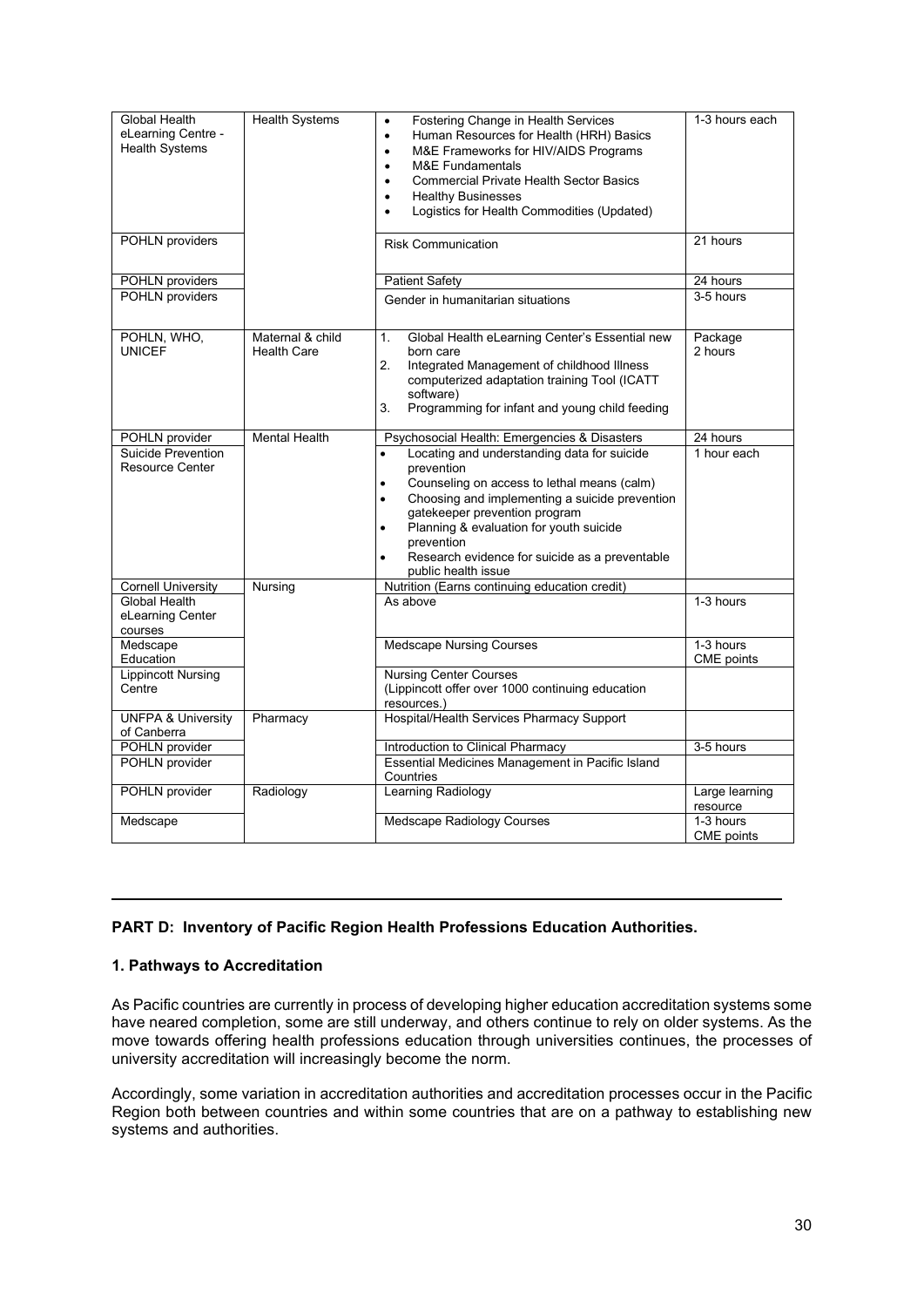| Global Health eLearning Centre - Health Systems | Health Systems | • Fostering Change in Health Services<br>• Human Resources for Health (HRH) Basics<br>• M&E Frameworks for HIV/AIDS Programs<br>• M&E Fundamentals<br>• Commercial Private Health Sector Basics<br>• Healthy Businesses<br>• Logistics for Health Commodities (Updated) | 1-3 hours each |
|---|---|---|---|
| POHLN providers | | Risk Communication | 21 hours |
| POHLN providers | | Patient Safety | 24 hours |
| POHLN providers | | Gender in humanitarian situations | 3-5 hours |
| POHLN, WHO, UNICEF | Maternal & child Health Care | 1. Global Health eLearning Center's Essential new born care<br>2. Integrated Management of childhood Illness computerized adaptation training Tool (ICATT software)<br>3. Programming for infant and young child feeding | Package 2 hours |
| POHLN provider | Mental Health | Psychosocial Health: Emergencies & Disasters | 24 hours |
| Suicide Prevention Resource Center | | • Locating and understanding data for suicide prevention<br>• Counseling on access to lethal means (calm)<br>• Choosing and implementing a suicide prevention gatekeeper prevention program<br>• Planning & evaluation for youth suicide prevention<br>• Research evidence for suicide as a preventable public health issue | 1 hour each |
| Cornell University | Nursing | Nutrition (Earns continuing education credit) | |
| Global Health eLearning Center courses | | As above | 1-3 hours |
| Medscape Education | | Medscape Nursing Courses | 1-3 hours CME points |
| Lippincott Nursing Centre | | Nursing Center Courses (Lippincott offer over 1000 continuing education resources.) | |
| UNFPA & University of Canberra | Pharmacy | Hospital/Health Services Pharmacy Support | |
| POHLN provider | | Introduction to Clinical Pharmacy | 3-5 hours |
| POHLN provider | | Essential Medicines Management in Pacific Island Countries | |
| POHLN provider | Radiology | Learning Radiology | Large learning resource |
| Medscape | | Medscape Radiology Courses | 1-3 hours CME points |

## PART D: Inventory of Pacific Region Health Professions Education Authorities.

### 1. Pathways to Accreditation

As Pacific countries are currently in process of developing higher education accreditation systems some have neared completion, some are still underway, and others continue to rely on older systems. As the move towards offering health professions education through universities continues, the processes of university accreditation will increasingly become the norm.

Accordingly, some variation in accreditation authorities and accreditation processes occur in the Pacific Region both between countries and within some countries that are on a pathway to establishing new systems and authorities.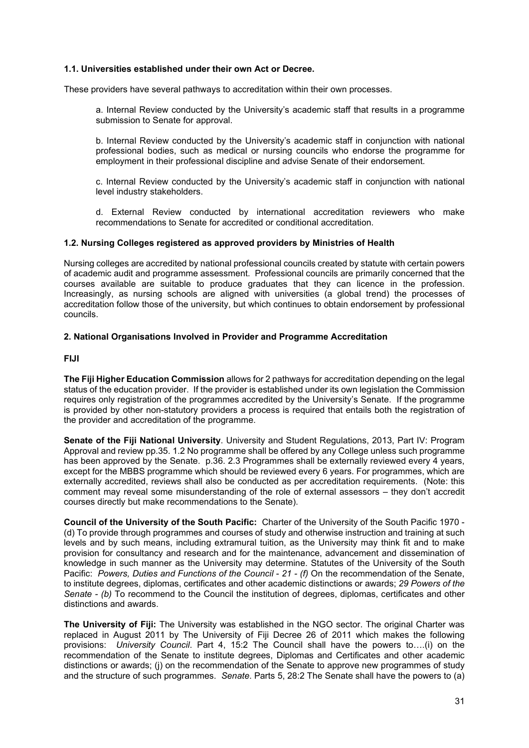**1.1. Universities established under their own Act or Decree.**

These providers have several pathways to accreditation within their own processes.

> a. Internal Review conducted by the University's academic staff that results in a programme submission to Senate for approval.
>
> b. Internal Review conducted by the University's academic staff in conjunction with national professional bodies, such as medical or nursing councils who endorse the programme for employment in their professional discipline and advise Senate of their endorsement.
>
> c. Internal Review conducted by the University's academic staff in conjunction with national level industry stakeholders.
>
> d. External Review conducted by international accreditation reviewers who make recommendations to Senate for accredited or conditional accreditation.

**1.2. Nursing Colleges registered as approved providers by Ministries of Health**

Nursing colleges are accredited by national professional councils created by statute with certain powers of academic audit and programme assessment. Professional councils are primarily concerned that the courses available are suitable to produce graduates that they can licence in the profession. Increasingly, as nursing schools are aligned with universities (a global trend) the processes of accreditation follow those of the university, but which continues to obtain endorsement by professional councils.

**2. National Organisations Involved in Provider and Programme Accreditation**

**FIJI**

**The Fiji Higher Education Commission** allows for 2 pathways for accreditation depending on the legal status of the education provider. If the provider is established under its own legislation the Commission requires only registration of the programmes accredited by the University's Senate. If the programme is provided by other non-statutory providers a process is required that entails both the registration of the provider and accreditation of the programme.

**Senate of the Fiji National University**. University and Student Regulations, 2013, Part IV: Program Approval and review pp.35. 1.2 No programme shall be offered by any College unless such programme has been approved by the Senate. p.36. 2.3 Programmes shall be externally reviewed every 4 years, except for the MBBS programme which should be reviewed every 6 years. For programmes, which are externally accredited, reviews shall also be conducted as per accreditation requirements. (Note: this comment may reveal some misunderstanding of the role of external assessors – they don't accredit courses directly but make recommendations to the Senate).

**Council of the University of the South Pacific:** Charter of the University of the South Pacific 1970 - (d) To provide through programmes and courses of study and otherwise instruction and training at such levels and by such means, including extramural tuition, as the University may think fit and to make provision for consultancy and research and for the maintenance, advancement and dissemination of knowledge in such manner as the University may determine. Statutes of the University of the South Pacific: *Powers, Duties and Functions of the Council - 21 - (f)* On the recommendation of the Senate, to institute degrees, diplomas, certificates and other academic distinctions or awards; *29 Powers of the Senate - (b)* To recommend to the Council the institution of degrees, diplomas, certificates and other distinctions and awards.

**The University of Fiji:** The University was established in the NGO sector. The original Charter was replaced in August 2011 by The University of Fiji Decree 26 of 2011 which makes the following provisions: *University Council*. Part 4, 15:2 The Council shall have the powers to….(i) on the recommendation of the Senate to institute degrees, Diplomas and Certificates and other academic distinctions or awards; (j) on the recommendation of the Senate to approve new programmes of study and the structure of such programmes. *Senate*. Parts 5, 28:2 The Senate shall have the powers to (a)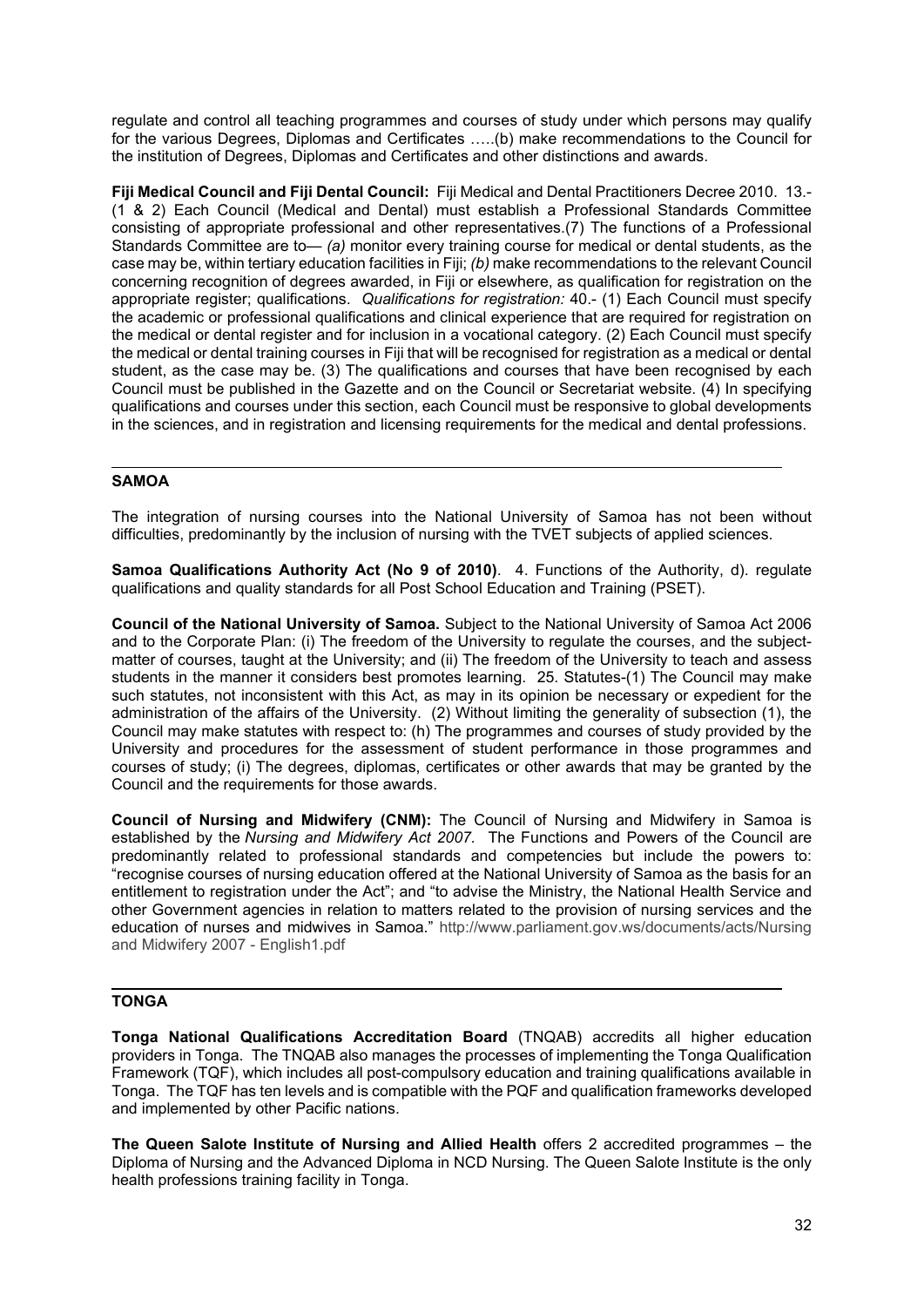regulate and control all teaching programmes and courses of study under which persons may qualify for the various Degrees, Diplomas and Certificates …..(b) make recommendations to the Council for the institution of Degrees, Diplomas and Certificates and other distinctions and awards.

**Fiji Medical Council and Fiji Dental Council:** Fiji Medical and Dental Practitioners Decree 2010. 13.- (1 & 2) Each Council (Medical and Dental) must establish a Professional Standards Committee consisting of appropriate professional and other representatives.(7) The functions of a Professional Standards Committee are to— *(a)* monitor every training course for medical or dental students, as the case may be, within tertiary education facilities in Fiji; *(b)* make recommendations to the relevant Council concerning recognition of degrees awarded, in Fiji or elsewhere, as qualification for registration on the appropriate register; qualifications. *Qualifications for registration:* 40.- (1) Each Council must specify the academic or professional qualifications and clinical experience that are required for registration on the medical or dental register and for inclusion in a vocational category. (2) Each Council must specify the medical or dental training courses in Fiji that will be recognised for registration as a medical or dental student, as the case may be. (3) The qualifications and courses that have been recognised by each Council must be published in the Gazette and on the Council or Secretariat website. (4) In specifying qualifications and courses under this section, each Council must be responsive to global developments in the sciences, and in registration and licensing requirements for the medical and dental professions.

---

## SAMOA

The integration of nursing courses into the National University of Samoa has not been without difficulties, predominantly by the inclusion of nursing with the TVET subjects of applied sciences.

**Samoa Qualifications Authority Act (No 9 of 2010)**. 4. Functions of the Authority, d). regulate qualifications and quality standards for all Post School Education and Training (PSET).

**Council of the National University of Samoa.** Subject to the National University of Samoa Act 2006 and to the Corporate Plan: (i) The freedom of the University to regulate the courses, and the subject-matter of courses, taught at the University; and (ii) The freedom of the University to teach and assess students in the manner it considers best promotes learning. 25. Statutes-(1) The Council may make such statutes, not inconsistent with this Act, as may in its opinion be necessary or expedient for the administration of the affairs of the University. (2) Without limiting the generality of subsection (1), the Council may make statutes with respect to: (h) The programmes and courses of study provided by the University and procedures for the assessment of student performance in those programmes and courses of study; (i) The degrees, diplomas, certificates or other awards that may be granted by the Council and the requirements for those awards.

**Council of Nursing and Midwifery (CNM):** The Council of Nursing and Midwifery in Samoa is established by the *Nursing and Midwifery Act 2007.* The Functions and Powers of the Council are predominantly related to professional standards and competencies but include the powers to: "recognise courses of nursing education offered at the National University of Samoa as the basis for an entitlement to registration under the Act"; and "to advise the Ministry, the National Health Service and other Government agencies in relation to matters related to the provision of nursing services and the education of nurses and midwives in Samoa." http://www.parliament.gov.ws/documents/acts/Nursing and Midwifery 2007 - English1.pdf

---

## TONGA

**Tonga National Qualifications Accreditation Board** (TNQAB) accredits all higher education providers in Tonga. The TNQAB also manages the processes of implementing the Tonga Qualification Framework (TQF), which includes all post-compulsory education and training qualifications available in Tonga. The TQF has ten levels and is compatible with the PQF and qualification frameworks developed and implemented by other Pacific nations.

**The Queen Salote Institute of Nursing and Allied Health** offers 2 accredited programmes – the Diploma of Nursing and the Advanced Diploma in NCD Nursing. The Queen Salote Institute is the only health professions training facility in Tonga.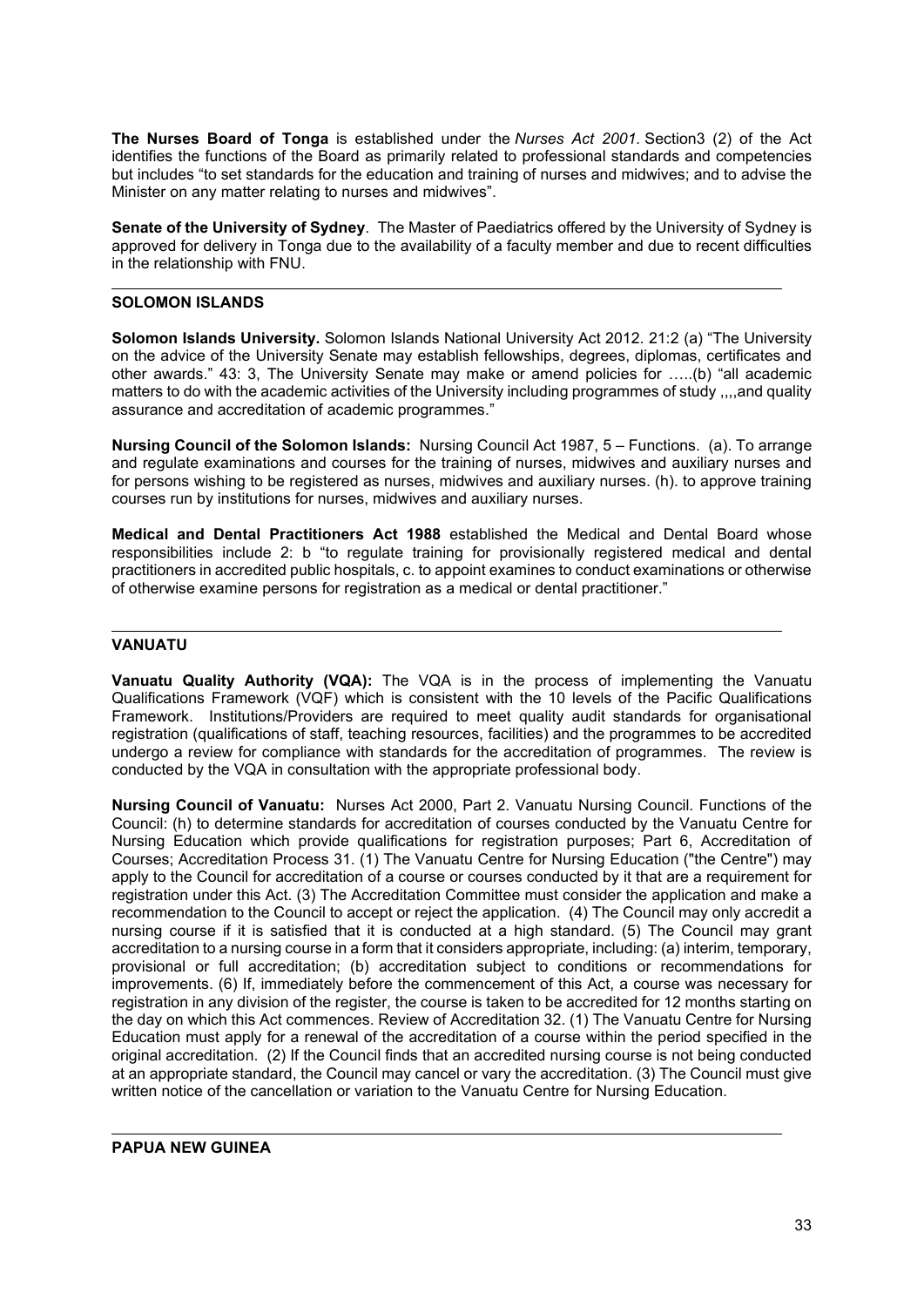**The Nurses Board of Tonga** is established under the *Nurses Act 2001.* Section3 (2) of the Act identifies the functions of the Board as primarily related to professional standards and competencies but includes "to set standards for the education and training of nurses and midwives; and to advise the Minister on any matter relating to nurses and midwives".

**Senate of the University of Sydney**. The Master of Paediatrics offered by the University of Sydney is approved for delivery in Tonga due to the availability of a faculty member and due to recent difficulties in the relationship with FNU.

---

**SOLOMON ISLANDS**

**Solomon Islands University.** Solomon Islands National University Act 2012. 21:2 (a) "The University on the advice of the University Senate may establish fellowships, degrees, diplomas, certificates and other awards." 43: 3, The University Senate may make or amend policies for …..(b) "all academic matters to do with the academic activities of the University including programmes of study ,,,,and quality assurance and accreditation of academic programmes."

**Nursing Council of the Solomon Islands:** Nursing Council Act 1987, 5 – Functions. (a). To arrange and regulate examinations and courses for the training of nurses, midwives and auxiliary nurses and for persons wishing to be registered as nurses, midwives and auxiliary nurses. (h). to approve training courses run by institutions for nurses, midwives and auxiliary nurses.

**Medical and Dental Practitioners Act 1988** established the Medical and Dental Board whose responsibilities include 2: b "to regulate training for provisionally registered medical and dental practitioners in accredited public hospitals, c. to appoint examines to conduct examinations or otherwise of otherwise examine persons for registration as a medical or dental practitioner."

---

**VANUATU**

**Vanuatu Quality Authority (VQA):** The VQA is in the process of implementing the Vanuatu Qualifications Framework (VQF) which is consistent with the 10 levels of the Pacific Qualifications Framework. Institutions/Providers are required to meet quality audit standards for organisational registration (qualifications of staff, teaching resources, facilities) and the programmes to be accredited undergo a review for compliance with standards for the accreditation of programmes. The review is conducted by the VQA in consultation with the appropriate professional body.

**Nursing Council of Vanuatu:** Nurses Act 2000, Part 2. Vanuatu Nursing Council. Functions of the Council: (h) to determine standards for accreditation of courses conducted by the Vanuatu Centre for Nursing Education which provide qualifications for registration purposes; Part 6, Accreditation of Courses; Accreditation Process 31. (1) The Vanuatu Centre for Nursing Education ("the Centre") may apply to the Council for accreditation of a course or courses conducted by it that are a requirement for registration under this Act. (3) The Accreditation Committee must consider the application and make a recommendation to the Council to accept or reject the application. (4) The Council may only accredit a nursing course if it is satisfied that it is conducted at a high standard. (5) The Council may grant accreditation to a nursing course in a form that it considers appropriate, including: (a) interim, temporary, provisional or full accreditation; (b) accreditation subject to conditions or recommendations for improvements. (6) If, immediately before the commencement of this Act, a course was necessary for registration in any division of the register, the course is taken to be accredited for 12 months starting on the day on which this Act commences. Review of Accreditation 32. (1) The Vanuatu Centre for Nursing Education must apply for a renewal of the accreditation of a course within the period specified in the original accreditation. (2) If the Council finds that an accredited nursing course is not being conducted at an appropriate standard, the Council may cancel or vary the accreditation. (3) The Council must give written notice of the cancellation or variation to the Vanuatu Centre for Nursing Education.

---

**PAPUA NEW GUINEA**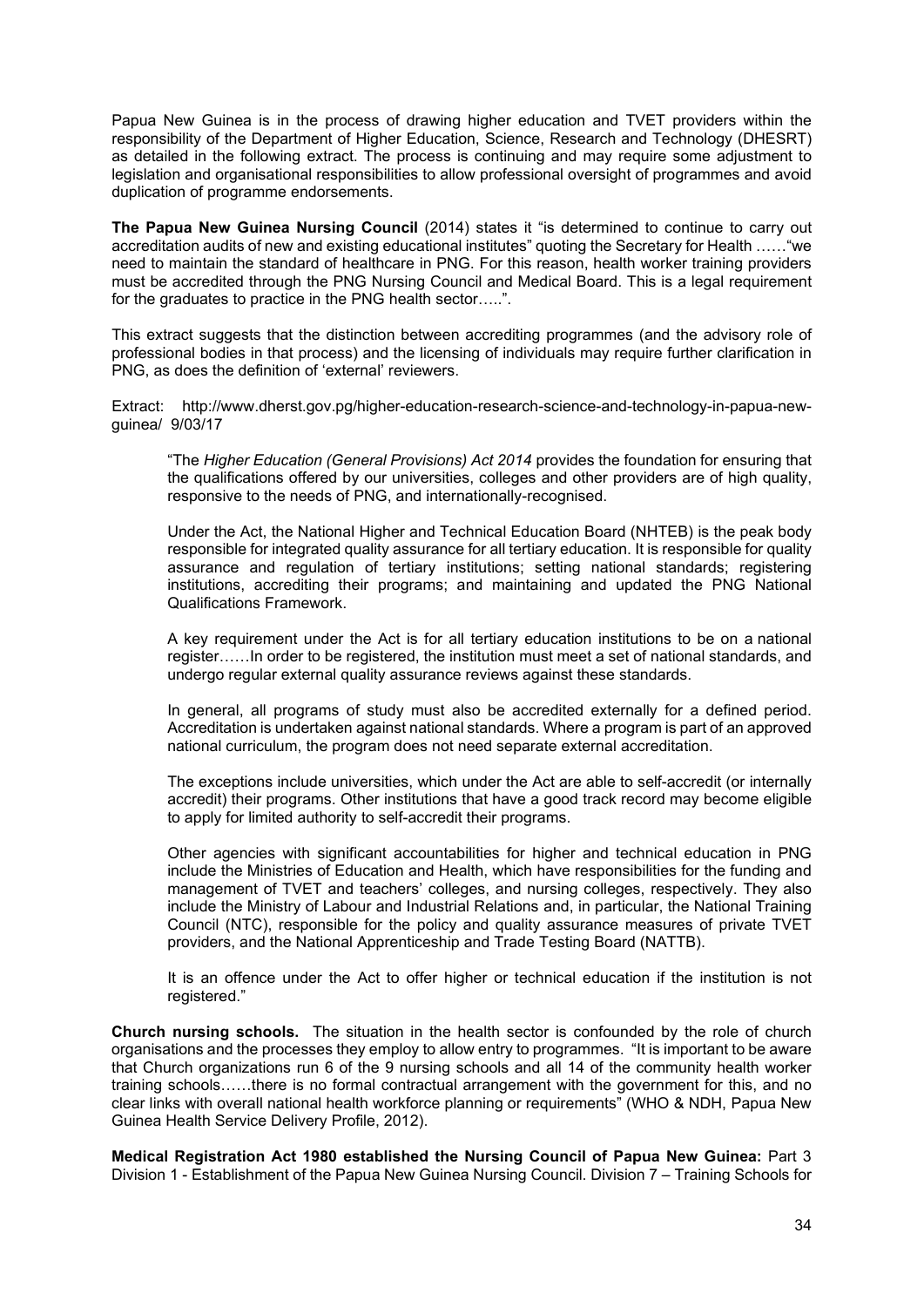Papua New Guinea is in the process of drawing higher education and TVET providers within the responsibility of the Department of Higher Education, Science, Research and Technology (DHESRT) as detailed in the following extract. The process is continuing and may require some adjustment to legislation and organisational responsibilities to allow professional oversight of programmes and avoid duplication of programme endorsements.

**The Papua New Guinea Nursing Council** (2014) states it "is determined to continue to carry out accreditation audits of new and existing educational institutes" quoting the Secretary for Health ……"we need to maintain the standard of healthcare in PNG. For this reason, health worker training providers must be accredited through the PNG Nursing Council and Medical Board. This is a legal requirement for the graduates to practice in the PNG health sector…..".

This extract suggests that the distinction between accrediting programmes (and the advisory role of professional bodies in that process) and the licensing of individuals may require further clarification in PNG, as does the definition of 'external' reviewers.

Extract: http://www.dherst.gov.pg/higher-education-research-science-and-technology-in-papua-new-guinea/ 9/03/17

> "The *Higher Education (General Provisions) Act 2014* provides the foundation for ensuring that the qualifications offered by our universities, colleges and other providers are of high quality, responsive to the needs of PNG, and internationally-recognised.
>
> Under the Act, the National Higher and Technical Education Board (NHTEB) is the peak body responsible for integrated quality assurance for all tertiary education. It is responsible for quality assurance and regulation of tertiary institutions; setting national standards; registering institutions, accrediting their programs; and maintaining and updated the PNG National Qualifications Framework.
>
> A key requirement under the Act is for all tertiary education institutions to be on a national register……In order to be registered, the institution must meet a set of national standards, and undergo regular external quality assurance reviews against these standards.
>
> In general, all programs of study must also be accredited externally for a defined period. Accreditation is undertaken against national standards. Where a program is part of an approved national curriculum, the program does not need separate external accreditation.
>
> The exceptions include universities, which under the Act are able to self-accredit (or internally accredit) their programs. Other institutions that have a good track record may become eligible to apply for limited authority to self-accredit their programs.
>
> Other agencies with significant accountabilities for higher and technical education in PNG include the Ministries of Education and Health, which have responsibilities for the funding and management of TVET and teachers' colleges, and nursing colleges, respectively. They also include the Ministry of Labour and Industrial Relations and, in particular, the National Training Council (NTC), responsible for the policy and quality assurance measures of private TVET providers, and the National Apprenticeship and Trade Testing Board (NATTB).
>
> It is an offence under the Act to offer higher or technical education if the institution is not registered."

**Church nursing schools.** The situation in the health sector is confounded by the role of church organisations and the processes they employ to allow entry to programmes. "It is important to be aware that Church organizations run 6 of the 9 nursing schools and all 14 of the community health worker training schools……there is no formal contractual arrangement with the government for this, and no clear links with overall national health workforce planning or requirements" (WHO & NDH, Papua New Guinea Health Service Delivery Profile, 2012).

**Medical Registration Act 1980 established the Nursing Council of Papua New Guinea:** Part 3 Division 1 - Establishment of the Papua New Guinea Nursing Council. Division 7 – Training Schools for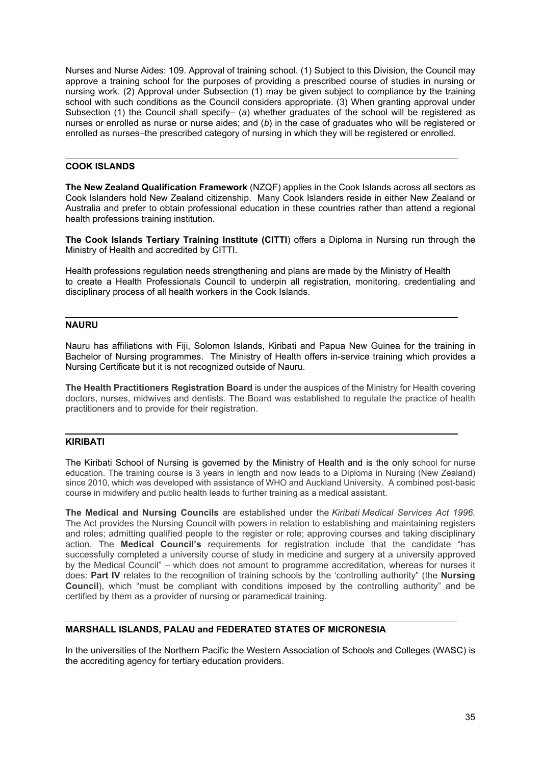Nurses and Nurse Aides: 109. Approval of training school. (1) Subject to this Division, the Council may approve a training school for the purposes of providing a prescribed course of studies in nursing or nursing work. (2) Approval under Subsection (1) may be given subject to compliance by the training school with such conditions as the Council considers appropriate. (3) When granting approval under Subsection (1) the Council shall specify– (*a*) whether graduates of the school will be registered as nurses or enrolled as nurse or nurse aides; and (*b*) in the case of graduates who will be registered or enrolled as nurses–the prescribed category of nursing in which they will be registered or enrolled.

---

## COOK ISLANDS

**The New Zealand Qualification Framework** (NZQF) applies in the Cook Islands across all sectors as Cook Islanders hold New Zealand citizenship. Many Cook Islanders reside in either New Zealand or Australia and prefer to obtain professional education in these countries rather than attend a regional health professions training institution.

**The Cook Islands Tertiary Training Institute (CITTI**) offers a Diploma in Nursing run through the Ministry of Health and accredited by CITTI.

Health professions regulation needs strengthening and plans are made by the Ministry of Health to create a Health Professionals Council to underpin all registration, monitoring, credentialing and disciplinary process of all health workers in the Cook Islands.

---

## NAURU

Nauru has affiliations with Fiji, Solomon Islands, Kiribati and Papua New Guinea for the training in Bachelor of Nursing programmes. The Ministry of Health offers in-service training which provides a Nursing Certificate but it is not recognized outside of Nauru.

**The Health Practitioners Registration Board** is under the auspices of the Ministry for Health covering doctors, nurses, midwives and dentists. The Board was established to regulate the practice of health practitioners and to provide for their registration.

---

## KIRIBATI

The Kiribati School of Nursing is governed by the Ministry of Health and is the only school for nurse education. The training course is 3 years in length and now leads to a Diploma in Nursing (New Zealand) since 2010, which was developed with assistance of WHO and Auckland University. A combined post-basic course in midwifery and public health leads to further training as a medical assistant.

**The Medical and Nursing Councils** are established under the *Kiribati Medical Services Act 1996*. The Act provides the Nursing Council with powers in relation to establishing and maintaining registers and roles; admitting qualified people to the register or role; approving courses and taking disciplinary action. The **Medical Council's** requirements for registration include that the candidate "has successfully completed a university course of study in medicine and surgery at a university approved by the Medical Council" – which does not amount to programme accreditation, whereas for nurses it does: **Part IV** relates to the recognition of training schools by the 'controlling authority" (the **Nursing Council**), which "must be compliant with conditions imposed by the controlling authority" and be certified by them as a provider of nursing or paramedical training.

---

## MARSHALL ISLANDS, PALAU and FEDERATED STATES OF MICRONESIA

In the universities of the Northern Pacific the Western Association of Schools and Colleges (WASC) is the accrediting agency for tertiary education providers.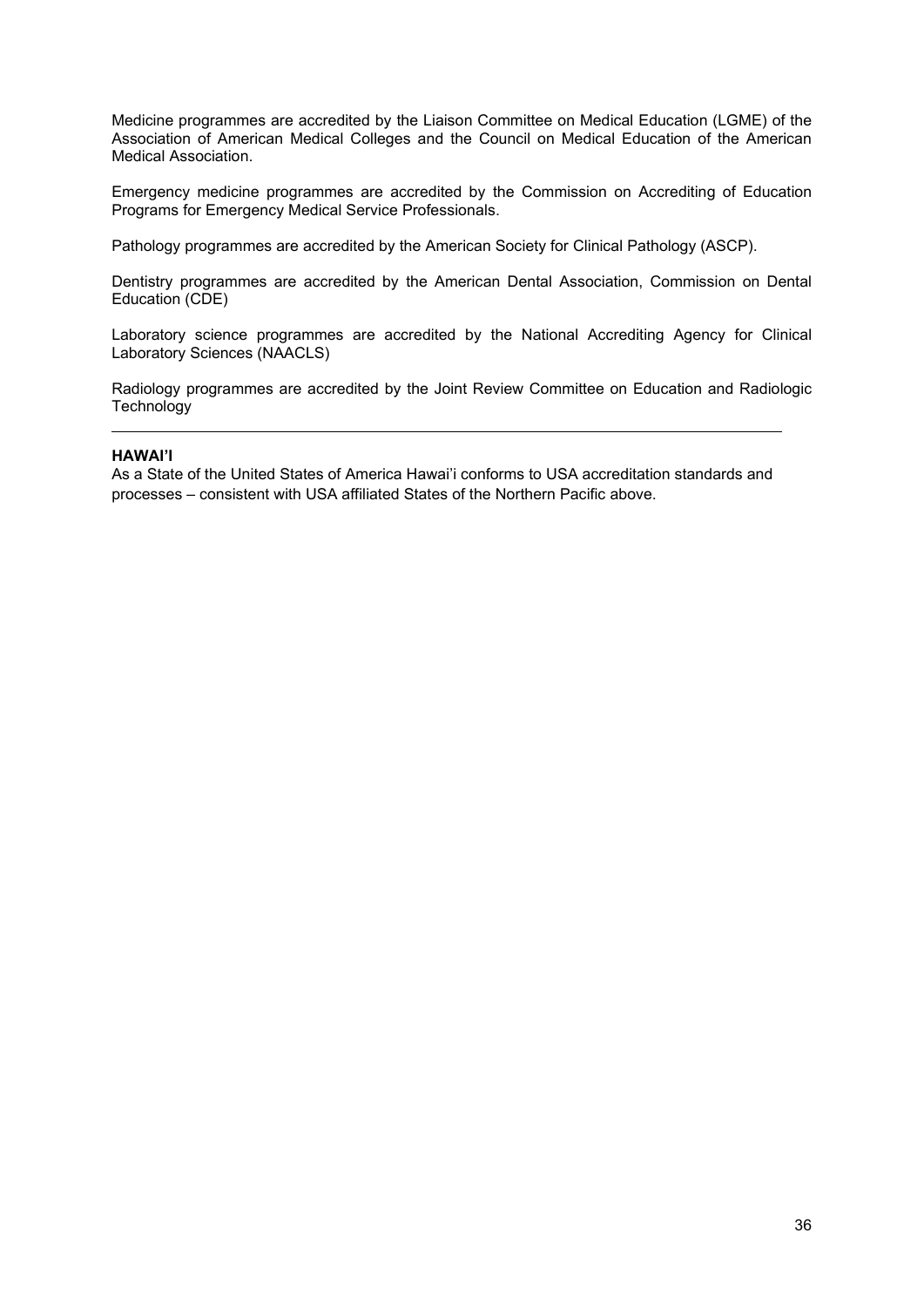Medicine programmes are accredited by the Liaison Committee on Medical Education (LGME) of the Association of American Medical Colleges and the Council on Medical Education of the American Medical Association.

Emergency medicine programmes are accredited by the Commission on Accrediting of Education Programs for Emergency Medical Service Professionals.

Pathology programmes are accredited by the American Society for Clinical Pathology (ASCP).

Dentistry programmes are accredited by the American Dental Association, Commission on Dental Education (CDE)

Laboratory science programmes are accredited by the National Accrediting Agency for Clinical Laboratory Sciences (NAACLS)

Radiology programmes are accredited by the Joint Review Committee on Education and Radiologic Technology

---

**HAWAI'I**

As a State of the United States of America Hawai'i conforms to USA accreditation standards and processes – consistent with USA affiliated States of the Northern Pacific above.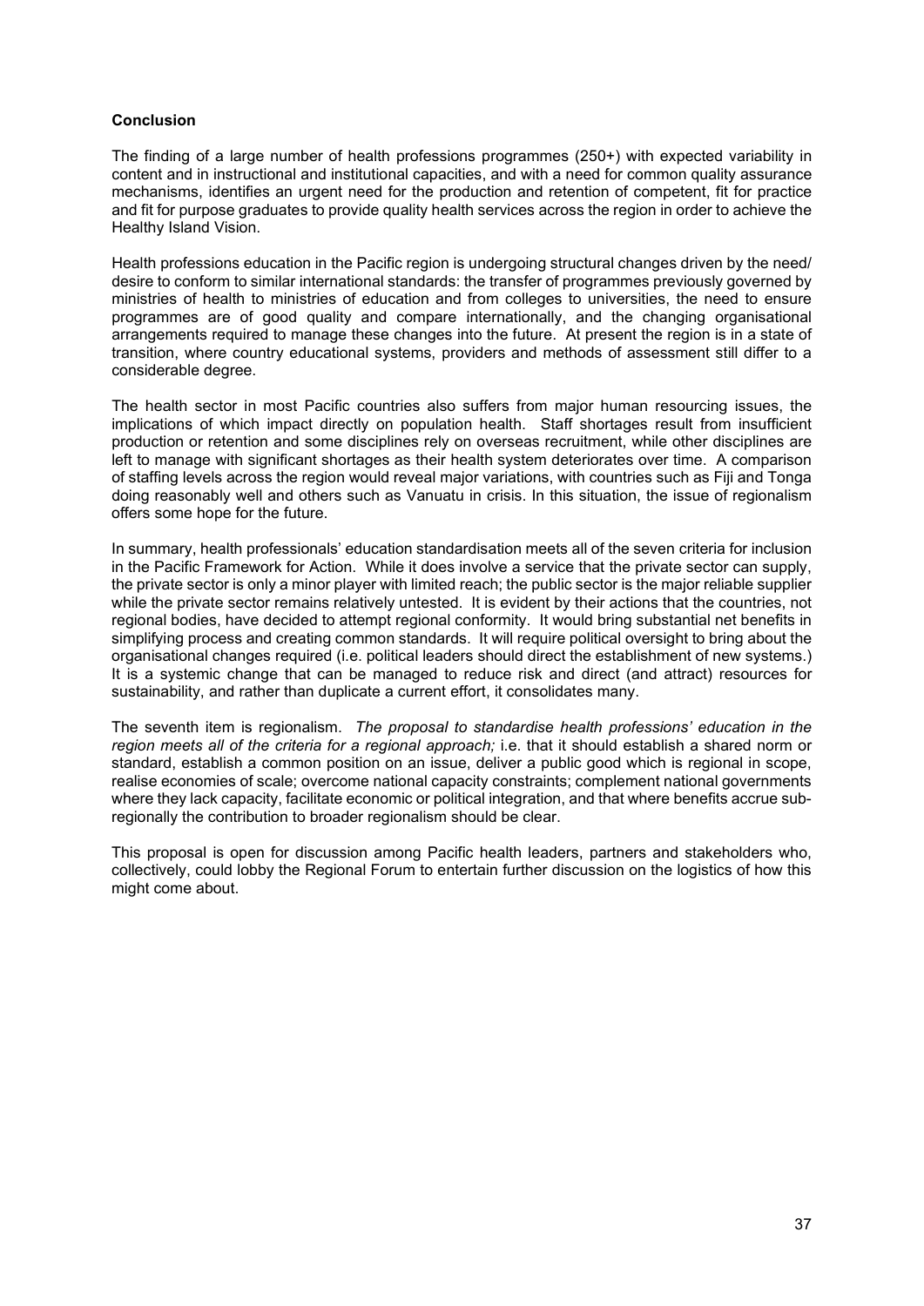**Conclusion**

The finding of a large number of health professions programmes (250+) with expected variability in content and in instructional and institutional capacities, and with a need for common quality assurance mechanisms, identifies an urgent need for the production and retention of competent, fit for practice and fit for purpose graduates to provide quality health services across the region in order to achieve the Healthy Island Vision.

Health professions education in the Pacific region is undergoing structural changes driven by the need/ desire to conform to similar international standards: the transfer of programmes previously governed by ministries of health to ministries of education and from colleges to universities, the need to ensure programmes are of good quality and compare internationally, and the changing organisational arrangements required to manage these changes into the future. At present the region is in a state of transition, where country educational systems, providers and methods of assessment still differ to a considerable degree.

The health sector in most Pacific countries also suffers from major human resourcing issues, the implications of which impact directly on population health. Staff shortages result from insufficient production or retention and some disciplines rely on overseas recruitment, while other disciplines are left to manage with significant shortages as their health system deteriorates over time. A comparison of staffing levels across the region would reveal major variations, with countries such as Fiji and Tonga doing reasonably well and others such as Vanuatu in crisis. In this situation, the issue of regionalism offers some hope for the future.

In summary, health professionals' education standardisation meets all of the seven criteria for inclusion in the Pacific Framework for Action. While it does involve a service that the private sector can supply, the private sector is only a minor player with limited reach; the public sector is the major reliable supplier while the private sector remains relatively untested. It is evident by their actions that the countries, not regional bodies, have decided to attempt regional conformity. It would bring substantial net benefits in simplifying process and creating common standards. It will require political oversight to bring about the organisational changes required (i.e. political leaders should direct the establishment of new systems.) It is a systemic change that can be managed to reduce risk and direct (and attract) resources for sustainability, and rather than duplicate a current effort, it consolidates many.

The seventh item is regionalism. *The proposal to standardise health professions' education in the region meets all of the criteria for a regional approach;* i.e. that it should establish a shared norm or standard, establish a common position on an issue, deliver a public good which is regional in scope, realise economies of scale; overcome national capacity constraints; complement national governments where they lack capacity, facilitate economic or political integration, and that where benefits accrue sub-regionally the contribution to broader regionalism should be clear.

This proposal is open for discussion among Pacific health leaders, partners and stakeholders who, collectively, could lobby the Regional Forum to entertain further discussion on the logistics of how this might come about.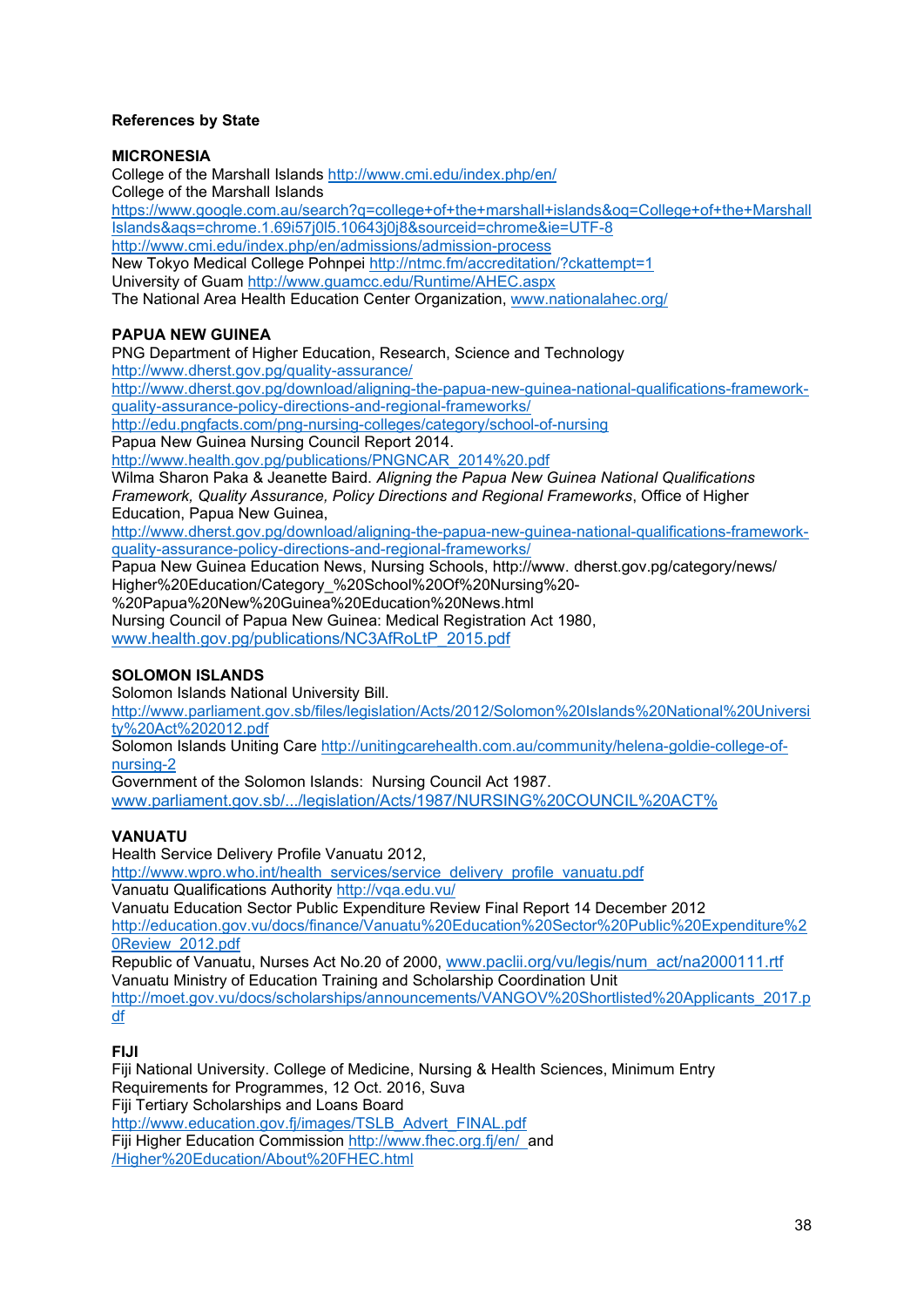**References by State**

**MICRONESIA**

College of the Marshall Islands http://www.cmi.edu/index.php/en/
College of the Marshall Islands
https://www.google.com.au/search?q=college+of+the+marshall+islands&oq=College+of+the+Marshall Islands&aqs=chrome.1.69i57j0l5.10643j0j8&sourceid=chrome&ie=UTF-8
http://www.cmi.edu/index.php/en/admissions/admission-process
New Tokyo Medical College Pohnpei http://ntmc.fm/accreditation/?ckattempt=1
University of Guam http://www.guamcc.edu/Runtime/AHEC.aspx
The National Area Health Education Center Organization, www.nationalahec.org/

**PAPUA NEW GUINEA**

PNG Department of Higher Education, Research, Science and Technology
http://www.dherst.gov.pg/quality-assurance/
http://www.dherst.gov.pg/download/aligning-the-papua-new-guinea-national-qualifications-framework-quality-assurance-policy-directions-and-regional-frameworks/
http://edu.pngfacts.com/png-nursing-colleges/category/school-of-nursing
Papua New Guinea Nursing Council Report 2014.
http://www.health.gov.pg/publications/PNGNCAR_2014%20.pdf
Wilma Sharon Paka & Jeanette Baird. *Aligning the Papua New Guinea National Qualifications Framework, Quality Assurance, Policy Directions and Regional Frameworks*, Office of Higher Education, Papua New Guinea,
http://www.dherst.gov.pg/download/aligning-the-papua-new-guinea-national-qualifications-framework-quality-assurance-policy-directions-and-regional-frameworks/
Papua New Guinea Education News, Nursing Schools, http://www. dherst.gov.pg/category/news/ Higher%20Education/Category_%20School%20Of%20Nursing%20-%20Papua%20New%20Guinea%20Education%20News.html
Nursing Council of Papua New Guinea: Medical Registration Act 1980,
www.health.gov.pg/publications/NC3AfRoLtP_2015.pdf

**SOLOMON ISLANDS**

Solomon Islands National University Bill.
http://www.parliament.gov.sb/files/legislation/Acts/2012/Solomon%20Islands%20National%20University%20Act%202012.pdf
Solomon Islands Uniting Care http://unitingcarehealth.com.au/community/helena-goldie-college-of-nursing-2
Government of the Solomon Islands: Nursing Council Act 1987.
www.parliament.gov.sb/.../legislation/Acts/1987/NURSING%20COUNCIL%20ACT%

**VANUATU**

Health Service Delivery Profile Vanuatu 2012,
http://www.wpro.who.int/health_services/service_delivery_profile_vanuatu.pdf
Vanuatu Qualifications Authority http://vqa.edu.vu/
Vanuatu Education Sector Public Expenditure Review Final Report 14 December 2012
http://education.gov.vu/docs/finance/Vanuatu%20Education%20Sector%20Public%20Expenditure%20Review_2012.pdf
Republic of Vanuatu, Nurses Act No.20 of 2000, www.paclii.org/vu/legis/num_act/na2000111.rtf
Vanuatu Ministry of Education Training and Scholarship Coordination Unit
http://moet.gov.vu/docs/scholarships/announcements/VANGOV%20Shortlisted%20Applicants_2017.pdf

**FIJI**

Fiji National University. College of Medicine, Nursing & Health Sciences, Minimum Entry Requirements for Programmes, 12 Oct. 2016, Suva
Fiji Tertiary Scholarships and Loans Board
http://www.education.gov.fj/images/TSLB_Advert_FINAL.pdf
Fiji Higher Education Commission http://www.fhec.org.fj/en/ and /Higher%20Education/About%20FHEC.html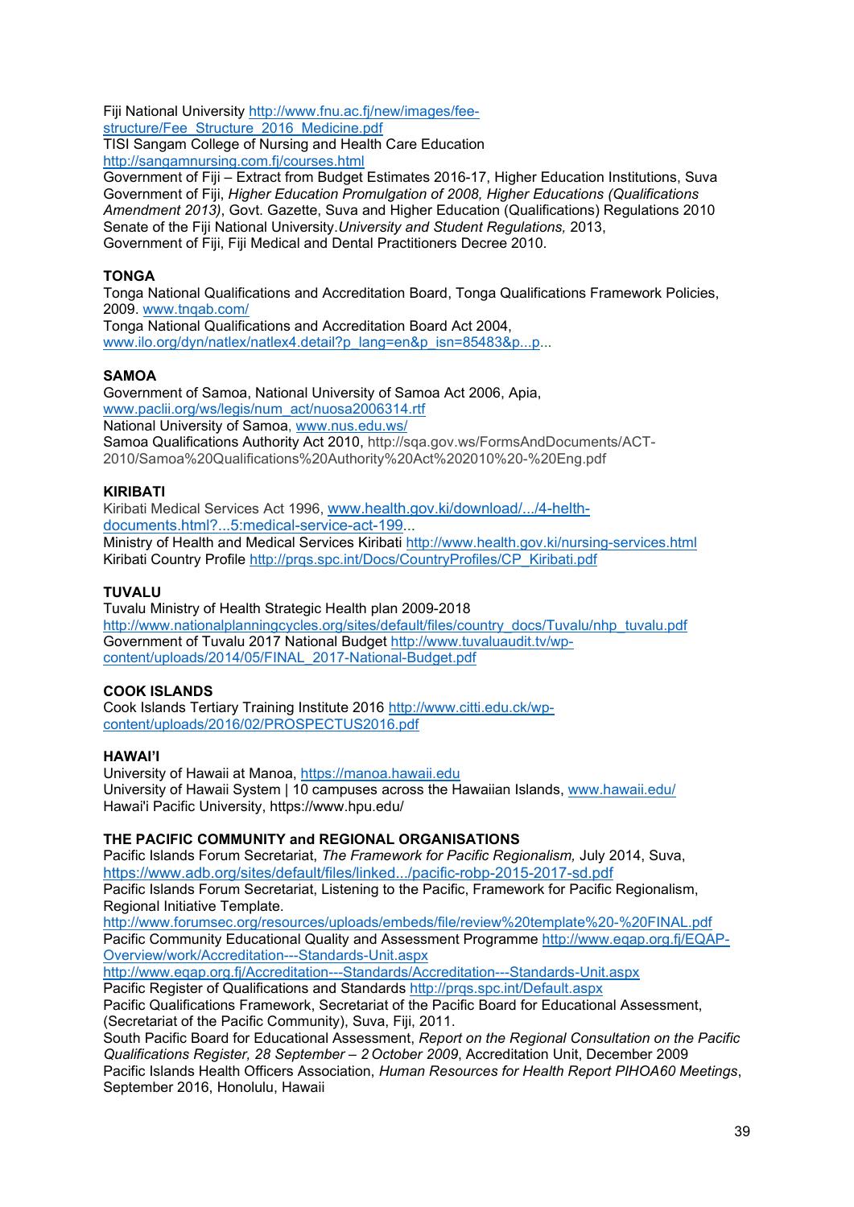Fiji National University http://www.fnu.ac.fj/new/images/fee-structure/Fee_Structure_2016_Medicine.pdf
TISI Sangam College of Nursing and Health Care Education
http://sangamnursing.com.fj/courses.html
Government of Fiji – Extract from Budget Estimates 2016-17, Higher Education Institutions, Suva
Government of Fiji, *Higher Education Promulgation of 2008, Higher Educations (Qualifications Amendment 2013)*, Govt. Gazette, Suva and Higher Education (Qualifications) Regulations 2010
Senate of the Fiji National University.*University and Student Regulations,* 2013,
Government of Fiji, Fiji Medical and Dental Practitioners Decree 2010.

**TONGA**
Tonga National Qualifications and Accreditation Board, Tonga Qualifications Framework Policies, 2009. www.tnqab.com/
Tonga National Qualifications and Accreditation Board Act 2004,
www.ilo.org/dyn/natlex/natlex4.detail?p_lang=en&p_isn=85483&p...p...

**SAMOA**
Government of Samoa, National University of Samoa Act 2006, Apia,
www.paclii.org/ws/legis/num_act/nuosa2006314.rtf
National University of Samoa, www.nus.edu.ws/
Samoa Qualifications Authority Act 2010, http://sqa.gov.ws/FormsAndDocuments/ACT-2010/Samoa%20Qualifications%20Authority%20Act%202010%20-%20Eng.pdf

**KIRIBATI**
Kiribati Medical Services Act 1996, www.health.gov.ki/download/.../4-helth-documents.html?...5:medical-service-act-199...
Ministry of Health and Medical Services Kiribati http://www.health.gov.ki/nursing-services.html
Kiribati Country Profile http://prqs.spc.int/Docs/CountryProfiles/CP_Kiribati.pdf

**TUVALU**
Tuvalu Ministry of Health Strategic Health plan 2009-2018
http://www.nationalplanningcycles.org/sites/default/files/country_docs/Tuvalu/nhp_tuvalu.pdf
Government of Tuvalu 2017 National Budget http://www.tuvaluaudit.tv/wp-content/uploads/2014/05/FINAL_2017-National-Budget.pdf

**COOK ISLANDS**
Cook Islands Tertiary Training Institute 2016 http://www.citti.edu.ck/wp-content/uploads/2016/02/PROSPECTUS2016.pdf

**HAWAI'I**
University of Hawaii at Manoa, https://manoa.hawaii.edu
University of Hawaii System | 10 campuses across the Hawaiian Islands, www.hawaii.edu/
Hawai'i Pacific University, https://www.hpu.edu/

**THE PACIFIC COMMUNITY and REGIONAL ORGANISATIONS**
Pacific Islands Forum Secretariat, *The Framework for Pacific Regionalism,* July 2014, Suva,
https://www.adb.org/sites/default/files/linked.../pacific-robp-2015-2017-sd.pdf
Pacific Islands Forum Secretariat, Listening to the Pacific, Framework for Pacific Regionalism, Regional Initiative Template.
http://www.forumsec.org/resources/uploads/embeds/file/review%20template%20-%20FINAL.pdf
Pacific Community Educational Quality and Assessment Programme http://www.eqap.org.fj/EQAP-Overview/work/Accreditation---Standards-Unit.aspx
http://www.eqap.org.fj/Accreditation---Standards/Accreditation---Standards-Unit.aspx
Pacific Register of Qualifications and Standards http://prqs.spc.int/Default.aspx
Pacific Qualifications Framework, Secretariat of the Pacific Board for Educational Assessment, (Secretariat of the Pacific Community), Suva, Fiji, 2011.
South Pacific Board for Educational Assessment, *Report on the Regional Consultation on the Pacific Qualifications Register, 28 September – 2 October 2009*, Accreditation Unit, December 2009
Pacific Islands Health Officers Association, *Human Resources for Health Report PIHOA60 Meetings*, September 2016, Honolulu, Hawaii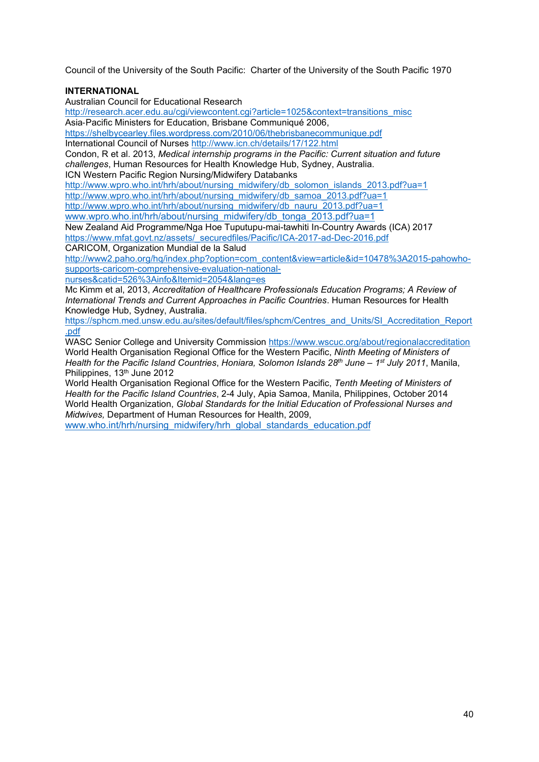Council of the University of the South Pacific: Charter of the University of the South Pacific 1970

**INTERNATIONAL**

Australian Council for Educational Research
http://research.acer.edu.au/cgi/viewcontent.cgi?article=1025&context=transitions_misc
Asia-Pacific Ministers for Education, Brisbane Communiqué 2006,
https://shelbycearley.files.wordpress.com/2010/06/thebrisbanecommunique.pdf
International Council of Nurses http://www.icn.ch/details/17/122.html
Condon, R et al. 2013, *Medical internship programs in the Pacific: Current situation and future challenges*, Human Resources for Health Knowledge Hub, Sydney, Australia.
ICN Western Pacific Region Nursing/Midwifery Databanks
http://www.wpro.who.int/hrh/about/nursing_midwifery/db_solomon_islands_2013.pdf?ua=1
http://www.wpro.who.int/hrh/about/nursing_midwifery/db_samoa_2013.pdf?ua=1
http://www.wpro.who.int/hrh/about/nursing_midwifery/db_nauru_2013.pdf?ua=1
www.wpro.who.int/hrh/about/nursing_midwifery/db_tonga_2013.pdf?ua=1
New Zealand Aid Programme/Nga Hoe Tuputupu-mai-tawhiti In-Country Awards (ICA) 2017
https://www.mfat.govt.nz/assets/_securedfiles/Pacific/ICA-2017-ad-Dec-2016.pdf
CARICOM, Organization Mundial de la Salud
http://www2.paho.org/hq/index.php?option=com_content&view=article&id=10478%3A2015-pahowho-supports-caricom-comprehensive-evaluation-national-nurses&catid=526%3Ainfo&Itemid=2054&lang=es
Mc Kimm et al, 2013, *Accreditation of Healthcare Professionals Education Programs; A Review of International Trends and Current Approaches in Pacific Countries*. Human Resources for Health Knowledge Hub, Sydney, Australia.
https://sphcm.med.unsw.edu.au/sites/default/files/sphcm/Centres_and_Units/SI_Accreditation_Report.pdf
WASC Senior College and University Commission https://www.wscuc.org/about/regionalaccreditation
World Health Organisation Regional Office for the Western Pacific, *Ninth Meeting of Ministers of Health for the Pacific Island Countries*, *Honiara, Solomon Islands 28th June – 1st July 2011*, Manila, Philippines, 13th June 2012
World Health Organisation Regional Office for the Western Pacific, *Tenth Meeting of Ministers of Health for the Pacific Island Countries*, 2-4 July, Apia Samoa, Manila, Philippines, October 2014
World Health Organization, *Global Standards for the Initial Education of Professional Nurses and Midwives,* Department of Human Resources for Health, 2009,
www.who.int/hrh/nursing_midwifery/hrh_global_standards_education.pdf